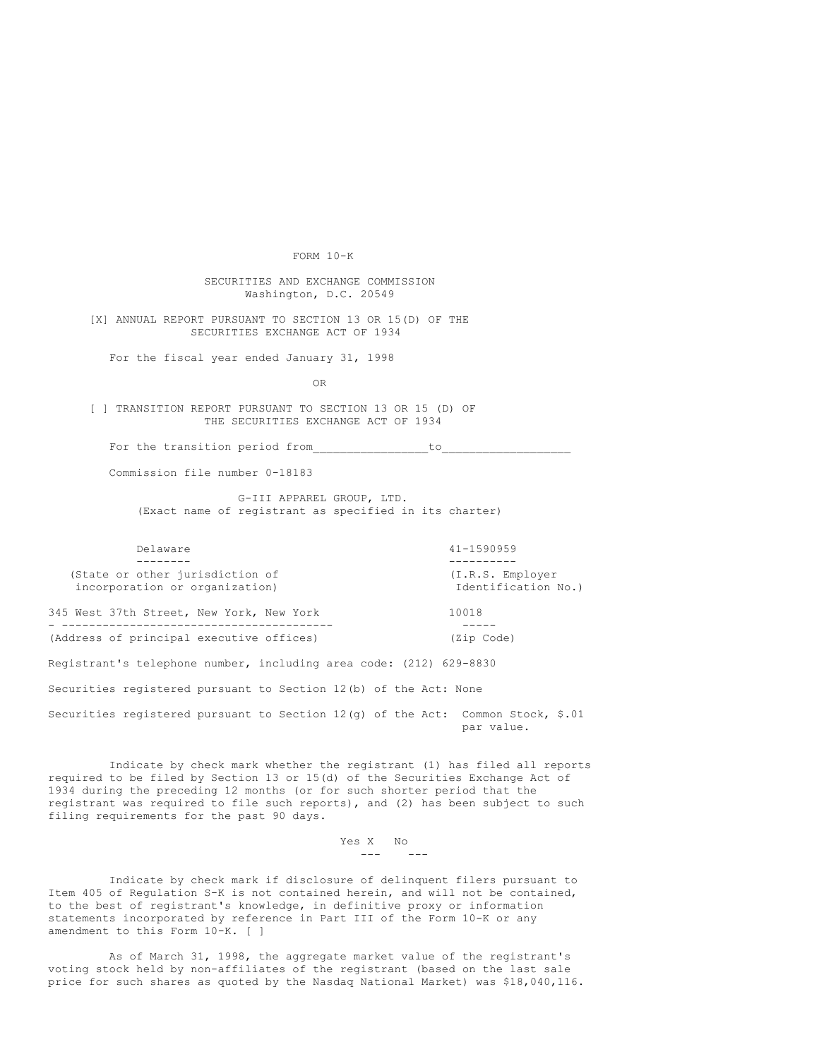# FORM 10-K

## SECURITIES AND EXCHANGE COMMISSION
Washington, D.C. 20549

[X] ANNUAL REPORT PURSUANT TO SECTION 13 OR 15(D) OF THE SECURITIES EXCHANGE ACT OF 1934

For the fiscal year ended January 31, 1998

OR

[ ] TRANSITION REPORT PURSUANT TO SECTION 13 OR 15 (D) OF THE SECURITIES EXCHANGE ACT OF 1934

For the transition period from________________to__________________

Commission file number 0-18183

## G-III APPAREL GROUP, LTD.
(Exact name of registrant as specified in its charter)

| Delaware | 41-1590959 |
|---|---|
| (State or other jurisdiction of incorporation or organization) | (I.R.S. Employer Identification No.) |
| 345 West 37th Street, New York, New York | 10018 |
| (Address of principal executive offices) | (Zip Code) |

Registrant's telephone number, including area code: (212) 629-8830

Securities registered pursuant to Section 12(b) of the Act: None

Securities registered pursuant to Section 12(g) of the Act: Common Stock, $.01 par value.

Indicate by check mark whether the registrant (1) has filed all reports required to be filed by Section 13 or 15(d) of the Securities Exchange Act of 1934 during the preceding 12 months (or for such shorter period that the registrant was required to file such reports), and (2) has been subject to such filing requirements for the past 90 days.

Yes X No

Indicate by check mark if disclosure of delinquent filers pursuant to Item 405 of Regulation S-K is not contained herein, and will not be contained, to the best of registrant's knowledge, in definitive proxy or information statements incorporated by reference in Part III of the Form 10-K or any amendment to this Form 10-K. [ ]

As of March 31, 1998, the aggregate market value of the registrant's voting stock held by non-affiliates of the registrant (based on the last sale price for such shares as quoted by the Nasdaq National Market) was $18,040,116.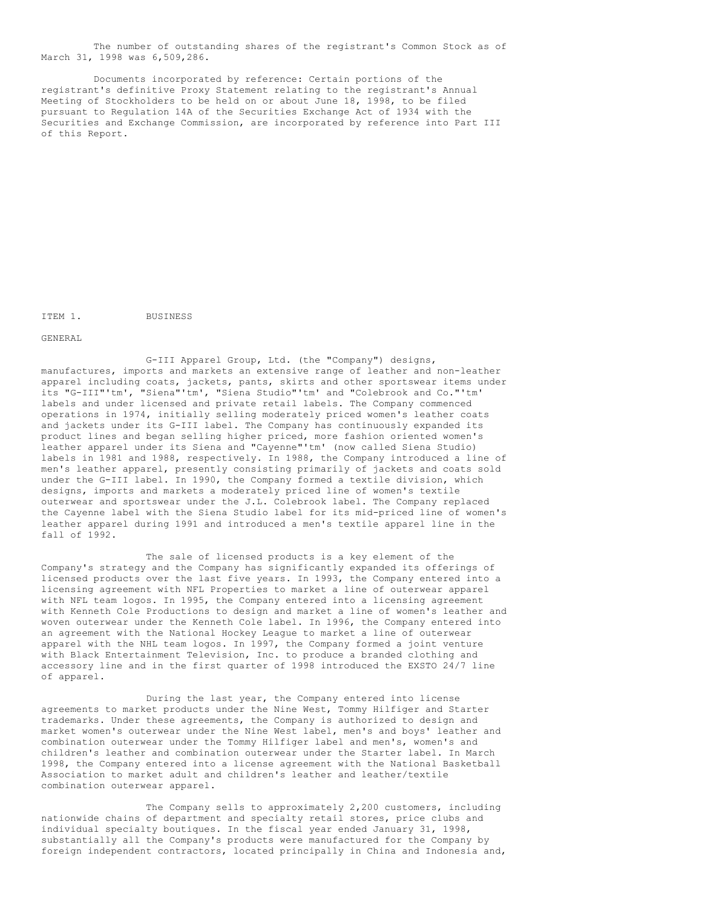The number of outstanding shares of the registrant's Common Stock as of March 31, 1998 was 6,509,286.

Documents incorporated by reference: Certain portions of the registrant's definitive Proxy Statement relating to the registrant's Annual Meeting of Stockholders to be held on or about June 18, 1998, to be filed pursuant to Regulation 14A of the Securities Exchange Act of 1934 with the Securities and Exchange Commission, are incorporated by reference into Part III of this Report.

## ITEM 1. BUSINESS

### GENERAL

G-III Apparel Group, Ltd. (the "Company") designs, manufactures, imports and markets an extensive range of leather and non-leather apparel including coats, jackets, pants, skirts and other sportswear items under its "G-III"'tm', "Siena"'tm', "Siena Studio"'tm' and "Colebrook and Co."'tm' labels and under licensed and private retail labels. The Company commenced operations in 1974, initially selling moderately priced women's leather coats and jackets under its G-III label. The Company has continuously expanded its product lines and began selling higher priced, more fashion oriented women's leather apparel under its Siena and "Cayenne"'tm' (now called Siena Studio) labels in 1981 and 1988, respectively. In 1988, the Company introduced a line of men's leather apparel, presently consisting primarily of jackets and coats sold under the G-III label. In 1990, the Company formed a textile division, which designs, imports and markets a moderately priced line of women's textile outerwear and sportswear under the J.L. Colebrook label. The Company replaced the Cayenne label with the Siena Studio label for its mid-priced line of women's leather apparel during 1991 and introduced a men's textile apparel line in the fall of 1992.

The sale of licensed products is a key element of the Company's strategy and the Company has significantly expanded its offerings of licensed products over the last five years. In 1993, the Company entered into a licensing agreement with NFL Properties to market a line of outerwear apparel with NFL team logos. In 1995, the Company entered into a licensing agreement with Kenneth Cole Productions to design and market a line of women's leather and woven outerwear under the Kenneth Cole label. In 1996, the Company entered into an agreement with the National Hockey League to market a line of outerwear apparel with the NHL team logos. In 1997, the Company formed a joint venture with Black Entertainment Television, Inc. to produce a branded clothing and accessory line and in the first quarter of 1998 introduced the EXSTO 24/7 line of apparel.

During the last year, the Company entered into license agreements to market products under the Nine West, Tommy Hilfiger and Starter trademarks. Under these agreements, the Company is authorized to design and market women's outerwear under the Nine West label, men's and boys' leather and combination outerwear under the Tommy Hilfiger label and men's, women's and children's leather and combination outerwear under the Starter label. In March 1998, the Company entered into a license agreement with the National Basketball Association to market adult and children's leather and leather/textile combination outerwear apparel.

The Company sells to approximately 2,200 customers, including nationwide chains of department and specialty retail stores, price clubs and individual specialty boutiques. In the fiscal year ended January 31, 1998, substantially all the Company's products were manufactured for the Company by foreign independent contractors, located principally in China and Indonesia and,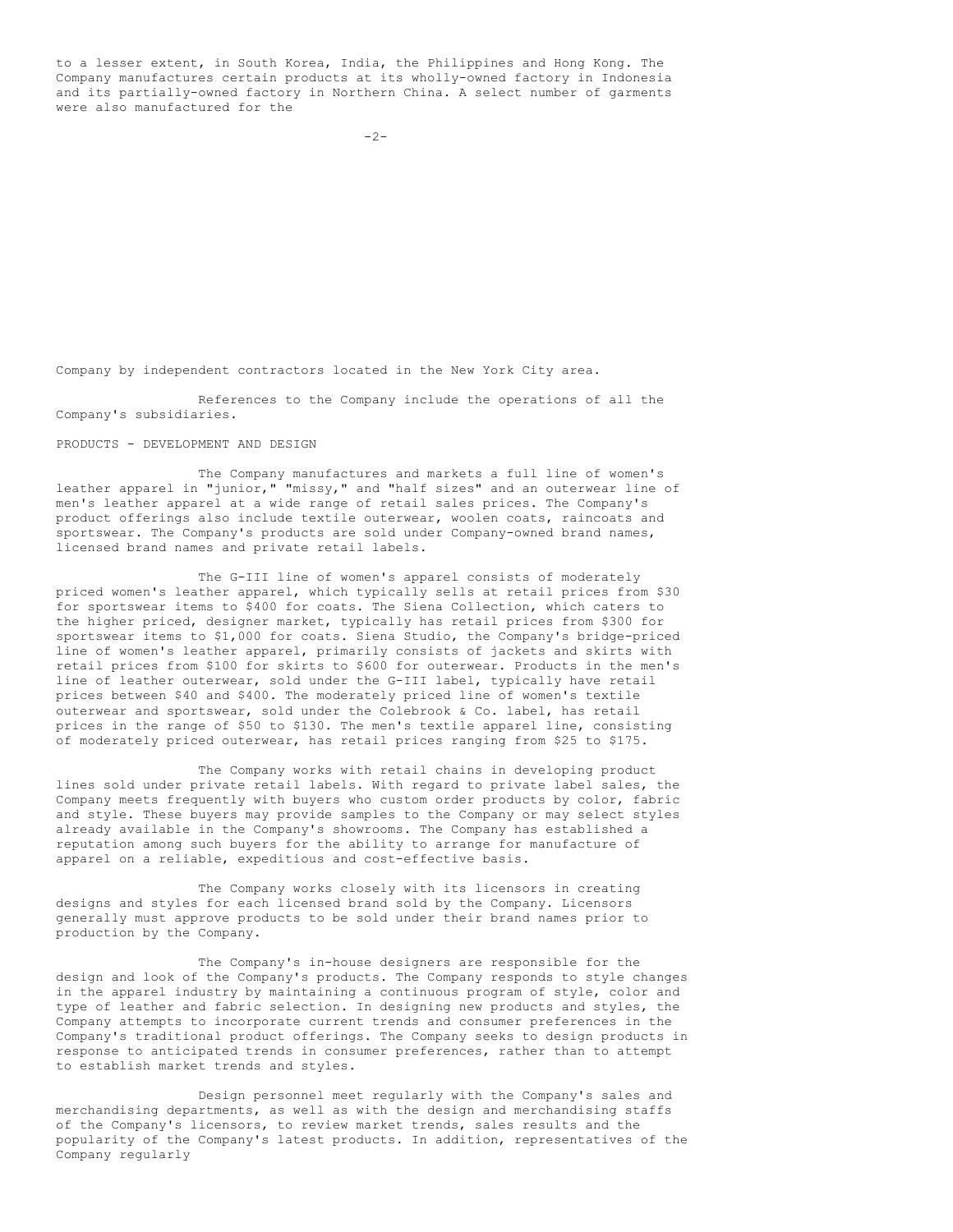to a lesser extent, in South Korea, India, the Philippines and Hong Kong. The Company manufactures certain products at its wholly-owned factory in Indonesia and its partially-owned factory in Northern China. A select number of garments were also manufactured for the Company by independent contractors located in the New York City area.

References to the Company include the operations of all the Company's subsidiaries.

PRODUCTS - DEVELOPMENT AND DESIGN

The Company manufactures and markets a full line of women's leather apparel in "junior," "missy," and "half sizes" and an outerwear line of men's leather apparel at a wide range of retail sales prices. The Company's product offerings also include textile outerwear, woolen coats, raincoats and sportswear. The Company's products are sold under Company-owned brand names, licensed brand names and private retail labels.

The G-III line of women's apparel consists of moderately priced women's leather apparel, which typically sells at retail prices from $30 for sportswear items to $400 for coats. The Siena Collection, which caters to the higher priced, designer market, typically has retail prices from $300 for sportswear items to $1,000 for coats. Siena Studio, the Company's bridge-priced line of women's leather apparel, primarily consists of jackets and skirts with retail prices from $100 for skirts to $600 for outerwear. Products in the men's line of leather outerwear, sold under the G-III label, typically have retail prices between $40 and $400. The moderately priced line of women's textile outerwear and sportswear, sold under the Colebrook & Co. label, has retail prices in the range of $50 to $130. The men's textile apparel line, consisting of moderately priced outerwear, has retail prices ranging from $25 to $175.

The Company works with retail chains in developing product lines sold under private retail labels. With regard to private label sales, the Company meets frequently with buyers who custom order products by color, fabric and style. These buyers may provide samples to the Company or may select styles already available in the Company's showrooms. The Company has established a reputation among such buyers for the ability to arrange for manufacture of apparel on a reliable, expeditious and cost-effective basis.

The Company works closely with its licensors in creating designs and styles for each licensed brand sold by the Company. Licensors generally must approve products to be sold under their brand names prior to production by the Company.

The Company's in-house designers are responsible for the design and look of the Company's products. The Company responds to style changes in the apparel industry by maintaining a continuous program of style, color and type of leather and fabric selection. In designing new products and styles, the Company attempts to incorporate current trends and consumer preferences in the Company's traditional product offerings. The Company seeks to design products in response to anticipated trends in consumer preferences, rather than to attempt to establish market trends and styles.

Design personnel meet regularly with the Company's sales and merchandising departments, as well as with the design and merchandising staffs of the Company's licensors, to review market trends, sales results and the popularity of the Company's latest products. In addition, representatives of the Company regularly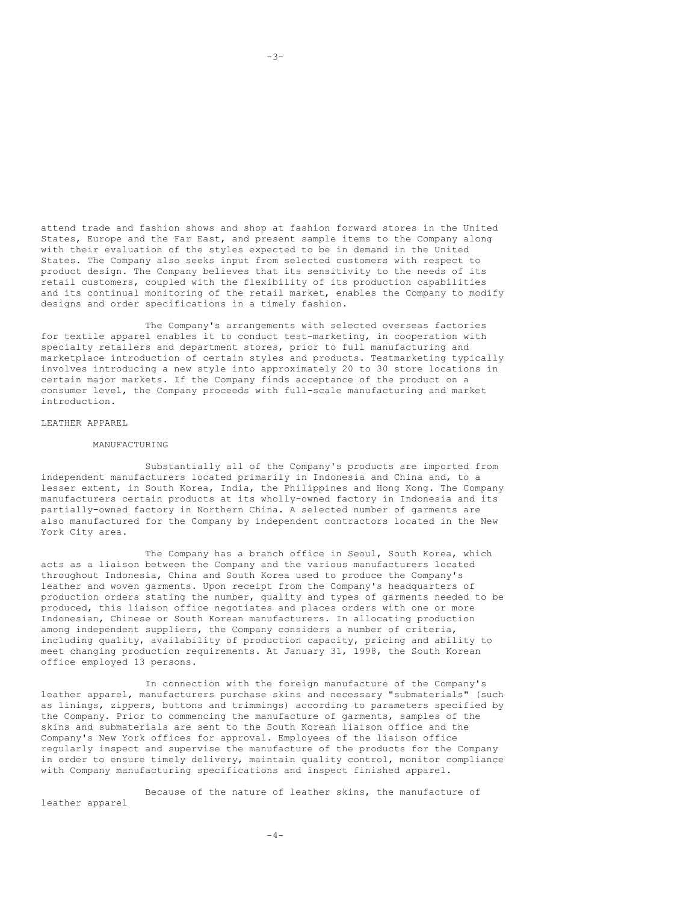attend trade and fashion shows and shop at fashion forward stores in the United States, Europe and the Far East, and present sample items to the Company along with their evaluation of the styles expected to be in demand in the United States. The Company also seeks input from selected customers with respect to product design. The Company believes that its sensitivity to the needs of its retail customers, coupled with the flexibility of its production capabilities and its continual monitoring of the retail market, enables the Company to modify designs and order specifications in a timely fashion.

The Company's arrangements with selected overseas factories for textile apparel enables it to conduct test-marketing, in cooperation with specialty retailers and department stores, prior to full manufacturing and marketplace introduction of certain styles and products. Testmarketing typically involves introducing a new style into approximately 20 to 30 store locations in certain major markets. If the Company finds acceptance of the product on a consumer level, the Company proceeds with full-scale manufacturing and market introduction.

## LEATHER APPAREL

### MANUFACTURING

Substantially all of the Company's products are imported from independent manufacturers located primarily in Indonesia and China and, to a lesser extent, in South Korea, India, the Philippines and Hong Kong. The Company manufacturers certain products at its wholly-owned factory in Indonesia and its partially-owned factory in Northern China. A selected number of garments are also manufactured for the Company by independent contractors located in the New York City area.

The Company has a branch office in Seoul, South Korea, which acts as a liaison between the Company and the various manufacturers located throughout Indonesia, China and South Korea used to produce the Company's leather and woven garments. Upon receipt from the Company's headquarters of production orders stating the number, quality and types of garments needed to be produced, this liaison office negotiates and places orders with one or more Indonesian, Chinese or South Korean manufacturers. In allocating production among independent suppliers, the Company considers a number of criteria, including quality, availability of production capacity, pricing and ability to meet changing production requirements. At January 31, 1998, the South Korean office employed 13 persons.

In connection with the foreign manufacture of the Company's leather apparel, manufacturers purchase skins and necessary "submaterials" (such as linings, zippers, buttons and trimmings) according to parameters specified by the Company. Prior to commencing the manufacture of garments, samples of the skins and submaterials are sent to the South Korean liaison office and the Company's New York offices for approval. Employees of the liaison office regularly inspect and supervise the manufacture of the products for the Company in order to ensure timely delivery, maintain quality control, monitor compliance with Company manufacturing specifications and inspect finished apparel.

Because of the nature of leather skins, the manufacture of leather apparel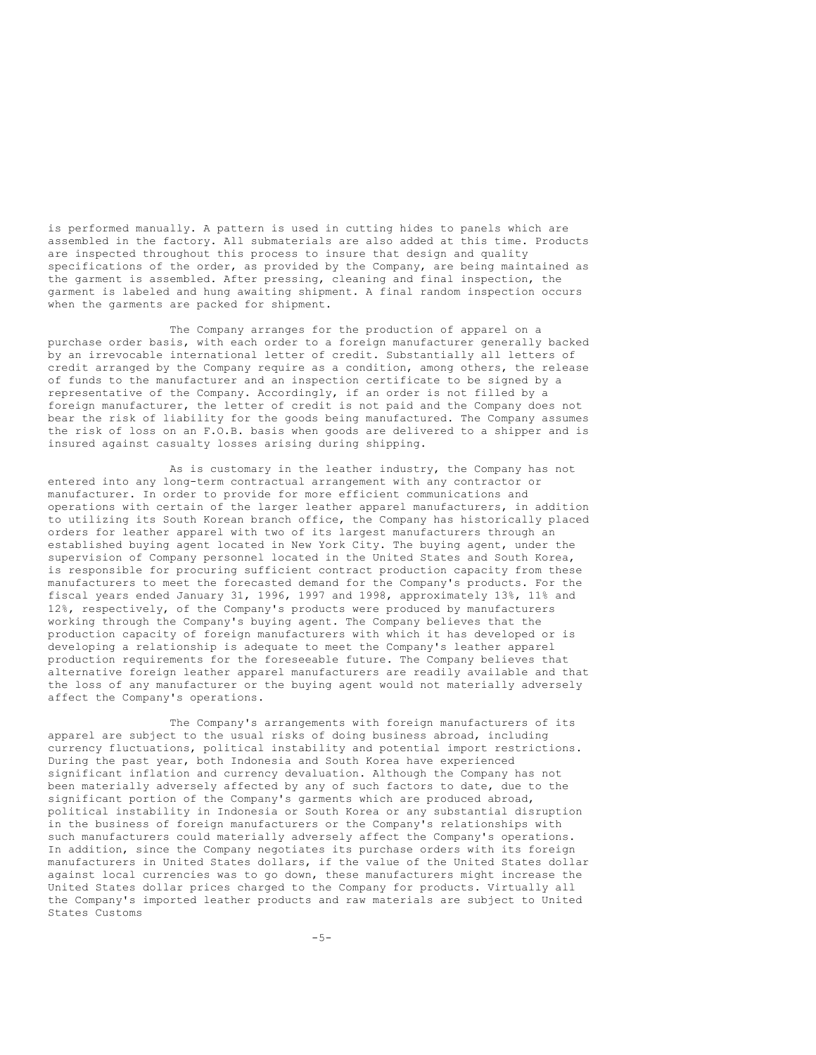is performed manually. A pattern is used in cutting hides to panels which are assembled in the factory. All submaterials are also added at this time. Products are inspected throughout this process to insure that design and quality specifications of the order, as provided by the Company, are being maintained as the garment is assembled. After pressing, cleaning and final inspection, the garment is labeled and hung awaiting shipment. A final random inspection occurs when the garments are packed for shipment.

The Company arranges for the production of apparel on a purchase order basis, with each order to a foreign manufacturer generally backed by an irrevocable international letter of credit. Substantially all letters of credit arranged by the Company require as a condition, among others, the release of funds to the manufacturer and an inspection certificate to be signed by a representative of the Company. Accordingly, if an order is not filled by a foreign manufacturer, the letter of credit is not paid and the Company does not bear the risk of liability for the goods being manufactured. The Company assumes the risk of loss on an F.O.B. basis when goods are delivered to a shipper and is insured against casualty losses arising during shipping.

As is customary in the leather industry, the Company has not entered into any long-term contractual arrangement with any contractor or manufacturer. In order to provide for more efficient communications and operations with certain of the larger leather apparel manufacturers, in addition to utilizing its South Korean branch office, the Company has historically placed orders for leather apparel with two of its largest manufacturers through an established buying agent located in New York City. The buying agent, under the supervision of Company personnel located in the United States and South Korea, is responsible for procuring sufficient contract production capacity from these manufacturers to meet the forecasted demand for the Company's products. For the fiscal years ended January 31, 1996, 1997 and 1998, approximately 13%, 11% and 12%, respectively, of the Company's products were produced by manufacturers working through the Company's buying agent. The Company believes that the production capacity of foreign manufacturers with which it has developed or is developing a relationship is adequate to meet the Company's leather apparel production requirements for the foreseeable future. The Company believes that alternative foreign leather apparel manufacturers are readily available and that the loss of any manufacturer or the buying agent would not materially adversely affect the Company's operations.

The Company's arrangements with foreign manufacturers of its apparel are subject to the usual risks of doing business abroad, including currency fluctuations, political instability and potential import restrictions. During the past year, both Indonesia and South Korea have experienced significant inflation and currency devaluation. Although the Company has not been materially adversely affected by any of such factors to date, due to the significant portion of the Company's garments which are produced abroad, political instability in Indonesia or South Korea or any substantial disruption in the business of foreign manufacturers or the Company's relationships with such manufacturers could materially adversely affect the Company's operations. In addition, since the Company negotiates its purchase orders with its foreign manufacturers in United States dollars, if the value of the United States dollar against local currencies was to go down, these manufacturers might increase the United States dollar prices charged to the Company for products. Virtually all the Company's imported leather products and raw materials are subject to United States Customs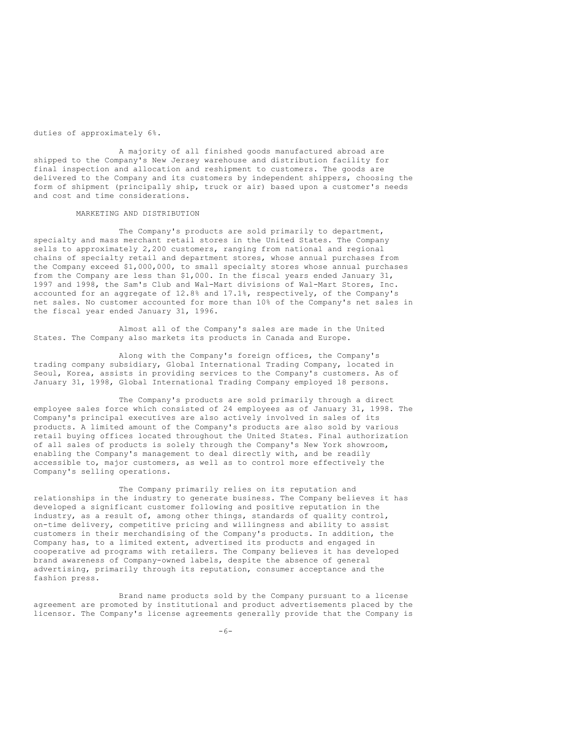duties of approximately 6%.

A majority of all finished goods manufactured abroad are shipped to the Company's New Jersey warehouse and distribution facility for final inspection and allocation and reshipment to customers. The goods are delivered to the Company and its customers by independent shippers, choosing the form of shipment (principally ship, truck or air) based upon a customer's needs and cost and time considerations.

## MARKETING AND DISTRIBUTION

The Company's products are sold primarily to department, specialty and mass merchant retail stores in the United States. The Company sells to approximately 2,200 customers, ranging from national and regional chains of specialty retail and department stores, whose annual purchases from the Company exceed $1,000,000, to small specialty stores whose annual purchases from the Company are less than $1,000. In the fiscal years ended January 31, 1997 and 1998, the Sam's Club and Wal-Mart divisions of Wal-Mart Stores, Inc. accounted for an aggregate of 12.8% and 17.1%, respectively, of the Company's net sales. No customer accounted for more than 10% of the Company's net sales in the fiscal year ended January 31, 1996.

Almost all of the Company's sales are made in the United States. The Company also markets its products in Canada and Europe.

Along with the Company's foreign offices, the Company's trading company subsidiary, Global International Trading Company, located in Seoul, Korea, assists in providing services to the Company's customers. As of January 31, 1998, Global International Trading Company employed 18 persons.

The Company's products are sold primarily through a direct employee sales force which consisted of 24 employees as of January 31, 1998. The Company's principal executives are also actively involved in sales of its products. A limited amount of the Company's products are also sold by various retail buying offices located throughout the United States. Final authorization of all sales of products is solely through the Company's New York showroom, enabling the Company's management to deal directly with, and be readily accessible to, major customers, as well as to control more effectively the Company's selling operations.

The Company primarily relies on its reputation and relationships in the industry to generate business. The Company believes it has developed a significant customer following and positive reputation in the industry, as a result of, among other things, standards of quality control, on-time delivery, competitive pricing and willingness and ability to assist customers in their merchandising of the Company's products. In addition, the Company has, to a limited extent, advertised its products and engaged in cooperative ad programs with retailers. The Company believes it has developed brand awareness of Company-owned labels, despite the absence of general advertising, primarily through its reputation, consumer acceptance and the fashion press.

Brand name products sold by the Company pursuant to a license agreement are promoted by institutional and product advertisements placed by the licensor. The Company's license agreements generally provide that the Company is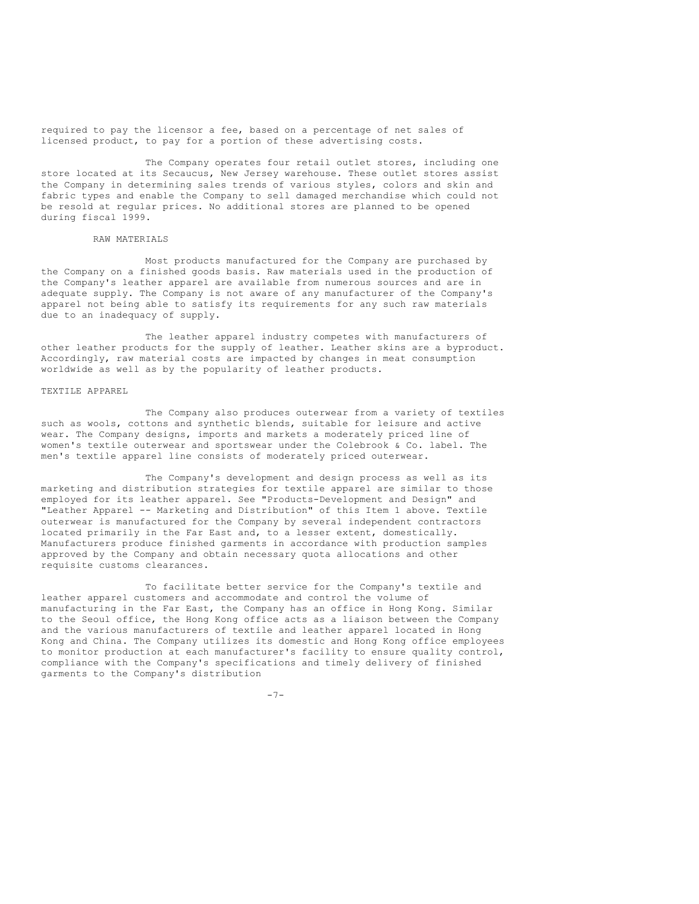required to pay the licensor a fee, based on a percentage of net sales of licensed product, to pay for a portion of these advertising costs.

The Company operates four retail outlet stores, including one store located at its Secaucus, New Jersey warehouse. These outlet stores assist the Company in determining sales trends of various styles, colors and skin and fabric types and enable the Company to sell damaged merchandise which could not be resold at regular prices. No additional stores are planned to be opened during fiscal 1999.

### RAW MATERIALS

Most products manufactured for the Company are purchased by the Company on a finished goods basis. Raw materials used in the production of the Company's leather apparel are available from numerous sources and are in adequate supply. The Company is not aware of any manufacturer of the Company's apparel not being able to satisfy its requirements for any such raw materials due to an inadequacy of supply.

The leather apparel industry competes with manufacturers of other leather products for the supply of leather. Leather skins are a byproduct. Accordingly, raw material costs are impacted by changes in meat consumption worldwide as well as by the popularity of leather products.

## TEXTILE APPAREL

The Company also produces outerwear from a variety of textiles such as wools, cottons and synthetic blends, suitable for leisure and active wear. The Company designs, imports and markets a moderately priced line of women's textile outerwear and sportswear under the Colebrook & Co. label. The men's textile apparel line consists of moderately priced outerwear.

The Company's development and design process as well as its marketing and distribution strategies for textile apparel are similar to those employed for its leather apparel. See "Products-Development and Design" and "Leather Apparel -- Marketing and Distribution" of this Item 1 above. Textile outerwear is manufactured for the Company by several independent contractors located primarily in the Far East and, to a lesser extent, domestically. Manufacturers produce finished garments in accordance with production samples approved by the Company and obtain necessary quota allocations and other requisite customs clearances.

To facilitate better service for the Company's textile and leather apparel customers and accommodate and control the volume of manufacturing in the Far East, the Company has an office in Hong Kong. Similar to the Seoul office, the Hong Kong office acts as a liaison between the Company and the various manufacturers of textile and leather apparel located in Hong Kong and China. The Company utilizes its domestic and Hong Kong office employees to monitor production at each manufacturer's facility to ensure quality control, compliance with the Company's specifications and timely delivery of finished garments to the Company's distribution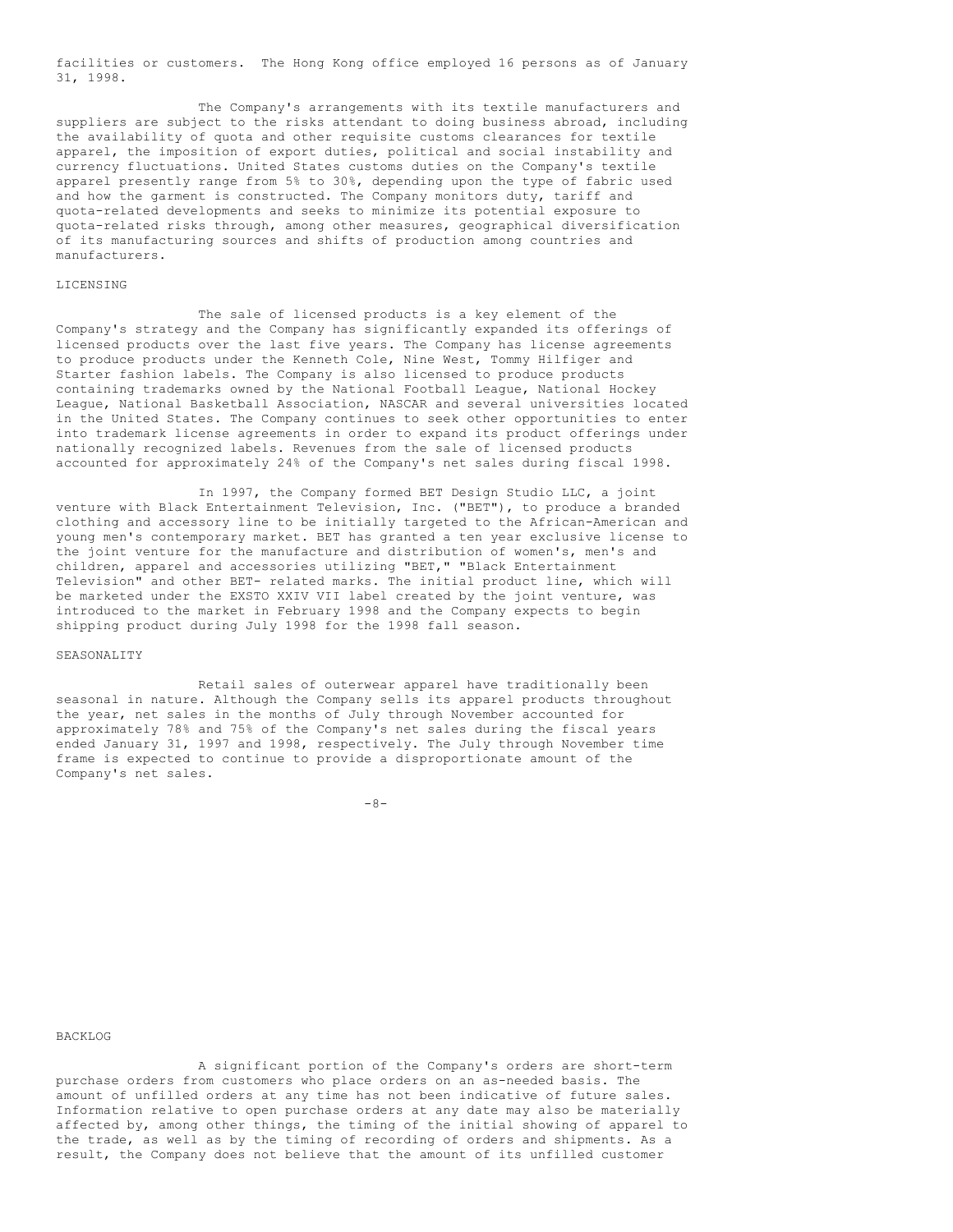facilities or customers. The Hong Kong office employed 16 persons as of January 31, 1998.

The Company's arrangements with its textile manufacturers and suppliers are subject to the risks attendant to doing business abroad, including the availability of quota and other requisite customs clearances for textile apparel, the imposition of export duties, political and social instability and currency fluctuations. United States customs duties on the Company's textile apparel presently range from 5% to 30%, depending upon the type of fabric used and how the garment is constructed. The Company monitors duty, tariff and quota-related developments and seeks to minimize its potential exposure to quota-related risks through, among other measures, geographical diversification of its manufacturing sources and shifts of production among countries and manufacturers.

## LICENSING

The sale of licensed products is a key element of the Company's strategy and the Company has significantly expanded its offerings of licensed products over the last five years. The Company has license agreements to produce products under the Kenneth Cole, Nine West, Tommy Hilfiger and Starter fashion labels. The Company is also licensed to produce products containing trademarks owned by the National Football League, National Hockey League, National Basketball Association, NASCAR and several universities located in the United States. The Company continues to seek other opportunities to enter into trademark license agreements in order to expand its product offerings under nationally recognized labels. Revenues from the sale of licensed products accounted for approximately 24% of the Company's net sales during fiscal 1998.

In 1997, the Company formed BET Design Studio LLC, a joint venture with Black Entertainment Television, Inc. ("BET"), to produce a branded clothing and accessory line to be initially targeted to the African-American and young men's contemporary market. BET has granted a ten year exclusive license to the joint venture for the manufacture and distribution of women's, men's and children, apparel and accessories utilizing "BET," "Black Entertainment Television" and other BET- related marks. The initial product line, which will be marketed under the EXSTO XXIV VII label created by the joint venture, was introduced to the market in February 1998 and the Company expects to begin shipping product during July 1998 for the 1998 fall season.

## SEASONALITY

Retail sales of outerwear apparel have traditionally been seasonal in nature. Although the Company sells its apparel products throughout the year, net sales in the months of July through November accounted for approximately 78% and 75% of the Company's net sales during the fiscal years ended January 31, 1997 and 1998, respectively. The July through November time frame is expected to continue to provide a disproportionate amount of the Company's net sales.

## BACKLOG

A significant portion of the Company's orders are short-term purchase orders from customers who place orders on an as-needed basis. The amount of unfilled orders at any time has not been indicative of future sales. Information relative to open purchase orders at any date may also be materially affected by, among other things, the timing of the initial showing of apparel to the trade, as well as by the timing of recording of orders and shipments. As a result, the Company does not believe that the amount of its unfilled customer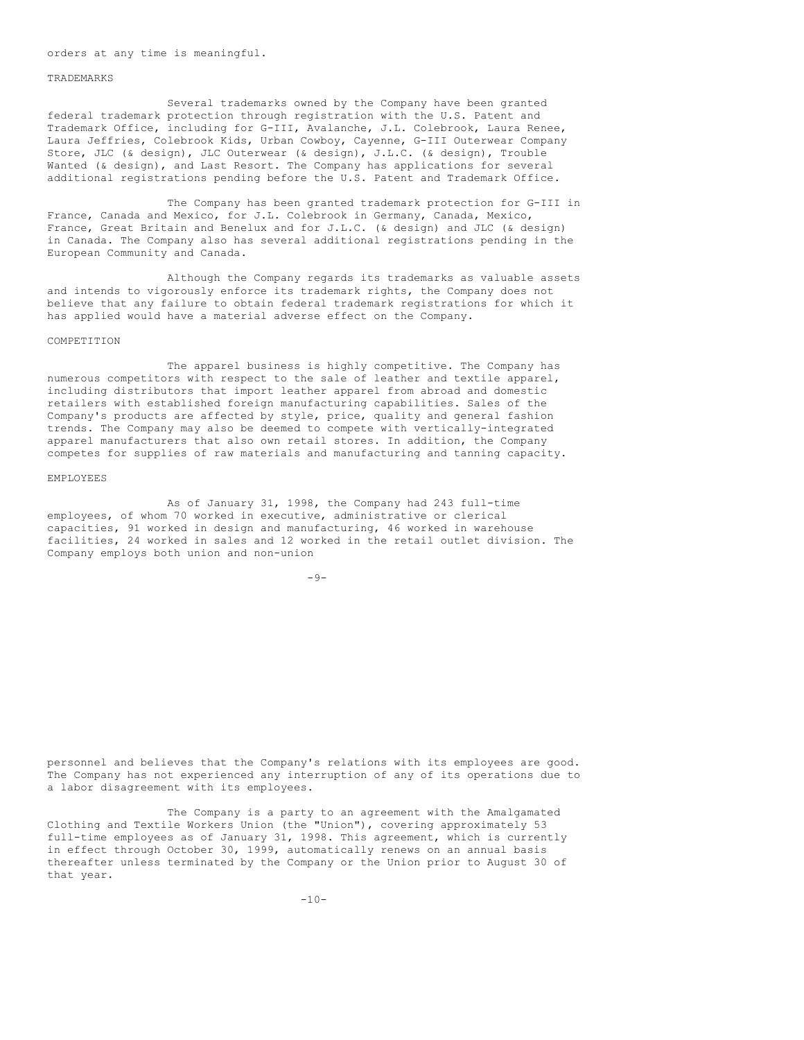orders at any time is meaningful.

## TRADEMARKS

Several trademarks owned by the Company have been granted federal trademark protection through registration with the U.S. Patent and Trademark Office, including for G-III, Avalanche, J.L. Colebrook, Laura Renee, Laura Jeffries, Colebrook Kids, Urban Cowboy, Cayenne, G-III Outerwear Company Store, JLC (& design), JLC Outerwear (& design), J.L.C. (& design), Trouble Wanted (& design), and Last Resort. The Company has applications for several additional registrations pending before the U.S. Patent and Trademark Office.

The Company has been granted trademark protection for G-III in France, Canada and Mexico, for J.L. Colebrook in Germany, Canada, Mexico, France, Great Britain and Benelux and for J.L.C. (& design) and JLC (& design) in Canada. The Company also has several additional registrations pending in the European Community and Canada.

Although the Company regards its trademarks as valuable assets and intends to vigorously enforce its trademark rights, the Company does not believe that any failure to obtain federal trademark registrations for which it has applied would have a material adverse effect on the Company.

## COMPETITION

The apparel business is highly competitive. The Company has numerous competitors with respect to the sale of leather and textile apparel, including distributors that import leather apparel from abroad and domestic retailers with established foreign manufacturing capabilities. Sales of the Company's products are affected by style, price, quality and general fashion trends. The Company may also be deemed to compete with vertically-integrated apparel manufacturers that also own retail stores. In addition, the Company competes for supplies of raw materials and manufacturing and tanning capacity.

## EMPLOYEES

As of January 31, 1998, the Company had 243 full-time employees, of whom 70 worked in executive, administrative or clerical capacities, 91 worked in design and manufacturing, 46 worked in warehouse facilities, 24 worked in sales and 12 worked in the retail outlet division. The Company employs both union and non-union personnel and believes that the Company's relations with its employees are good. The Company has not experienced any interruption of any of its operations due to a labor disagreement with its employees.

The Company is a party to an agreement with the Amalgamated Clothing and Textile Workers Union (the "Union"), covering approximately 53 full-time employees as of January 31, 1998. This agreement, which is currently in effect through October 30, 1999, automatically renews on an annual basis thereafter unless terminated by the Company or the Union prior to August 30 of that year.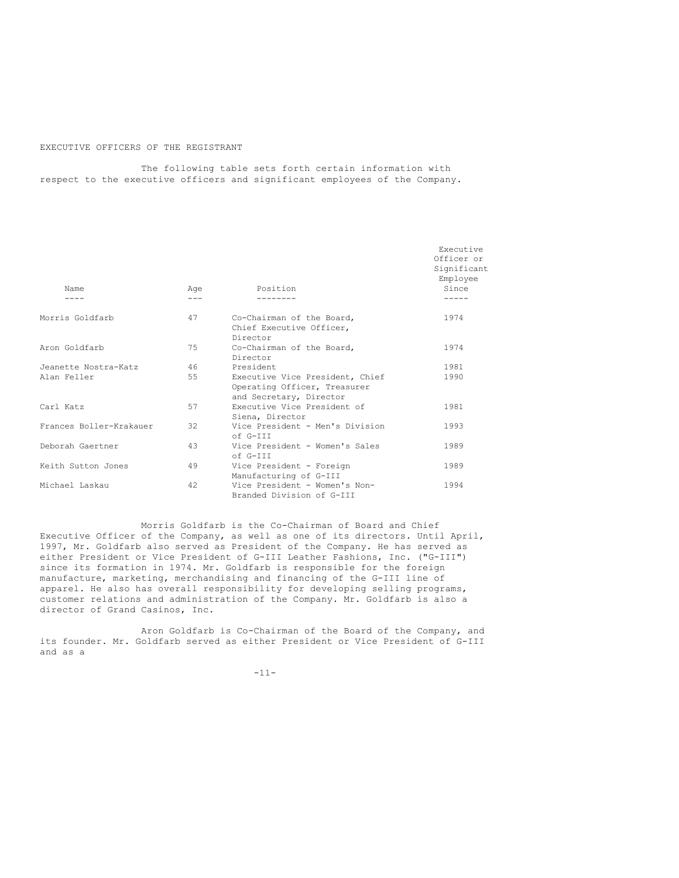EXECUTIVE OFFICERS OF THE REGISTRANT

The following table sets forth certain information with respect to the executive officers and significant employees of the Company.

| Name | Age | Position | Executive Officer or Significant Employee Since |
|---|---|---|---|
| Morris Goldfarb | 47 | Co-Chairman of the Board, Chief Executive Officer, Director | 1974 |
| Aron Goldfarb | 75 | Co-Chairman of the Board, Director | 1974 |
| Jeanette Nostra-Katz | 46 | President | 1981 |
| Alan Feller | 55 | Executive Vice President, Chief Operating Officer, Treasurer and Secretary, Director | 1990 |
| Carl Katz | 57 | Executive Vice President of Siena, Director | 1981 |
| Frances Boller-Krakauer | 32 | Vice President - Men's Division of G-III | 1993 |
| Deborah Gaertner | 43 | Vice President - Women's Sales of G-III | 1989 |
| Keith Sutton Jones | 49 | Vice President - Foreign Manufacturing of G-III | 1989 |
| Michael Laskau | 42 | Vice President - Women's Non-Branded Division of G-III | 1994 |

Morris Goldfarb is the Co-Chairman of Board and Chief Executive Officer of the Company, as well as one of its directors. Until April, 1997, Mr. Goldfarb also served as President of the Company. He has served as either President or Vice President of G-III Leather Fashions, Inc. ("G-III") since its formation in 1974. Mr. Goldfarb is responsible for the foreign manufacture, marketing, merchandising and financing of the G-III line of apparel. He also has overall responsibility for developing selling programs, customer relations and administration of the Company. Mr. Goldfarb is also a director of Grand Casinos, Inc.

Aron Goldfarb is Co-Chairman of the Board of the Company, and its founder. Mr. Goldfarb served as either President or Vice President of G-III and as a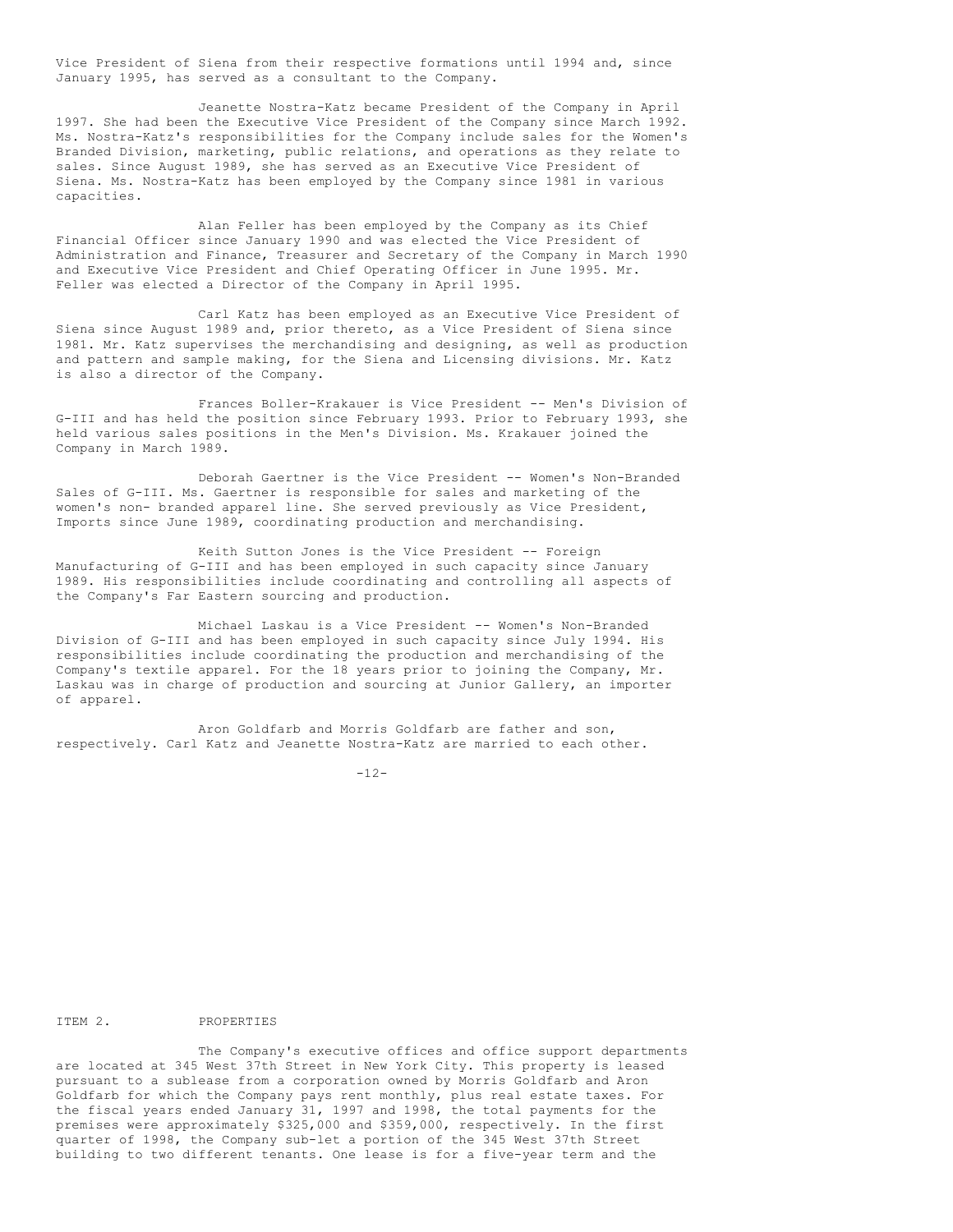Vice President of Siena from their respective formations until 1994 and, since January 1995, has served as a consultant to the Company.

Jeanette Nostra-Katz became President of the Company in April 1997. She had been the Executive Vice President of the Company since March 1992. Ms. Nostra-Katz's responsibilities for the Company include sales for the Women's Branded Division, marketing, public relations, and operations as they relate to sales. Since August 1989, she has served as an Executive Vice President of Siena. Ms. Nostra-Katz has been employed by the Company since 1981 in various capacities.

Alan Feller has been employed by the Company as its Chief Financial Officer since January 1990 and was elected the Vice President of Administration and Finance, Treasurer and Secretary of the Company in March 1990 and Executive Vice President and Chief Operating Officer in June 1995. Mr. Feller was elected a Director of the Company in April 1995.

Carl Katz has been employed as an Executive Vice President of Siena since August 1989 and, prior thereto, as a Vice President of Siena since 1981. Mr. Katz supervises the merchandising and designing, as well as production and pattern and sample making, for the Siena and Licensing divisions. Mr. Katz is also a director of the Company.

Frances Boller-Krakauer is Vice President -- Men's Division of G-III and has held the position since February 1993. Prior to February 1993, she held various sales positions in the Men's Division. Ms. Krakauer joined the Company in March 1989.

Deborah Gaertner is the Vice President -- Women's Non-Branded Sales of G-III. Ms. Gaertner is responsible for sales and marketing of the women's non- branded apparel line. She served previously as Vice President, Imports since June 1989, coordinating production and merchandising.

Keith Sutton Jones is the Vice President -- Foreign Manufacturing of G-III and has been employed in such capacity since January 1989. His responsibilities include coordinating and controlling all aspects of the Company's Far Eastern sourcing and production.

Michael Laskau is a Vice President -- Women's Non-Branded Division of G-III and has been employed in such capacity since July 1994. His responsibilities include coordinating the production and merchandising of the Company's textile apparel. For the 18 years prior to joining the Company, Mr. Laskau was in charge of production and sourcing at Junior Gallery, an importer of apparel.

Aron Goldfarb and Morris Goldfarb are father and son, respectively. Carl Katz and Jeanette Nostra-Katz are married to each other.

## ITEM 2. PROPERTIES

The Company's executive offices and office support departments are located at 345 West 37th Street in New York City. This property is leased pursuant to a sublease from a corporation owned by Morris Goldfarb and Aron Goldfarb for which the Company pays rent monthly, plus real estate taxes. For the fiscal years ended January 31, 1997 and 1998, the total payments for the premises were approximately $325,000 and $359,000, respectively. In the first quarter of 1998, the Company sub-let a portion of the 345 West 37th Street building to two different tenants. One lease is for a five-year term and the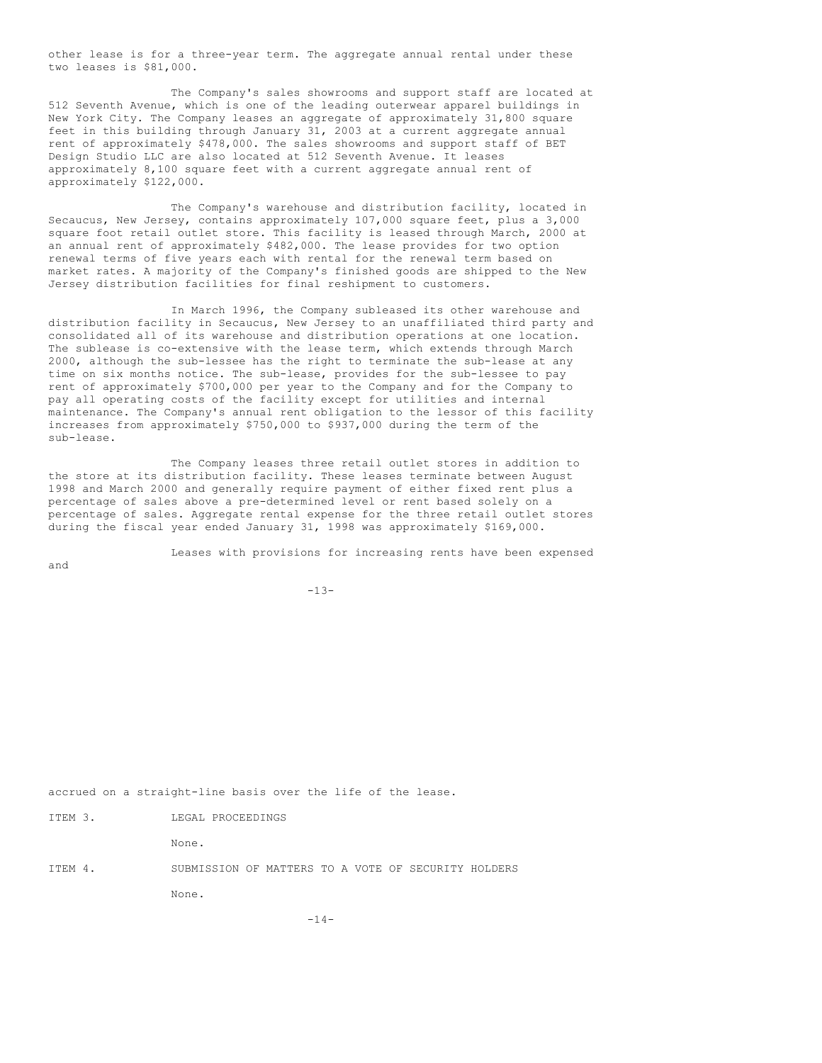other lease is for a three-year term. The aggregate annual rental under these two leases is $81,000.

The Company's sales showrooms and support staff are located at 512 Seventh Avenue, which is one of the leading outerwear apparel buildings in New York City. The Company leases an aggregate of approximately 31,800 square feet in this building through January 31, 2003 at a current aggregate annual rent of approximately $478,000. The sales showrooms and support staff of BET Design Studio LLC are also located at 512 Seventh Avenue. It leases approximately 8,100 square feet with a current aggregate annual rent of approximately $122,000.

The Company's warehouse and distribution facility, located in Secaucus, New Jersey, contains approximately 107,000 square feet, plus a 3,000 square foot retail outlet store. This facility is leased through March, 2000 at an annual rent of approximately $482,000. The lease provides for two option renewal terms of five years each with rental for the renewal term based on market rates. A majority of the Company's finished goods are shipped to the New Jersey distribution facilities for final reshipment to customers.

In March 1996, the Company subleased its other warehouse and distribution facility in Secaucus, New Jersey to an unaffiliated third party and consolidated all of its warehouse and distribution operations at one location. The sublease is co-extensive with the lease term, which extends through March 2000, although the sub-lessee has the right to terminate the sub-lease at any time on six months notice. The sub-lease, provides for the sub-lessee to pay rent of approximately $700,000 per year to the Company and for the Company to pay all operating costs of the facility except for utilities and internal maintenance. The Company's annual rent obligation to the lessor of this facility increases from approximately $750,000 to $937,000 during the term of the sub-lease.

The Company leases three retail outlet stores in addition to the store at its distribution facility. These leases terminate between August 1998 and March 2000 and generally require payment of either fixed rent plus a percentage of sales above a pre-determined level or rent based solely on a percentage of sales. Aggregate rental expense for the three retail outlet stores during the fiscal year ended January 31, 1998 was approximately $169,000.

Leases with provisions for increasing rents have been expensed and accrued on a straight-line basis over the life of the lease.

ITEM 3. LEGAL PROCEEDINGS

None.

ITEM 4. SUBMISSION OF MATTERS TO A VOTE OF SECURITY HOLDERS

None.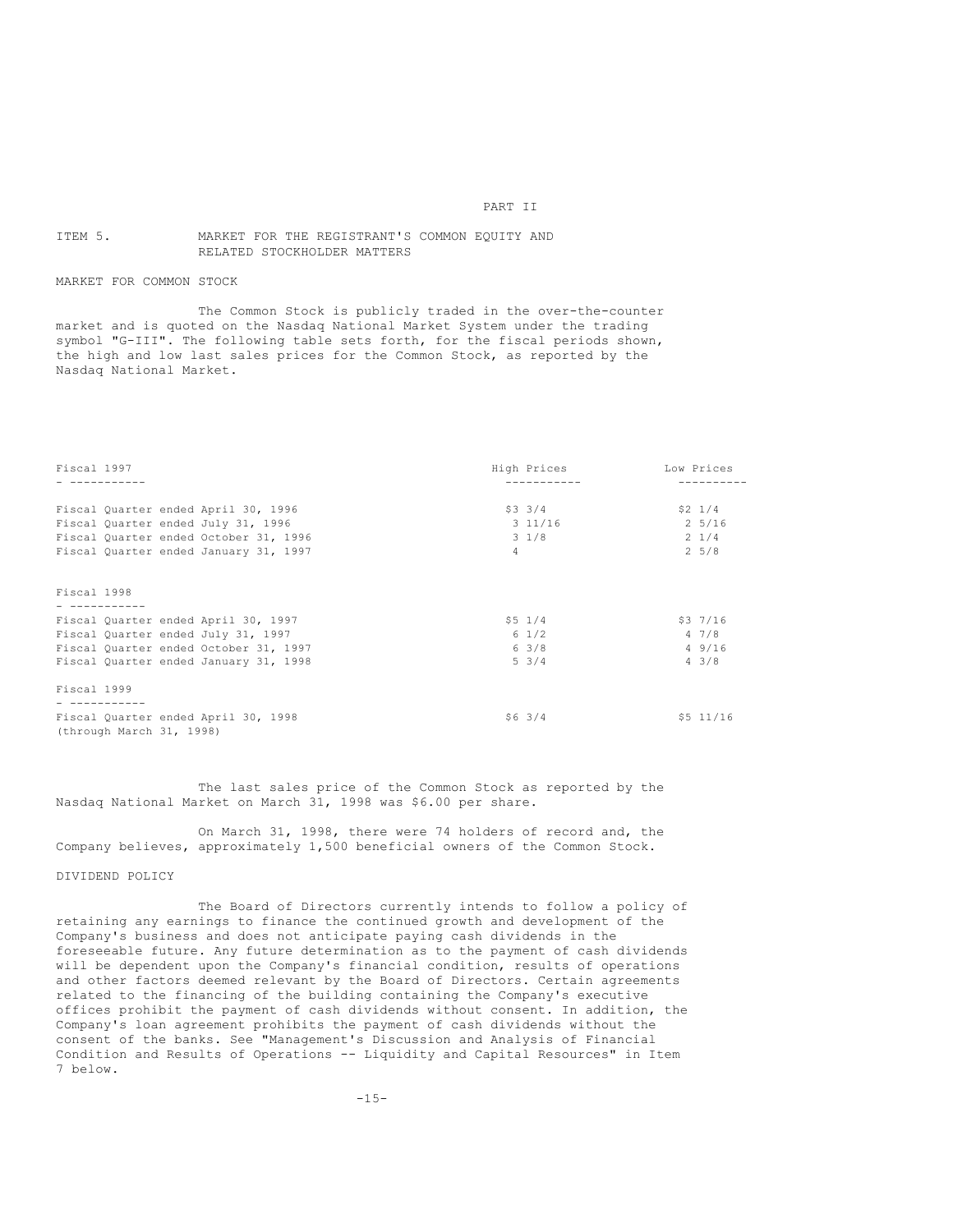# PART II

## ITEM 5. MARKET FOR THE REGISTRANT'S COMMON EQUITY AND RELATED STOCKHOLDER MATTERS

### MARKET FOR COMMON STOCK

The Common Stock is publicly traded in the over-the-counter market and is quoted on the Nasdaq National Market System under the trading symbol "G-III". The following table sets forth, for the fiscal periods shown, the high and low last sales prices for the Common Stock, as reported by the Nasdaq National Market.

| Fiscal 1997 | High Prices | Low Prices |
|---|---|---|
| Fiscal Quarter ended April 30, 1996 | $3 3/4 | $2 1/4 |
| Fiscal Quarter ended July 31, 1996 | 3 11/16 | 2 5/16 |
| Fiscal Quarter ended October 31, 1996 | 3 1/8 | 2 1/4 |
| Fiscal Quarter ended January 31, 1997 | 4 | 2 5/8 |
| **Fiscal 1998** | | |
| Fiscal Quarter ended April 30, 1997 | $5 1/4 | $3 7/16 |
| Fiscal Quarter ended July 31, 1997 | 6 1/2 | 4 7/8 |
| Fiscal Quarter ended October 31, 1997 | 6 3/8 | 4 9/16 |
| Fiscal Quarter ended January 31, 1998 | 5 3/4 | 4 3/8 |
| **Fiscal 1999** | | |
| Fiscal Quarter ended April 30, 1998 (through March 31, 1998) | $6 3/4 | $5 11/16 |

The last sales price of the Common Stock as reported by the Nasdaq National Market on March 31, 1998 was $6.00 per share.

On March 31, 1998, there were 74 holders of record and, the Company believes, approximately 1,500 beneficial owners of the Common Stock.

### DIVIDEND POLICY

The Board of Directors currently intends to follow a policy of retaining any earnings to finance the continued growth and development of the Company's business and does not anticipate paying cash dividends in the foreseeable future. Any future determination as to the payment of cash dividends will be dependent upon the Company's financial condition, results of operations and other factors deemed relevant by the Board of Directors. Certain agreements related to the financing of the building containing the Company's executive offices prohibit the payment of cash dividends without consent. In addition, the Company's loan agreement prohibits the payment of cash dividends without the consent of the banks. See "Management's Discussion and Analysis of Financial Condition and Results of Operations -- Liquidity and Capital Resources" in Item 7 below.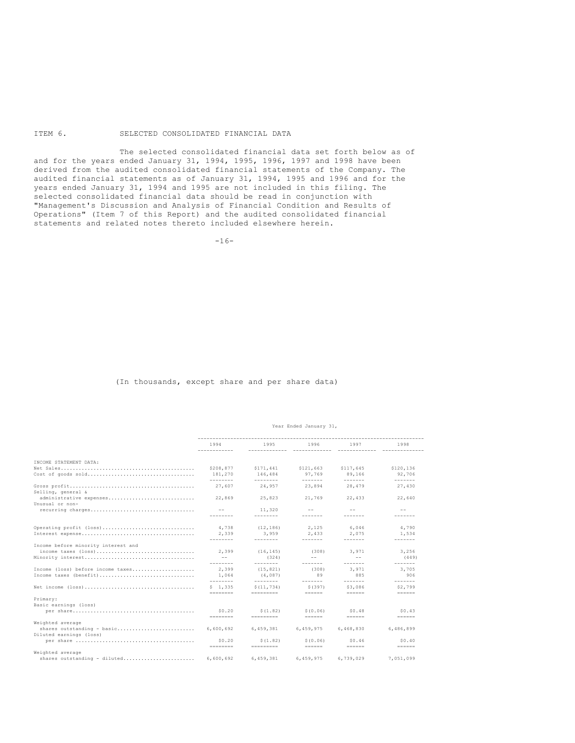# ITEM 6. SELECTED CONSOLIDATED FINANCIAL DATA

The selected consolidated financial data set forth below as of and for the years ended January 31, 1994, 1995, 1996, 1997 and 1998 have been derived from the audited consolidated financial statements of the Company. The audited financial statements as of January 31, 1994, 1995 and 1996 and for the years ended January 31, 1994 and 1995 are not included in this filing. The selected consolidated financial data should be read in conjunction with "Management's Discussion and Analysis of Financial Condition and Results of Operations" (Item 7 of this Report) and the audited consolidated financial statements and related notes thereto included elsewhere herein.

(In thousands, except share and per share data)

| | Year Ended January 31, | | | | |
|---|---|---|---|---|---|
| | 1994 | 1995 | 1996 | 1997 | 1998 |
| INCOME STATEMENT DATA: | | | | | |
| Net Sales | $208,877 | $171,441 | $121,663 | $117,645 | $120,136 |
| Cost of goods sold | 181,270 | 146,484 | 97,769 | 89,166 | 92,706 |
| Gross profit | 27,607 | 24,957 | 23,894 | 28,479 | 27,430 |
| Selling, general & administrative expenses | 22,869 | 25,823 | 21,769 | 22,433 | 22,640 |
| Unusual or non-recurring charges | -- | 11,320 | -- | -- | -- |
| Operating profit (loss) | 4,738 | (12,186) | 2,125 | 6,046 | 4,790 |
| Interest expense | 2,339 | 3,959 | 2,433 | 2,075 | 1,534 |
| Income before minority interest and income taxes (loss) | 2,399 | (16,145) | (308) | 3,971 | 3,256 |
| Minority interest | -- | (324) | -- | -- | (449) |
| Income (loss) before income taxes | 2,399 | (15,821) | (308) | 3,971 | 3,705 |
| Income taxes (benefit) | 1,064 | (4,087) | 89 | 885 | 906 |
| Net income (loss) | $ 1,335 | $(11,734) | $(397) | $3,086 | $2,799 |
| Primary: | | | | | |
| Basic earnings (loss) per share | $0.20 | $(1.82) | $(0.06) | $0.48 | $0.43 |
| Weighted average shares outstanding - basic | 6,600,692 | 6,459,381 | 6,459,975 | 6,468,830 | 6,486,899 |
| Diluted earnings (loss) per share | $0.20 | $(1.82) | $(0.06) | $0.46 | $0.40 |
| Weighted average shares outstanding - diluted | 6,600,692 | 6,459,381 | 6,459,975 | 6,739,029 | 7,051,099 |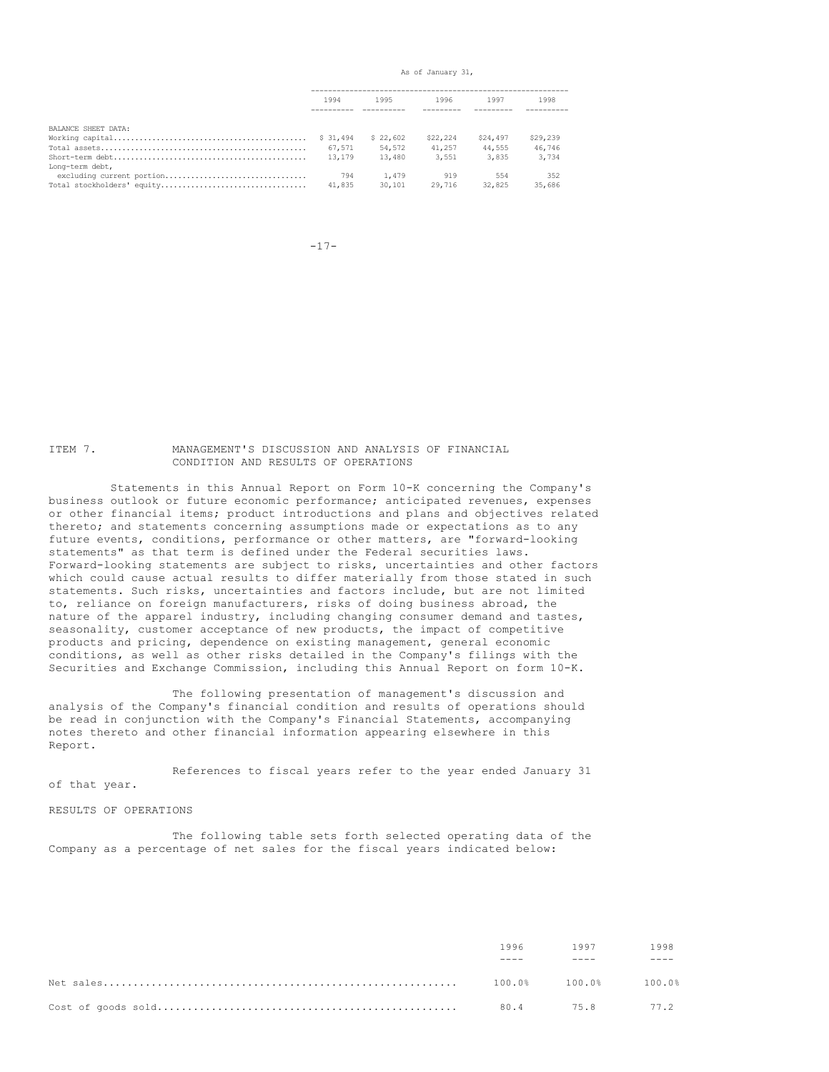| | As of January 31, | | | | |
|---|---|---|---|---|---|
| | 1994 | 1995 | 1996 | 1997 | 1998 |
| BALANCE SHEET DATA: | | | | | |
| Working capital | $ 31,494 | $ 22,602 | $22,224 | $24,497 | $29,239 |
| Total assets | 67,571 | 54,572 | 41,257 | 44,555 | 46,746 |
| Short-term debt | 13,179 | 13,480 | 3,551 | 3,835 | 3,734 |
| Long-term debt, excluding current portion | 794 | 1,479 | 919 | 554 | 352 |
| Total stockholders' equity | 41,835 | 30,101 | 29,716 | 32,825 | 35,686 |

## ITEM 7. MANAGEMENT'S DISCUSSION AND ANALYSIS OF FINANCIAL CONDITION AND RESULTS OF OPERATIONS

Statements in this Annual Report on Form 10-K concerning the Company's business outlook or future economic performance; anticipated revenues, expenses or other financial items; product introductions and plans and objectives related thereto; and statements concerning assumptions made or expectations as to any future events, conditions, performance or other matters, are "forward-looking statements" as that term is defined under the Federal securities laws. Forward-looking statements are subject to risks, uncertainties and other factors which could cause actual results to differ materially from those stated in such statements. Such risks, uncertainties and factors include, but are not limited to, reliance on foreign manufacturers, risks of doing business abroad, the nature of the apparel industry, including changing consumer demand and tastes, seasonality, customer acceptance of new products, the impact of competitive products and pricing, dependence on existing management, general economic conditions, as well as other risks detailed in the Company's filings with the Securities and Exchange Commission, including this Annual Report on form 10-K.

The following presentation of management's discussion and analysis of the Company's financial condition and results of operations should be read in conjunction with the Company's Financial Statements, accompanying notes thereto and other financial information appearing elsewhere in this Report.

References to fiscal years refer to the year ended January 31 of that year.

### RESULTS OF OPERATIONS

The following table sets forth selected operating data of the Company as a percentage of net sales for the fiscal years indicated below:

| | 1996 | 1997 | 1998 |
|---|---|---|---|
| Net sales | 100.0% | 100.0% | 100.0% |
| Cost of goods sold | 80.4 | 75.8 | 77.2 |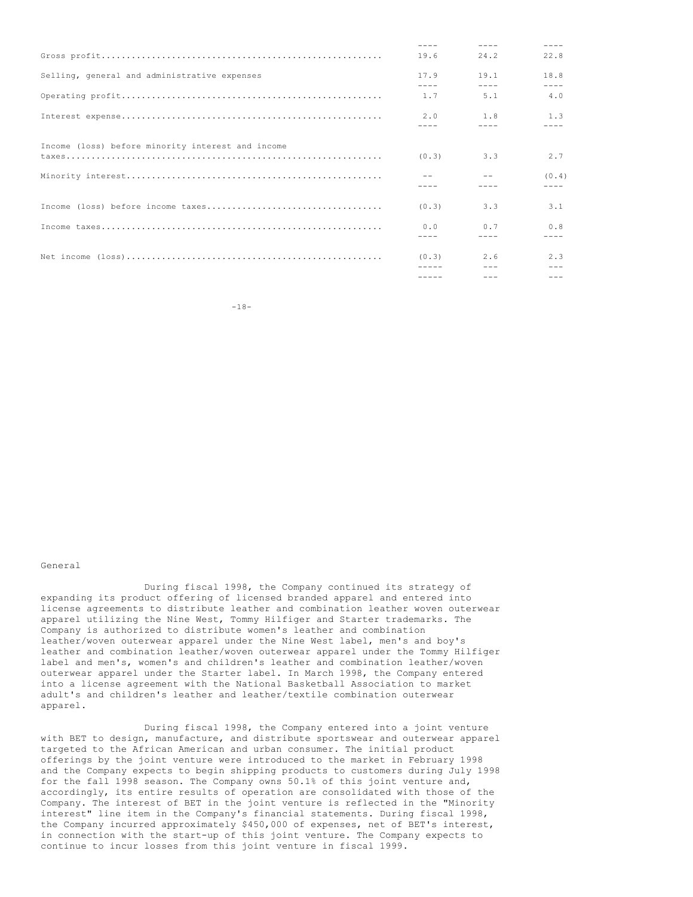| | | | |
|---|---|---|---|
| Gross profit | 19.6 | 24.2 | 22.8 |
| Selling, general and administrative expenses | 17.9 | 19.1 | 18.8 |
| Operating profit | 1.7 | 5.1 | 4.0 |
| Interest expense | 2.0 | 1.8 | 1.3 |
| Income (loss) before minority interest and income taxes | (0.3) | 3.3 | 2.7 |
| Minority interest | -- | -- | (0.4) |
| Income (loss) before income taxes | (0.3) | 3.3 | 3.1 |
| Income taxes | 0.0 | 0.7 | 0.8 |
| Net income (loss) | (0.3) | 2.6 | 2.3 |

General

During fiscal 1998, the Company continued its strategy of expanding its product offering of licensed branded apparel and entered into license agreements to distribute leather and combination leather woven outerwear apparel utilizing the Nine West, Tommy Hilfiger and Starter trademarks. The Company is authorized to distribute women's leather and combination leather/woven outerwear apparel under the Nine West label, men's and boy's leather and combination leather/woven outerwear apparel under the Tommy Hilfiger label and men's, women's and children's leather and combination leather/woven outerwear apparel under the Starter label. In March 1998, the Company entered into a license agreement with the National Basketball Association to market adult's and children's leather and leather/textile combination outerwear apparel.

During fiscal 1998, the Company entered into a joint venture with BET to design, manufacture, and distribute sportswear and outerwear apparel targeted to the African American and urban consumer. The initial product offerings by the joint venture were introduced to the market in February 1998 and the Company expects to begin shipping products to customers during July 1998 for the fall 1998 season. The Company owns 50.1% of this joint venture and, accordingly, its entire results of operation are consolidated with those of the Company. The interest of BET in the joint venture is reflected in the "Minority interest" line item in the Company's financial statements. During fiscal 1998, the Company incurred approximately $450,000 of expenses, net of BET's interest, in connection with the start-up of this joint venture. The Company expects to continue to incur losses from this joint venture in fiscal 1999.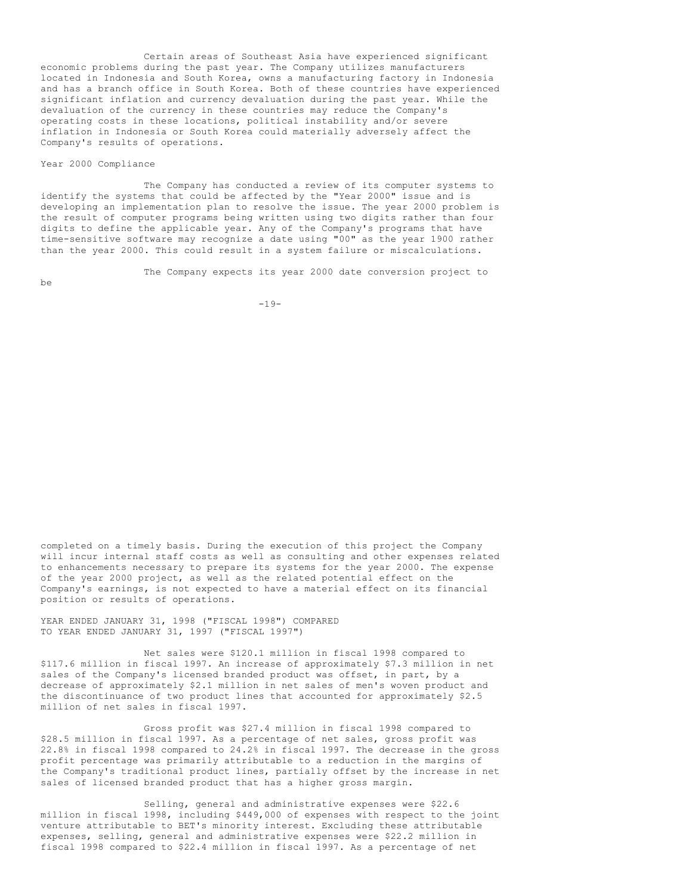Certain areas of Southeast Asia have experienced significant economic problems during the past year. The Company utilizes manufacturers located in Indonesia and South Korea, owns a manufacturing factory in Indonesia and has a branch office in South Korea. Both of these countries have experienced significant inflation and currency devaluation during the past year. While the devaluation of the currency in these countries may reduce the Company's operating costs in these locations, political instability and/or severe inflation in Indonesia or South Korea could materially adversely affect the Company's results of operations.

Year 2000 Compliance

The Company has conducted a review of its computer systems to identify the systems that could be affected by the "Year 2000" issue and is developing an implementation plan to resolve the issue. The year 2000 problem is the result of computer programs being written using two digits rather than four digits to define the applicable year. Any of the Company's programs that have time-sensitive software may recognize a date using "00" as the year 1900 rather than the year 2000. This could result in a system failure or miscalculations.

The Company expects its year 2000 date conversion project to be completed on a timely basis. During the execution of this project the Company will incur internal staff costs as well as consulting and other expenses related to enhancements necessary to prepare its systems for the year 2000. The expense of the year 2000 project, as well as the related potential effect on the Company's earnings, is not expected to have a material effect on its financial position or results of operations.

YEAR ENDED JANUARY 31, 1998 ("FISCAL 1998") COMPARED TO YEAR ENDED JANUARY 31, 1997 ("FISCAL 1997")

Net sales were \$120.1 million in fiscal 1998 compared to \$117.6 million in fiscal 1997. An increase of approximately \$7.3 million in net sales of the Company's licensed branded product was offset, in part, by a decrease of approximately \$2.1 million in net sales of men's woven product and the discontinuance of two product lines that accounted for approximately \$2.5 million of net sales in fiscal 1997.

Gross profit was \$27.4 million in fiscal 1998 compared to \$28.5 million in fiscal 1997. As a percentage of net sales, gross profit was 22.8% in fiscal 1998 compared to 24.2% in fiscal 1997. The decrease in the gross profit percentage was primarily attributable to a reduction in the margins of the Company's traditional product lines, partially offset by the increase in net sales of licensed branded product that has a higher gross margin.

Selling, general and administrative expenses were \$22.6 million in fiscal 1998, including \$449,000 of expenses with respect to the joint venture attributable to BET's minority interest. Excluding these attributable expenses, selling, general and administrative expenses were \$22.2 million in fiscal 1998 compared to \$22.4 million in fiscal 1997. As a percentage of net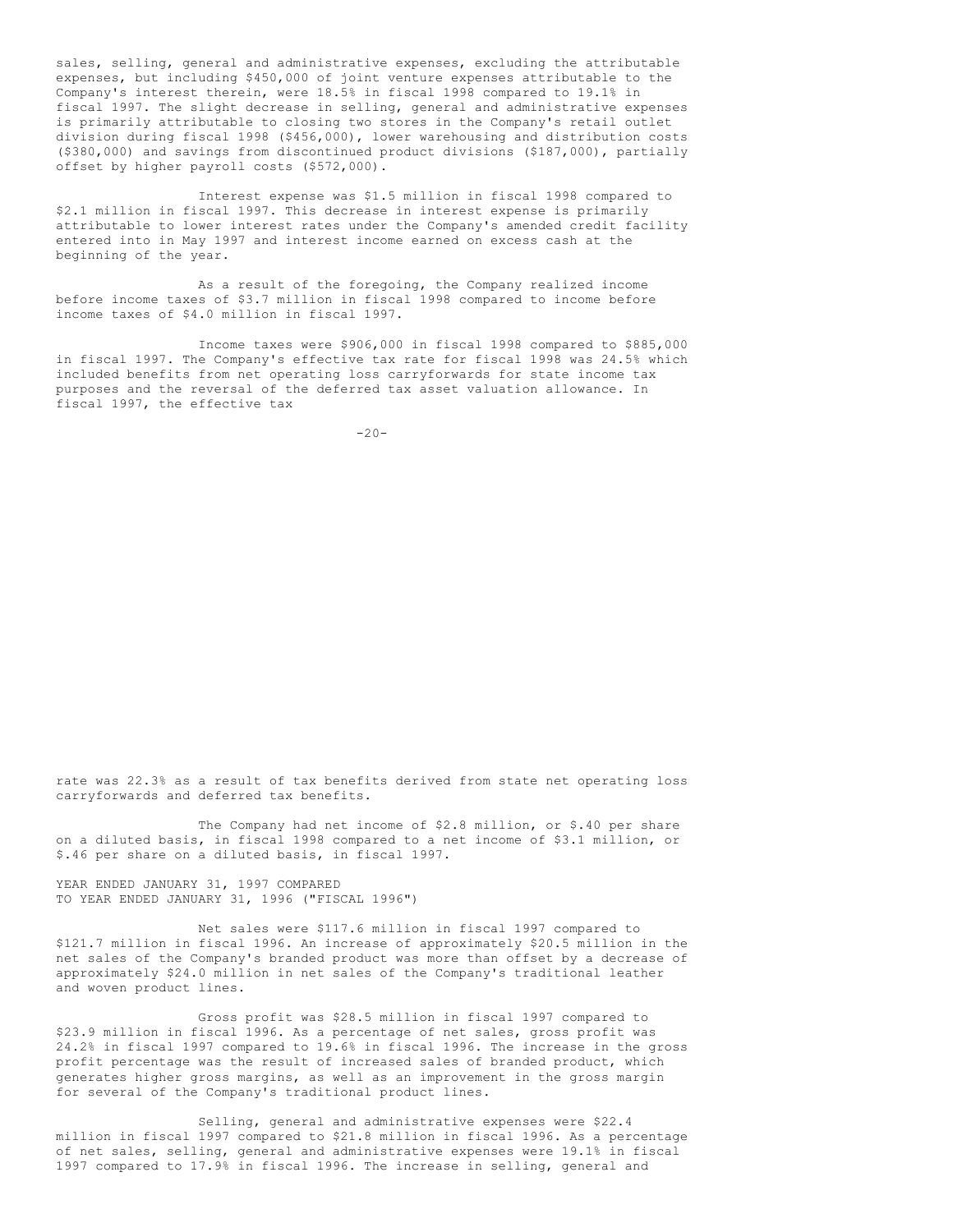sales, selling, general and administrative expenses, excluding the attributable expenses, but including $450,000 of joint venture expenses attributable to the Company's interest therein, were 18.5% in fiscal 1998 compared to 19.1% in fiscal 1997. The slight decrease in selling, general and administrative expenses is primarily attributable to closing two stores in the Company's retail outlet division during fiscal 1998 ($456,000), lower warehousing and distribution costs ($380,000) and savings from discontinued product divisions ($187,000), partially offset by higher payroll costs ($572,000).

Interest expense was $1.5 million in fiscal 1998 compared to $2.1 million in fiscal 1997. This decrease in interest expense is primarily attributable to lower interest rates under the Company's amended credit facility entered into in May 1997 and interest income earned on excess cash at the beginning of the year.

As a result of the foregoing, the Company realized income before income taxes of $3.7 million in fiscal 1998 compared to income before income taxes of $4.0 million in fiscal 1997.

Income taxes were $906,000 in fiscal 1998 compared to $885,000 in fiscal 1997. The Company's effective tax rate for fiscal 1998 was 24.5% which included benefits from net operating loss carryforwards for state income tax purposes and the reversal of the deferred tax asset valuation allowance. In fiscal 1997, the effective tax rate was 22.3% as a result of tax benefits derived from state net operating loss carryforwards and deferred tax benefits.

The Company had net income of $2.8 million, or $.40 per share on a diluted basis, in fiscal 1998 compared to a net income of $3.1 million, or $.46 per share on a diluted basis, in fiscal 1997.

YEAR ENDED JANUARY 31, 1997 COMPARED TO YEAR ENDED JANUARY 31, 1996 ("FISCAL 1996")

Net sales were $117.6 million in fiscal 1997 compared to $121.7 million in fiscal 1996. An increase of approximately $20.5 million in the net sales of the Company's branded product was more than offset by a decrease of approximately $24.0 million in net sales of the Company's traditional leather and woven product lines.

Gross profit was $28.5 million in fiscal 1997 compared to $23.9 million in fiscal 1996. As a percentage of net sales, gross profit was 24.2% in fiscal 1997 compared to 19.6% in fiscal 1996. The increase in the gross profit percentage was the result of increased sales of branded product, which generates higher gross margins, as well as an improvement in the gross margin for several of the Company's traditional product lines.

Selling, general and administrative expenses were $22.4 million in fiscal 1997 compared to $21.8 million in fiscal 1996. As a percentage of net sales, selling, general and administrative expenses were 19.1% in fiscal 1997 compared to 17.9% in fiscal 1996. The increase in selling, general and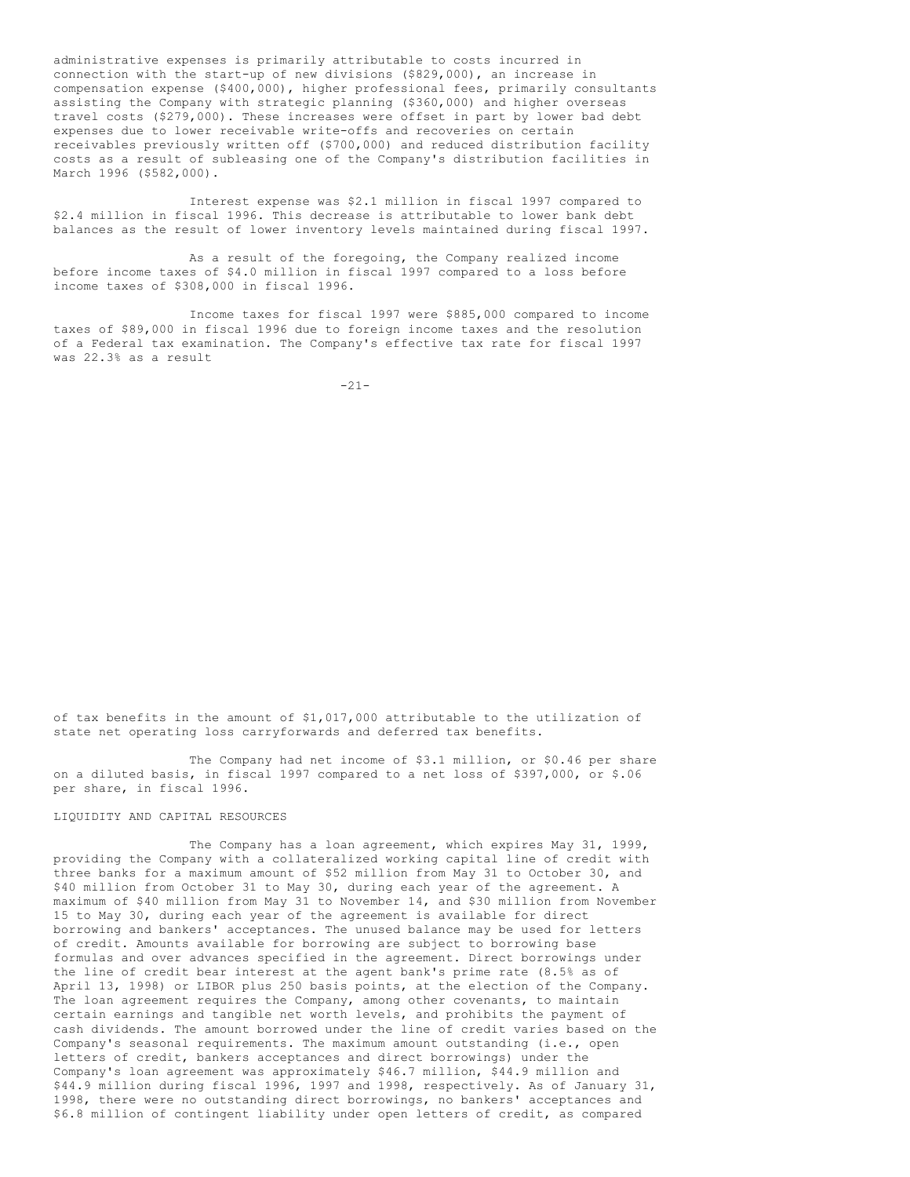administrative expenses is primarily attributable to costs incurred in connection with the start-up of new divisions ($829,000), an increase in compensation expense ($400,000), higher professional fees, primarily consultants assisting the Company with strategic planning ($360,000) and higher overseas travel costs ($279,000). These increases were offset in part by lower bad debt expenses due to lower receivable write-offs and recoveries on certain receivables previously written off ($700,000) and reduced distribution facility costs as a result of subleasing one of the Company's distribution facilities in March 1996 ($582,000).

Interest expense was $2.1 million in fiscal 1997 compared to $2.4 million in fiscal 1996. This decrease is attributable to lower bank debt balances as the result of lower inventory levels maintained during fiscal 1997.

As a result of the foregoing, the Company realized income before income taxes of $4.0 million in fiscal 1997 compared to a loss before income taxes of $308,000 in fiscal 1996.

Income taxes for fiscal 1997 were $885,000 compared to income taxes of $89,000 in fiscal 1996 due to foreign income taxes and the resolution of a Federal tax examination. The Company's effective tax rate for fiscal 1997 was 22.3% as a result of tax benefits in the amount of $1,017,000 attributable to the utilization of state net operating loss carryforwards and deferred tax benefits.

The Company had net income of $3.1 million, or $0.46 per share on a diluted basis, in fiscal 1997 compared to a net loss of $397,000, or $.06 per share, in fiscal 1996.

LIQUIDITY AND CAPITAL RESOURCES

The Company has a loan agreement, which expires May 31, 1999, providing the Company with a collateralized working capital line of credit with three banks for a maximum amount of $52 million from May 31 to October 30, and $40 million from October 31 to May 30, during each year of the agreement. A maximum of $40 million from May 31 to November 14, and $30 million from November 15 to May 30, during each year of the agreement is available for direct borrowing and bankers' acceptances. The unused balance may be used for letters of credit. Amounts available for borrowing are subject to borrowing base formulas and over advances specified in the agreement. Direct borrowings under the line of credit bear interest at the agent bank's prime rate (8.5% as of April 13, 1998) or LIBOR plus 250 basis points, at the election of the Company. The loan agreement requires the Company, among other covenants, to maintain certain earnings and tangible net worth levels, and prohibits the payment of cash dividends. The amount borrowed under the line of credit varies based on the Company's seasonal requirements. The maximum amount outstanding (i.e., open letters of credit, bankers acceptances and direct borrowings) under the Company's loan agreement was approximately $46.7 million, $44.9 million and $44.9 million during fiscal 1996, 1997 and 1998, respectively. As of January 31, 1998, there were no outstanding direct borrowings, no bankers' acceptances and $6.8 million of contingent liability under open letters of credit, as compared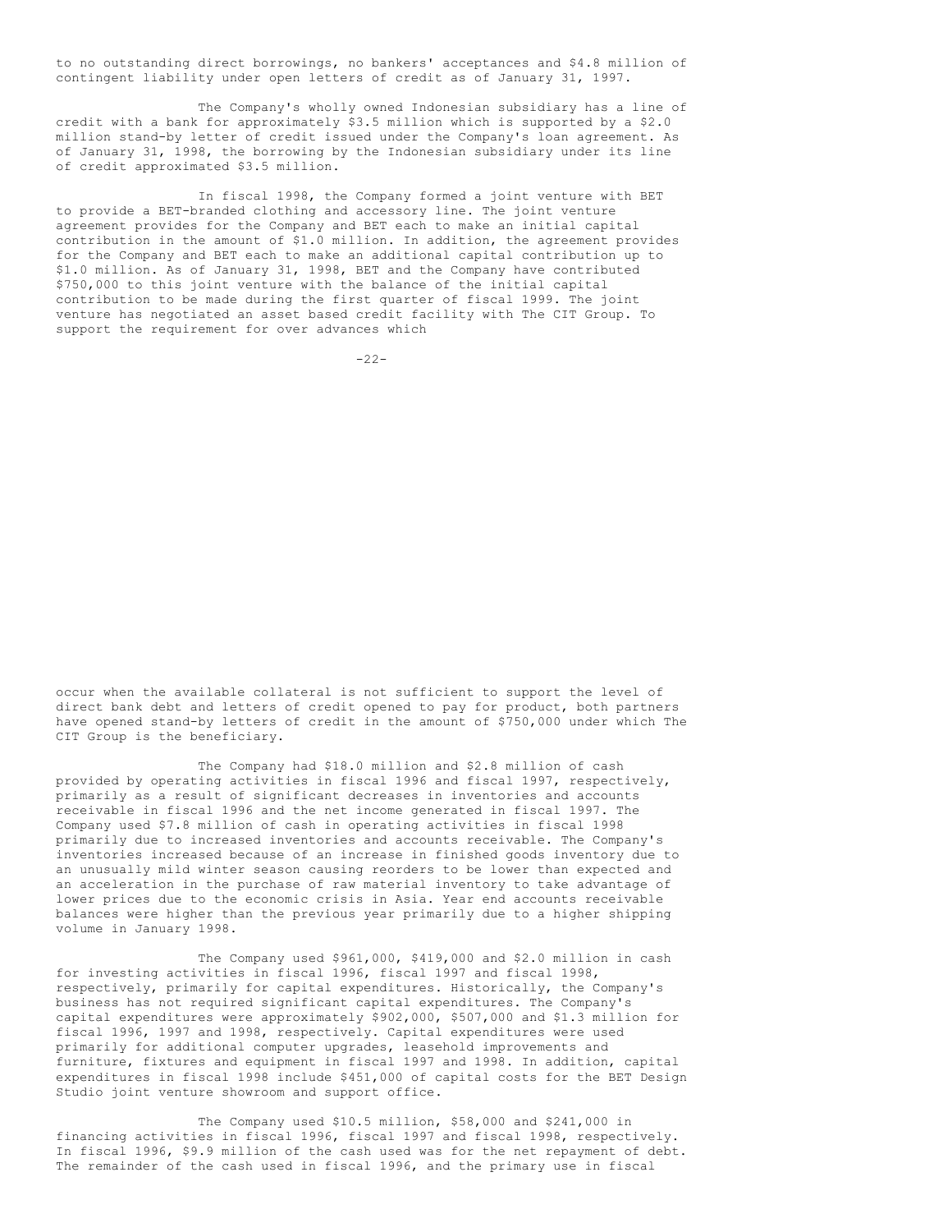to no outstanding direct borrowings, no bankers' acceptances and $4.8 million of contingent liability under open letters of credit as of January 31, 1997.

The Company's wholly owned Indonesian subsidiary has a line of credit with a bank for approximately $3.5 million which is supported by a $2.0 million stand-by letter of credit issued under the Company's loan agreement. As of January 31, 1998, the borrowing by the Indonesian subsidiary under its line of credit approximated $3.5 million.

In fiscal 1998, the Company formed a joint venture with BET to provide a BET-branded clothing and accessory line. The joint venture agreement provides for the Company and BET each to make an initial capital contribution in the amount of $1.0 million. In addition, the agreement provides for the Company and BET each to make an additional capital contribution up to $1.0 million. As of January 31, 1998, BET and the Company have contributed $750,000 to this joint venture with the balance of the initial capital contribution to be made during the first quarter of fiscal 1999. The joint venture has negotiated an asset based credit facility with The CIT Group. To support the requirement for over advances which occur when the available collateral is not sufficient to support the level of direct bank debt and letters of credit opened to pay for product, both partners have opened stand-by letters of credit in the amount of $750,000 under which The CIT Group is the beneficiary.

The Company had $18.0 million and $2.8 million of cash provided by operating activities in fiscal 1996 and fiscal 1997, respectively, primarily as a result of significant decreases in inventories and accounts receivable in fiscal 1996 and the net income generated in fiscal 1997. The Company used $7.8 million of cash in operating activities in fiscal 1998 primarily due to increased inventories and accounts receivable. The Company's inventories increased because of an increase in finished goods inventory due to an unusually mild winter season causing reorders to be lower than expected and an acceleration in the purchase of raw material inventory to take advantage of lower prices due to the economic crisis in Asia. Year end accounts receivable balances were higher than the previous year primarily due to a higher shipping volume in January 1998.

The Company used $961,000, $419,000 and $2.0 million in cash for investing activities in fiscal 1996, fiscal 1997 and fiscal 1998, respectively, primarily for capital expenditures. Historically, the Company's business has not required significant capital expenditures. The Company's capital expenditures were approximately $902,000, $507,000 and $1.3 million for fiscal 1996, 1997 and 1998, respectively. Capital expenditures were used primarily for additional computer upgrades, leasehold improvements and furniture, fixtures and equipment in fiscal 1997 and 1998. In addition, capital expenditures in fiscal 1998 include $451,000 of capital costs for the BET Design Studio joint venture showroom and support office.

The Company used $10.5 million, $58,000 and $241,000 in financing activities in fiscal 1996, fiscal 1997 and fiscal 1998, respectively. In fiscal 1996, $9.9 million of the cash used was for the net repayment of debt. The remainder of the cash used in fiscal 1996, and the primary use in fiscal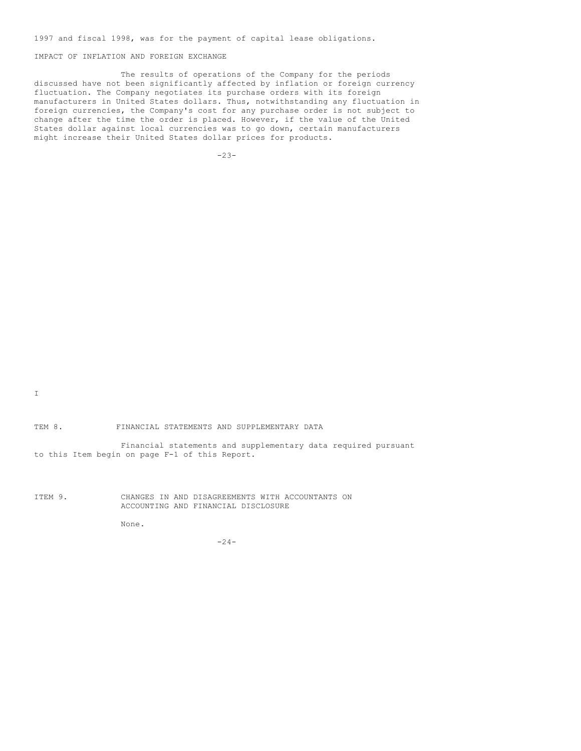1997 and fiscal 1998, was for the payment of capital lease obligations.

## IMPACT OF INFLATION AND FOREIGN EXCHANGE

The results of operations of the Company for the periods discussed have not been significantly affected by inflation or foreign currency fluctuation. The Company negotiates its purchase orders with its foreign manufacturers in United States dollars. Thus, notwithstanding any fluctuation in foreign currencies, the Company's cost for any purchase order is not subject to change after the time the order is placed. However, if the value of the United States dollar against local currencies was to go down, certain manufacturers might increase their United States dollar prices for products.

I

## TEM 8. FINANCIAL STATEMENTS AND SUPPLEMENTARY DATA

Financial statements and supplementary data required pursuant to this Item begin on page F-1 of this Report.

## ITEM 9. CHANGES IN AND DISAGREEMENTS WITH ACCOUNTANTS ON ACCOUNTING AND FINANCIAL DISCLOSURE

None.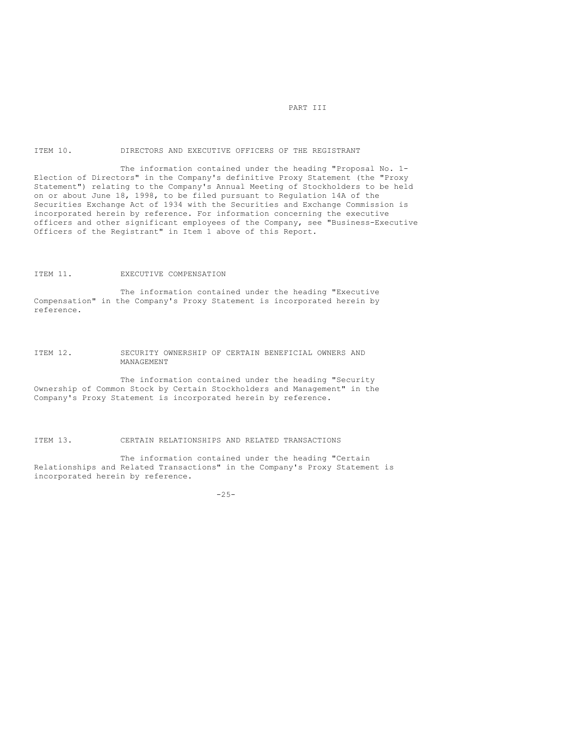# PART III

## ITEM 10. DIRECTORS AND EXECUTIVE OFFICERS OF THE REGISTRANT

The information contained under the heading "Proposal No. 1-Election of Directors" in the Company's definitive Proxy Statement (the "Proxy Statement") relating to the Company's Annual Meeting of Stockholders to be held on or about June 18, 1998, to be filed pursuant to Regulation 14A of the Securities Exchange Act of 1934 with the Securities and Exchange Commission is incorporated herein by reference. For information concerning the executive officers and other significant employees of the Company, see "Business-Executive Officers of the Registrant" in Item 1 above of this Report.

## ITEM 11. EXECUTIVE COMPENSATION

The information contained under the heading "Executive Compensation" in the Company's Proxy Statement is incorporated herein by reference.

## ITEM 12. SECURITY OWNERSHIP OF CERTAIN BENEFICIAL OWNERS AND MANAGEMENT

The information contained under the heading "Security Ownership of Common Stock by Certain Stockholders and Management" in the Company's Proxy Statement is incorporated herein by reference.

## ITEM 13. CERTAIN RELATIONSHIPS AND RELATED TRANSACTIONS

The information contained under the heading "Certain Relationships and Related Transactions" in the Company's Proxy Statement is incorporated herein by reference.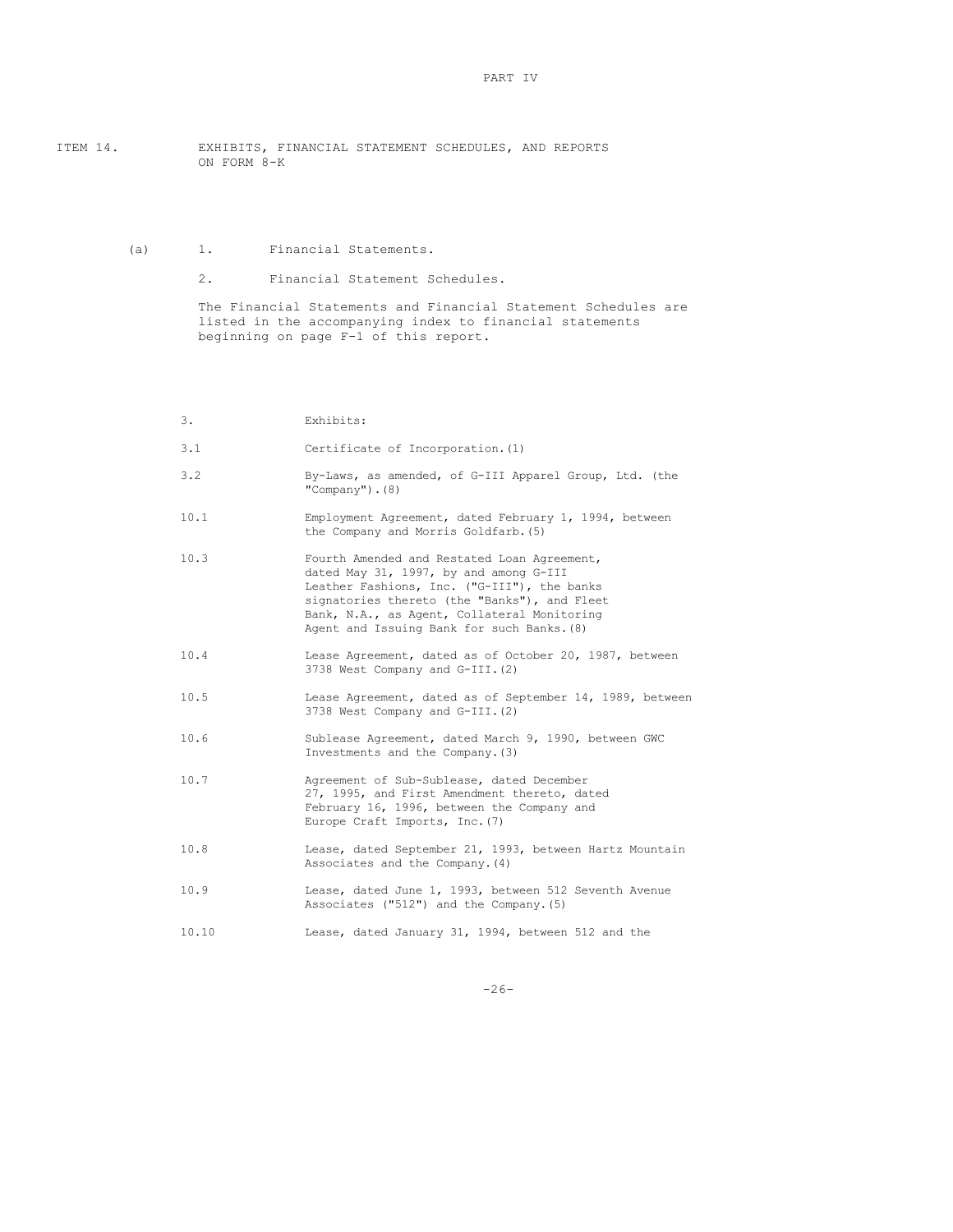# PART IV

## ITEM 14. EXHIBITS, FINANCIAL STATEMENT SCHEDULES, AND REPORTS ON FORM 8-K

(a) 1. Financial Statements.

2. Financial Statement Schedules.

The Financial Statements and Financial Statement Schedules are listed in the accompanying index to financial statements beginning on page F-1 of this report.

3. Exhibits:

| | |
|---|---|
| 3.1 | Certificate of Incorporation.(1) |
| 3.2 | By-Laws, as amended, of G-III Apparel Group, Ltd. (the "Company").(8) |
| 10.1 | Employment Agreement, dated February 1, 1994, between the Company and Morris Goldfarb.(5) |
| 10.3 | Fourth Amended and Restated Loan Agreement, dated May 31, 1997, by and among G-III Leather Fashions, Inc. ("G-III"), the banks signatories thereto (the "Banks"), and Fleet Bank, N.A., as Agent, Collateral Monitoring Agent and Issuing Bank for such Banks.(8) |
| 10.4 | Lease Agreement, dated as of October 20, 1987, between 3738 West Company and G-III.(2) |
| 10.5 | Lease Agreement, dated as of September 14, 1989, between 3738 West Company and G-III.(2) |
| 10.6 | Sublease Agreement, dated March 9, 1990, between GWC Investments and the Company.(3) |
| 10.7 | Agreement of Sub-Sublease, dated December 27, 1995, and First Amendment thereto, dated February 16, 1996, between the Company and Europe Craft Imports, Inc.(7) |
| 10.8 | Lease, dated September 21, 1993, between Hartz Mountain Associates and the Company.(4) |
| 10.9 | Lease, dated June 1, 1993, between 512 Seventh Avenue Associates ("512") and the Company.(5) |
| 10.10 | Lease, dated January 31, 1994, between 512 and the |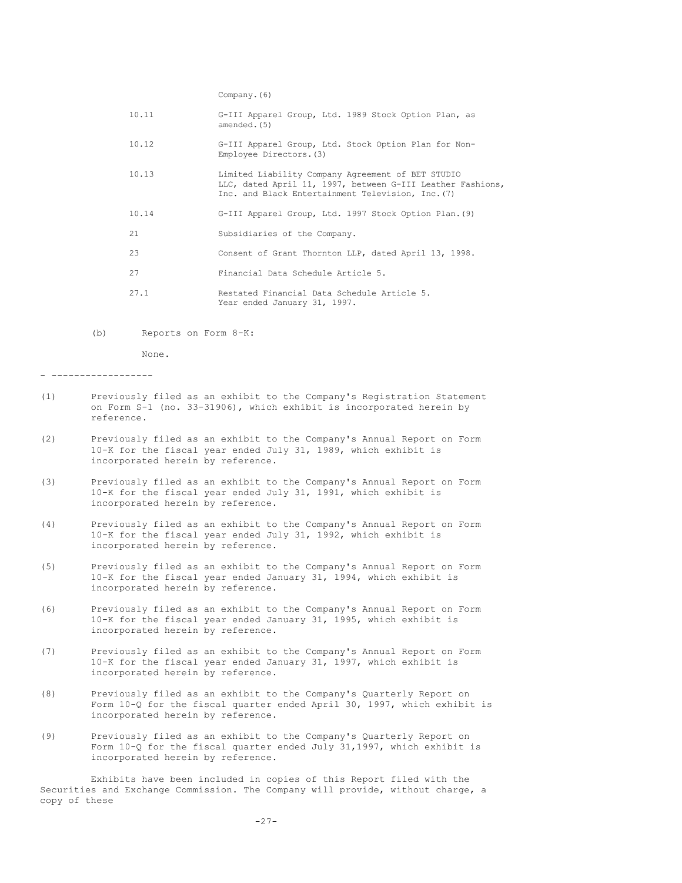| | |
|---|---|
| | Company.(6) |
| 10.11 | G-III Apparel Group, Ltd. 1989 Stock Option Plan, as amended.(5) |
| 10.12 | G-III Apparel Group, Ltd. Stock Option Plan for Non-Employee Directors.(3) |
| 10.13 | Limited Liability Company Agreement of BET STUDIO LLC, dated April 11, 1997, between G-III Leather Fashions, Inc. and Black Entertainment Television, Inc.(7) |
| 10.14 | G-III Apparel Group, Ltd. 1997 Stock Option Plan.(9) |
| 21 | Subsidiaries of the Company. |
| 23 | Consent of Grant Thornton LLP, dated April 13, 1998. |
| 27 | Financial Data Schedule Article 5. |
| 27.1 | Restated Financial Data Schedule Article 5. Year ended January 31, 1997. |

(b) Reports on Form 8-K:

None.

- ------------------

(1) Previously filed as an exhibit to the Company's Registration Statement on Form S-1 (no. 33-31906), which exhibit is incorporated herein by reference.

(2) Previously filed as an exhibit to the Company's Annual Report on Form 10-K for the fiscal year ended July 31, 1989, which exhibit is incorporated herein by reference.

(3) Previously filed as an exhibit to the Company's Annual Report on Form 10-K for the fiscal year ended July 31, 1991, which exhibit is incorporated herein by reference.

(4) Previously filed as an exhibit to the Company's Annual Report on Form 10-K for the fiscal year ended July 31, 1992, which exhibit is incorporated herein by reference.

(5) Previously filed as an exhibit to the Company's Annual Report on Form 10-K for the fiscal year ended January 31, 1994, which exhibit is incorporated herein by reference.

(6) Previously filed as an exhibit to the Company's Annual Report on Form 10-K for the fiscal year ended January 31, 1995, which exhibit is incorporated herein by reference.

(7) Previously filed as an exhibit to the Company's Annual Report on Form 10-K for the fiscal year ended January 31, 1997, which exhibit is incorporated herein by reference.

(8) Previously filed as an exhibit to the Company's Quarterly Report on Form 10-Q for the fiscal quarter ended April 30, 1997, which exhibit is incorporated herein by reference.

(9) Previously filed as an exhibit to the Company's Quarterly Report on Form 10-Q for the fiscal quarter ended July 31,1997, which exhibit is incorporated herein by reference.

Exhibits have been included in copies of this Report filed with the Securities and Exchange Commission. The Company will provide, without charge, a copy of these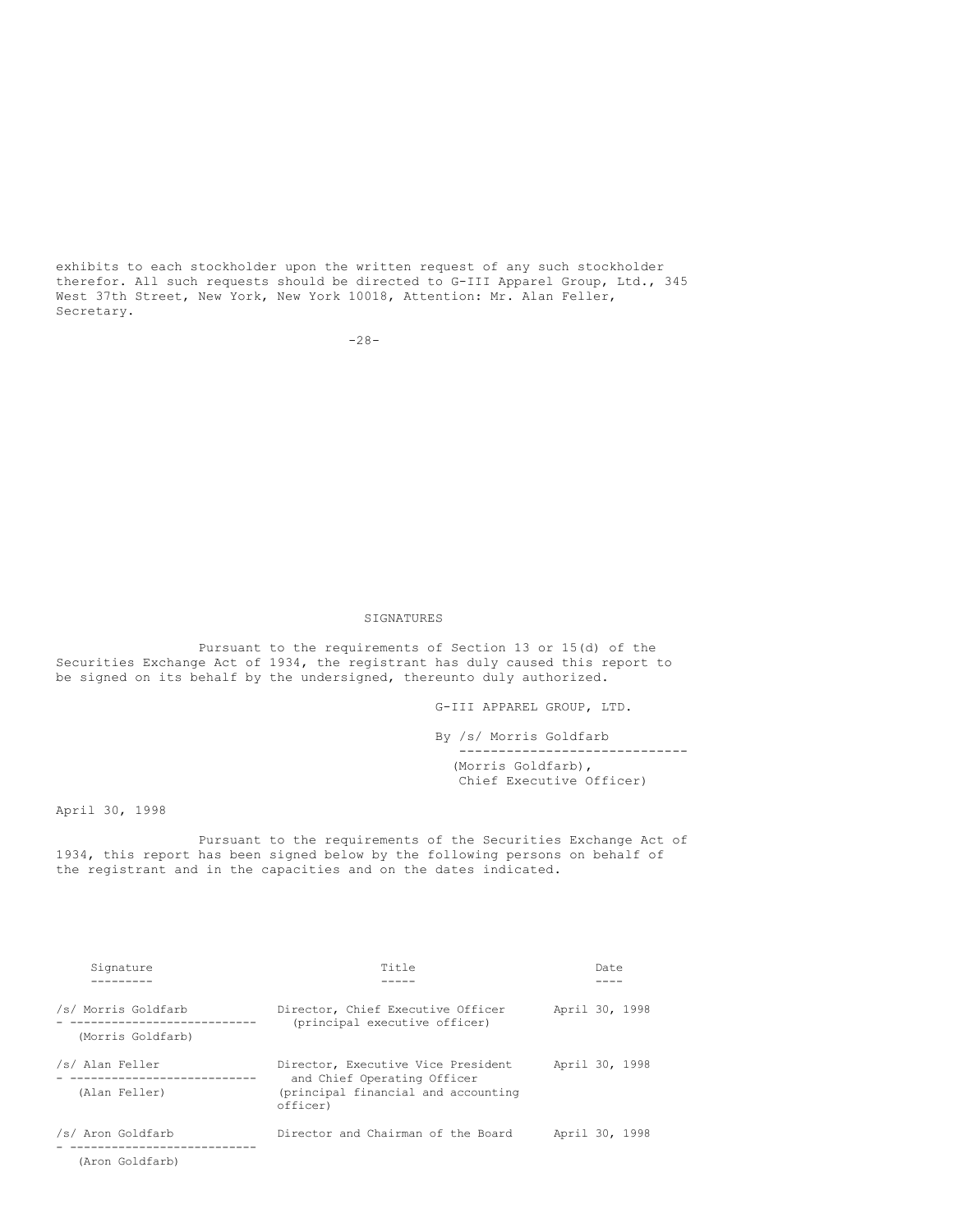exhibits to each stockholder upon the written request of any such stockholder therefor. All such requests should be directed to G-III Apparel Group, Ltd., 345 West 37th Street, New York, New York 10018, Attention: Mr. Alan Feller, Secretary.

## SIGNATURES

Pursuant to the requirements of Section 13 or 15(d) of the Securities Exchange Act of 1934, the registrant has duly caused this report to be signed on its behalf by the undersigned, thereunto duly authorized.

G-III APPAREL GROUP, LTD.

By /s/ Morris Goldfarb
(Morris Goldfarb), Chief Executive Officer)

April 30, 1998

Pursuant to the requirements of the Securities Exchange Act of 1934, this report has been signed below by the following persons on behalf of the registrant and in the capacities and on the dates indicated.

| Signature | Title | Date |
|---|---|---|
| /s/ Morris Goldfarb (Morris Goldfarb) | Director, Chief Executive Officer (principal executive officer) | April 30, 1998 |
| /s/ Alan Feller (Alan Feller) | Director, Executive Vice President and Chief Operating Officer (principal financial and accounting officer) | April 30, 1998 |
| /s/ Aron Goldfarb (Aron Goldfarb) | Director and Chairman of the Board | April 30, 1998 |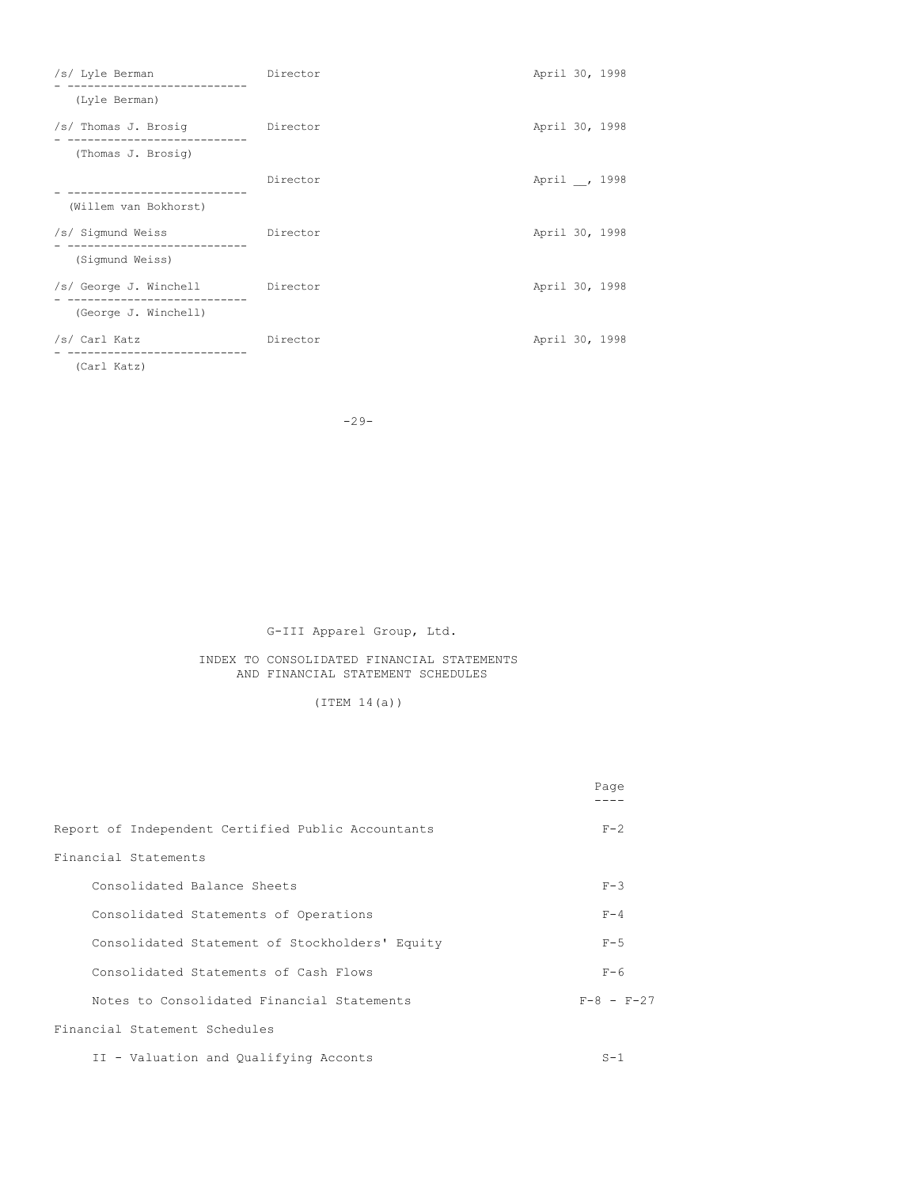| | | |
|---|---|---|
| /s/ Lyle Berman<br>(Lyle Berman) | Director | April 30, 1998 |
| /s/ Thomas J. Brosig<br>(Thomas J. Brosig) | Director | April 30, 1998 |
| (Willem van Bokhorst) | Director | April __, 1998 |
| /s/ Sigmund Weiss<br>(Sigmund Weiss) | Director | April 30, 1998 |
| /s/ George J. Winchell<br>(George J. Winchell) | Director | April 30, 1998 |
| /s/ Carl Katz<br>(Carl Katz) | Director | April 30, 1998 |

G-III Apparel Group, Ltd.

INDEX TO CONSOLIDATED FINANCIAL STATEMENTS AND FINANCIAL STATEMENT SCHEDULES

(ITEM 14(a))

| | Page |
|---|---|
| Report of Independent Certified Public Accountants | F-2 |
| Financial Statements | |
| Consolidated Balance Sheets | F-3 |
| Consolidated Statements of Operations | F-4 |
| Consolidated Statement of Stockholders' Equity | F-5 |
| Consolidated Statements of Cash Flows | F-6 |
| Notes to Consolidated Financial Statements | F-8 - F-27 |
| Financial Statement Schedules | |
| II - Valuation and Qualifying Acconts | S-1 |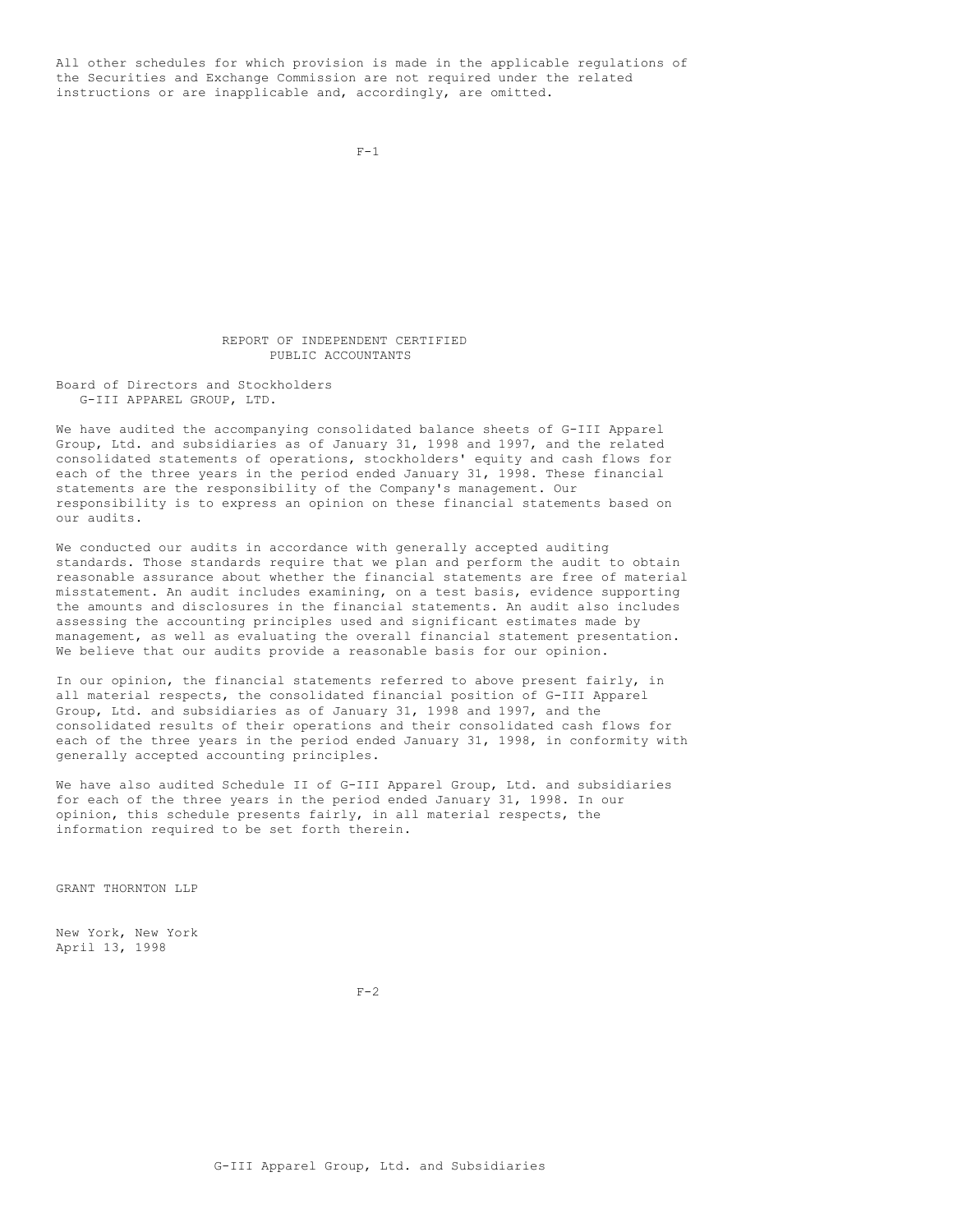All other schedules for which provision is made in the applicable regulations of the Securities and Exchange Commission are not required under the related instructions or are inapplicable and, accordingly, are omitted.

## REPORT OF INDEPENDENT CERTIFIED PUBLIC ACCOUNTANTS

Board of Directors and Stockholders
G-III APPAREL GROUP, LTD.

We have audited the accompanying consolidated balance sheets of G-III Apparel Group, Ltd. and subsidiaries as of January 31, 1998 and 1997, and the related consolidated statements of operations, stockholders' equity and cash flows for each of the three years in the period ended January 31, 1998. These financial statements are the responsibility of the Company's management. Our responsibility is to express an opinion on these financial statements based on our audits.

We conducted our audits in accordance with generally accepted auditing standards. Those standards require that we plan and perform the audit to obtain reasonable assurance about whether the financial statements are free of material misstatement. An audit includes examining, on a test basis, evidence supporting the amounts and disclosures in the financial statements. An audit also includes assessing the accounting principles used and significant estimates made by management, as well as evaluating the overall financial statement presentation. We believe that our audits provide a reasonable basis for our opinion.

In our opinion, the financial statements referred to above present fairly, in all material respects, the consolidated financial position of G-III Apparel Group, Ltd. and subsidiaries as of January 31, 1998 and 1997, and the consolidated results of their operations and their consolidated cash flows for each of the three years in the period ended January 31, 1998, in conformity with generally accepted accounting principles.

We have also audited Schedule II of G-III Apparel Group, Ltd. and subsidiaries for each of the three years in the period ended January 31, 1998. In our opinion, this schedule presents fairly, in all material respects, the information required to be set forth therein.

GRANT THORNTON LLP

New York, New York
April 13, 1998

G-III Apparel Group, Ltd. and Subsidiaries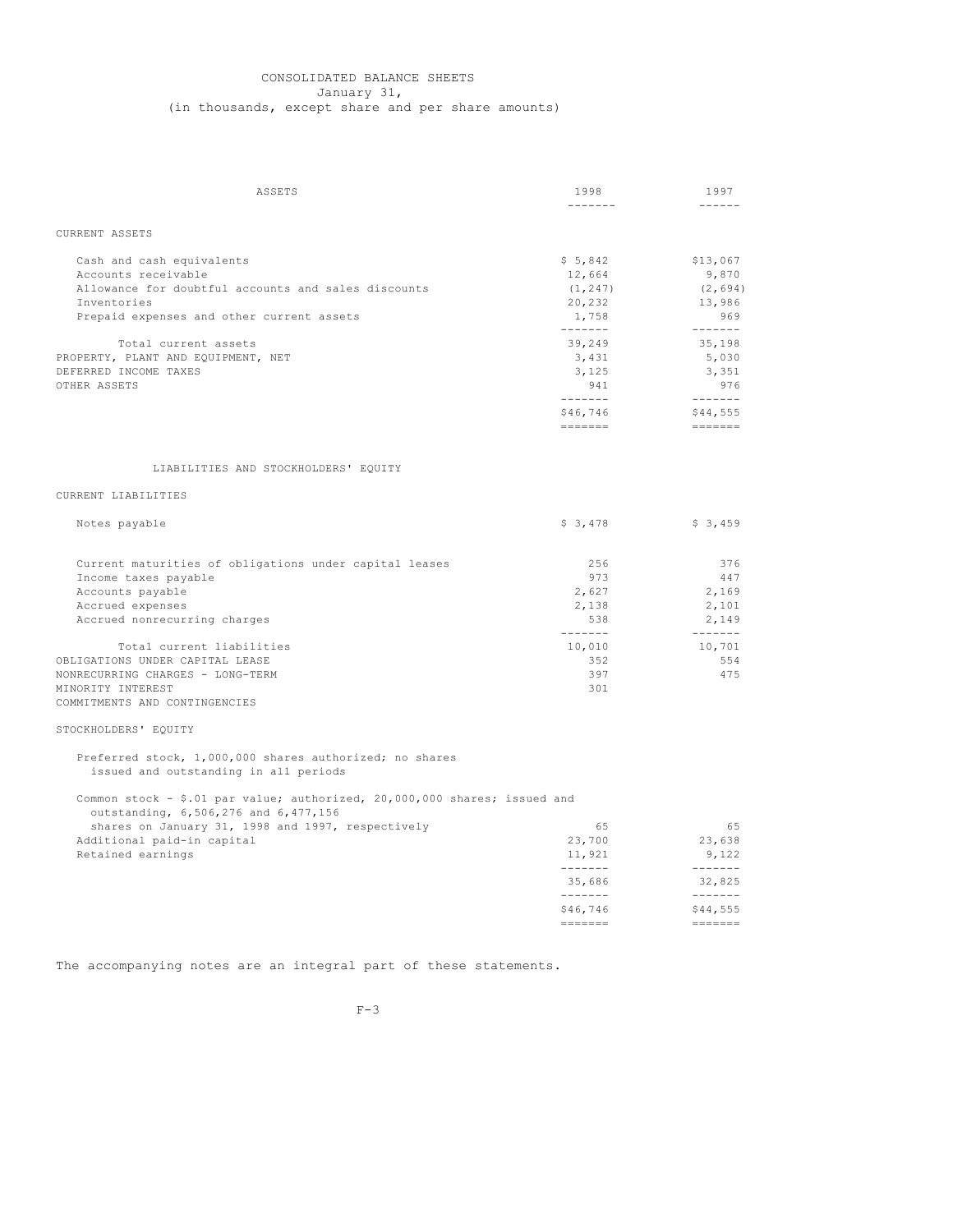# CONSOLIDATED BALANCE SHEETS

January 31,

(in thousands, except share and per share amounts)

| ASSETS | 1998 | 1997 |
|---|---|---|
| **CURRENT ASSETS** | | |
| Cash and cash equivalents | $ 5,842 | $13,067 |
| Accounts receivable | 12,664 | 9,870 |
| Allowance for doubtful accounts and sales discounts | (1,247) | (2,694) |
| Inventories | 20,232 | 13,986 |
| Prepaid expenses and other current assets | 1,758 | 969 |
| Total current assets | 39,249 | 35,198 |
| PROPERTY, PLANT AND EQUIPMENT, NET | 3,431 | 5,030 |
| DEFERRED INCOME TAXES | 3,125 | 3,351 |
| OTHER ASSETS | 941 | 976 |
| | $46,746 | $44,555 |

| LIABILITIES AND STOCKHOLDERS' EQUITY | 1998 | 1997 |
|---|---|---|
| **CURRENT LIABILITIES** | | |
| Notes payable | $ 3,478 | $ 3,459 |
| Current maturities of obligations under capital leases | 256 | 376 |
| Income taxes payable | 973 | 447 |
| Accounts payable | 2,627 | 2,169 |
| Accrued expenses | 2,138 | 2,101 |
| Accrued nonrecurring charges | 538 | 2,149 |
| Total current liabilities | 10,010 | 10,701 |
| OBLIGATIONS UNDER CAPITAL LEASE | 352 | 554 |
| NONRECURRING CHARGES - LONG-TERM | 397 | 475 |
| MINORITY INTEREST | 301 | |
| COMMITMENTS AND CONTINGENCIES | | |
| **STOCKHOLDERS' EQUITY** | | |
| Preferred stock, 1,000,000 shares authorized; no shares issued and outstanding in all periods | | |
| Common stock - $.01 par value; authorized, 20,000,000 shares; issued and outstanding, 6,506,276 and 6,477,156 shares on January 31, 1998 and 1997, respectively | 65 | 65 |
| Additional paid-in capital | 23,700 | 23,638 |
| Retained earnings | 11,921 | 9,122 |
| | 35,686 | 32,825 |
| | $46,746 | $44,555 |

The accompanying notes are an integral part of these statements.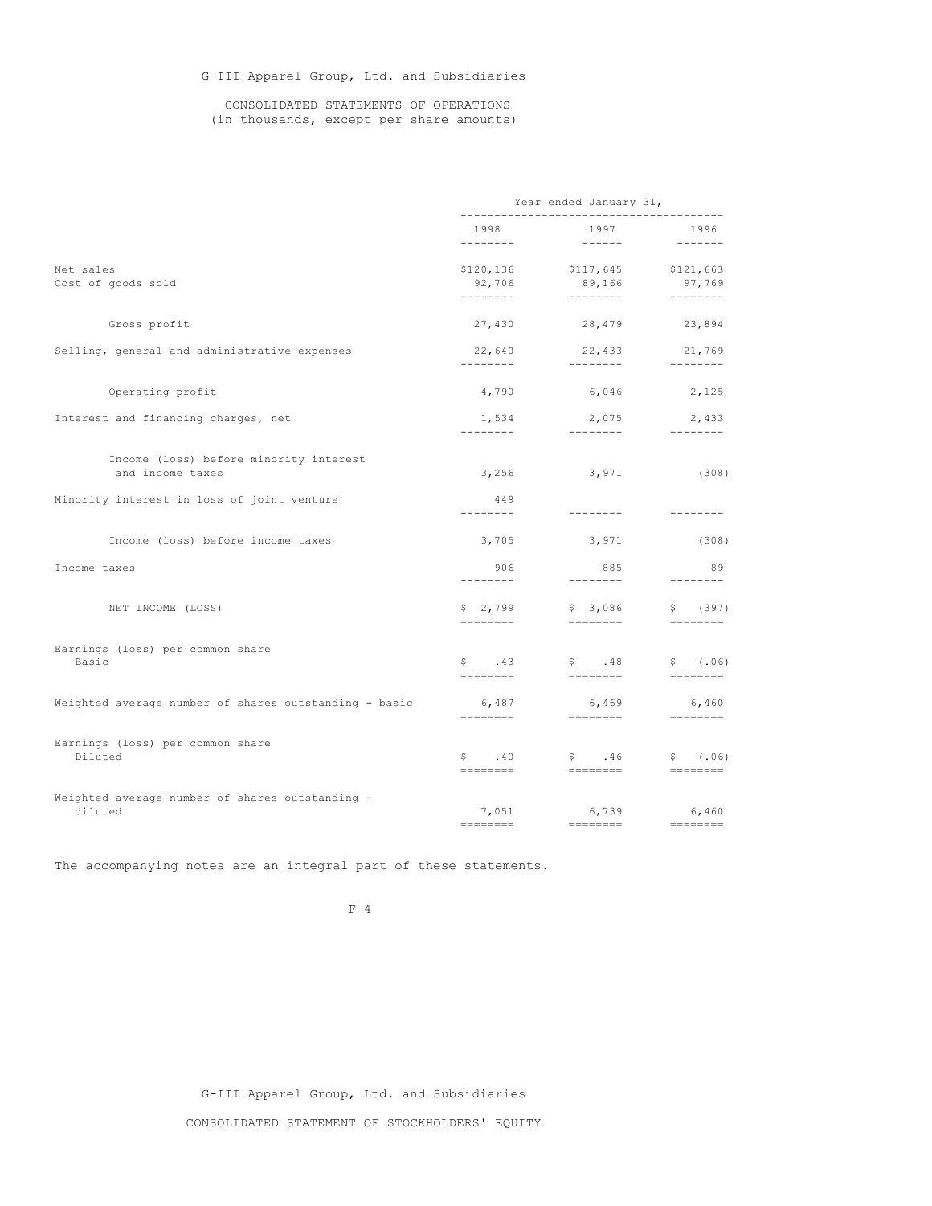G-III Apparel Group, Ltd. and Subsidiaries

CONSOLIDATED STATEMENTS OF OPERATIONS
(in thousands, except per share amounts)

| | Year ended January 31, | | |
|---|---|---|---|
| | 1998 | 1997 | 1996 |
| Net sales | $120,136 | $117,645 | $121,663 |
| Cost of goods sold | 92,706 | 89,166 | 97,769 |
| Gross profit | 27,430 | 28,479 | 23,894 |
| Selling, general and administrative expenses | 22,640 | 22,433 | 21,769 |
| Operating profit | 4,790 | 6,046 | 2,125 |
| Interest and financing charges, net | 1,534 | 2,075 | 2,433 |
| Income (loss) before minority interest and income taxes | 3,256 | 3,971 | (308) |
| Minority interest in loss of joint venture | 449 | | |
| Income (loss) before income taxes | 3,705 | 3,971 | (308) |
| Income taxes | 906 | 885 | 89 |
| NET INCOME (LOSS) | $ 2,799 | $ 3,086 | $ (397) |
| Earnings (loss) per common share Basic | $ .43 | $ .48 | $ (.06) |
| Weighted average number of shares outstanding - basic | 6,487 | 6,469 | 6,460 |
| Earnings (loss) per common share Diluted | $ .40 | $ .46 | $ (.06) |
| Weighted average number of shares outstanding - diluted | 7,051 | 6,739 | 6,460 |

The accompanying notes are an integral part of these statements.

G-III Apparel Group, Ltd. and Subsidiaries

CONSOLIDATED STATEMENT OF STOCKHOLDERS' EQUITY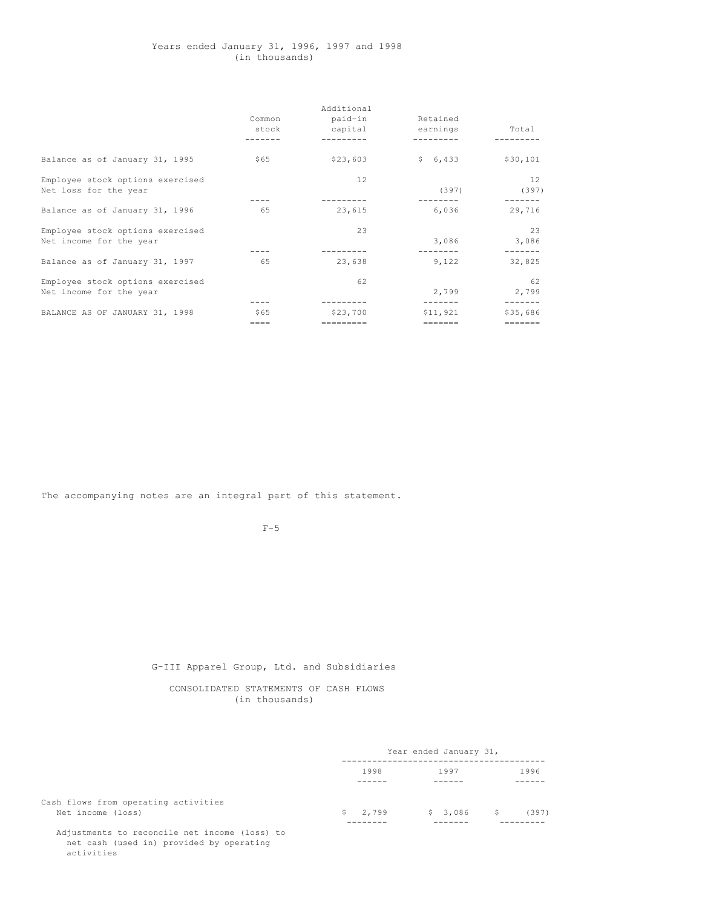Years ended January 31, 1996, 1997 and 1998
(in thousands)

| | Common stock | Additional paid-in capital | Retained earnings | Total |
|---|---|---|---|---|
| Balance as of January 31, 1995 | $65 | $23,603 | $ 6,433 | $30,101 |
| Employee stock options exercised | | 12 | | 12 |
| Net loss for the year | | | (397) | (397) |
| Balance as of January 31, 1996 | 65 | 23,615 | 6,036 | 29,716 |
| Employee stock options exercised | | 23 | | 23 |
| Net income for the year | | | 3,086 | 3,086 |
| Balance as of January 31, 1997 | 65 | 23,638 | 9,122 | 32,825 |
| Employee stock options exercised | | 62 | | 62 |
| Net income for the year | | | 2,799 | 2,799 |
| BALANCE AS OF JANUARY 31, 1998 | $65 | $23,700 | $11,921 | $35,686 |

The accompanying notes are an integral part of this statement.

G-III Apparel Group, Ltd. and Subsidiaries

CONSOLIDATED STATEMENTS OF CASH FLOWS
(in thousands)

| | Year ended January 31, | | |
|---|---|---|---|
| | 1998 | 1997 | 1996 |
| Cash flows from operating activities | | | |
| Net income (loss) | $ 2,799 | $ 3,086 | $ (397) |
| Adjustments to reconcile net income (loss) to net cash (used in) provided by operating activities | | | |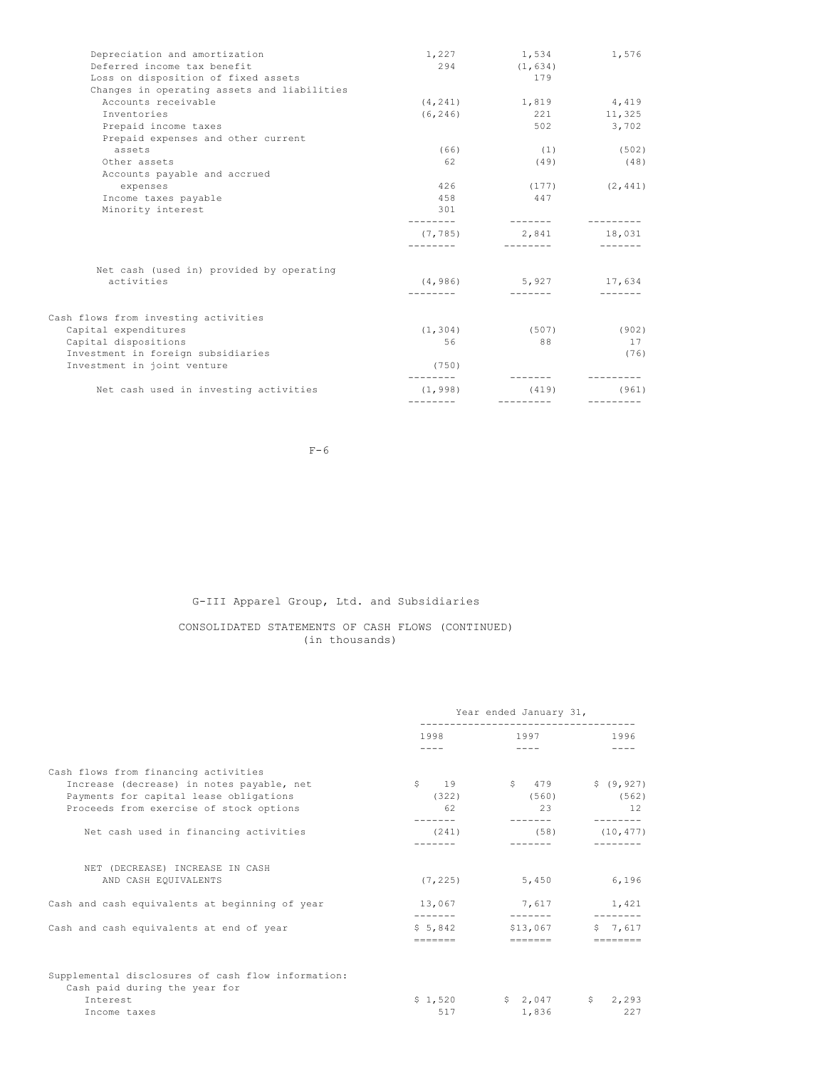| | | | |
|---|---|---|---|
| Depreciation and amortization | 1,227 | 1,534 | 1,576 |
| Deferred income tax benefit | 294 | (1,634) | |
| Loss on disposition of fixed assets | | 179 | |
| Changes in operating assets and liabilities | | | |
| Accounts receivable | (4,241) | 1,819 | 4,419 |
| Inventories | (6,246) | 221 | 11,325 |
| Prepaid income taxes | | 502 | 3,702 |
| Prepaid expenses and other current assets | (66) | (1) | (502) |
| Other assets | 62 | (49) | (48) |
| Accounts payable and accrued expenses | 426 | (177) | (2,441) |
| Income taxes payable | 458 | 447 | |
| Minority interest | 301 | | |
| | (7,785) | 2,841 | 18,031 |
| Net cash (used in) provided by operating activities | (4,986) | 5,927 | 17,634 |
| Cash flows from investing activities | | | |
| Capital expenditures | (1,304) | (507) | (902) |
| Capital dispositions | 56 | 88 | 17 |
| Investment in foreign subsidiaries | | | (76) |
| Investment in joint venture | (750) | | |
| Net cash used in investing activities | (1,998) | (419) | (961) |

G-III Apparel Group, Ltd. and Subsidiaries

CONSOLIDATED STATEMENTS OF CASH FLOWS (CONTINUED)
(in thousands)

| | Year ended January 31, | | |
|---|---|---|---|
| | 1998 | 1997 | 1996 |
| Cash flows from financing activities | | | |
| Increase (decrease) in notes payable, net | $ 19 | $ 479 | $ (9,927) |
| Payments for capital lease obligations | (322) | (560) | (562) |
| Proceeds from exercise of stock options | 62 | 23 | 12 |
| Net cash used in financing activities | (241) | (58) | (10,477) |
| NET (DECREASE) INCREASE IN CASH AND CASH EQUIVALENTS | (7,225) | 5,450 | 6,196 |
| Cash and cash equivalents at beginning of year | 13,067 | 7,617 | 1,421 |
| Cash and cash equivalents at end of year | $ 5,842 | $13,067 | $ 7,617 |
| Supplemental disclosures of cash flow information: | | | |
| Cash paid during the year for | | | |
| Interest | $ 1,520 | $ 2,047 | $ 2,293 |
| Income taxes | 517 | 1,836 | 227 |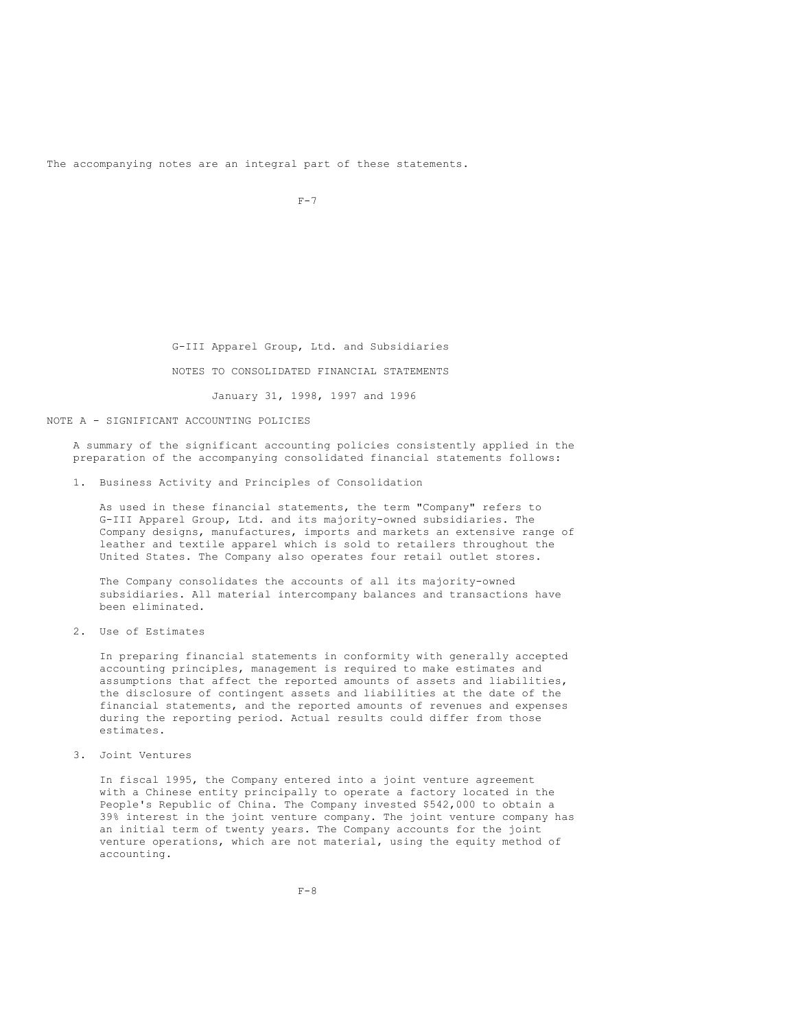The accompanying notes are an integral part of these statements.

G-III Apparel Group, Ltd. and Subsidiaries

NOTES TO CONSOLIDATED FINANCIAL STATEMENTS

January 31, 1998, 1997 and 1996

## NOTE A - SIGNIFICANT ACCOUNTING POLICIES

A summary of the significant accounting policies consistently applied in the preparation of the accompanying consolidated financial statements follows:

1. Business Activity and Principles of Consolidation

   As used in these financial statements, the term "Company" refers to G-III Apparel Group, Ltd. and its majority-owned subsidiaries. The Company designs, manufactures, imports and markets an extensive range of leather and textile apparel which is sold to retailers throughout the United States. The Company also operates four retail outlet stores.

   The Company consolidates the accounts of all its majority-owned subsidiaries. All material intercompany balances and transactions have been eliminated.

2. Use of Estimates

   In preparing financial statements in conformity with generally accepted accounting principles, management is required to make estimates and assumptions that affect the reported amounts of assets and liabilities, the disclosure of contingent assets and liabilities at the date of the financial statements, and the reported amounts of revenues and expenses during the reporting period. Actual results could differ from those estimates.

3. Joint Ventures

   In fiscal 1995, the Company entered into a joint venture agreement with a Chinese entity principally to operate a factory located in the People's Republic of China. The Company invested $542,000 to obtain a 39% interest in the joint venture company. The joint venture company has an initial term of twenty years. The Company accounts for the joint venture operations, which are not material, using the equity method of accounting.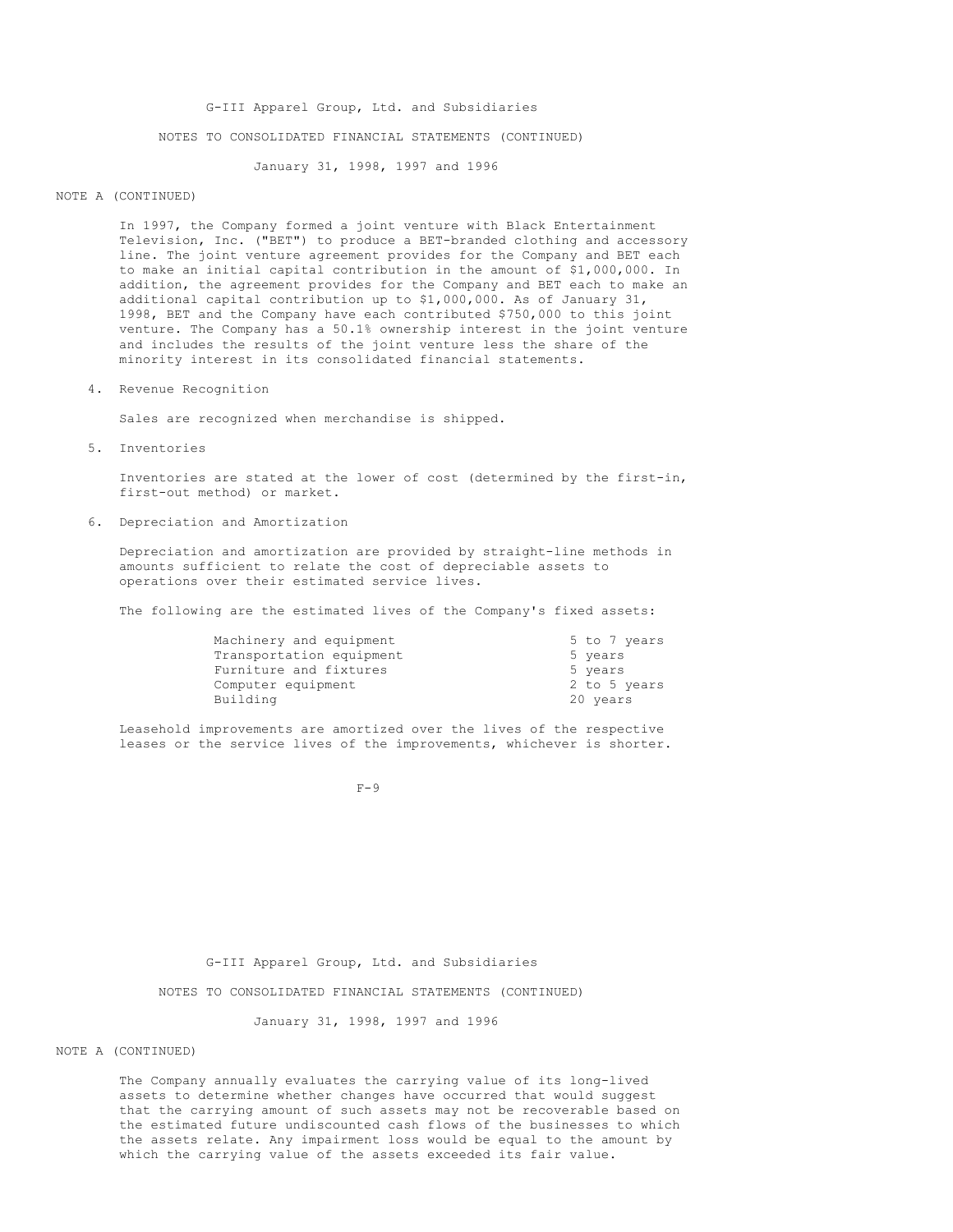NOTE A (CONTINUED)

In 1997, the Company formed a joint venture with Black Entertainment Television, Inc. ("BET") to produce a BET-branded clothing and accessory line. The joint venture agreement provides for the Company and BET each to make an initial capital contribution in the amount of $1,000,000. In addition, the agreement provides for the Company and BET each to make an additional capital contribution up to $1,000,000. As of January 31, 1998, BET and the Company have each contributed $750,000 to this joint venture. The Company has a 50.1% ownership interest in the joint venture and includes the results of the joint venture less the share of the minority interest in its consolidated financial statements.

4. Revenue Recognition

Sales are recognized when merchandise is shipped.

5. Inventories

Inventories are stated at the lower of cost (determined by the first-in, first-out method) or market.

6. Depreciation and Amortization

Depreciation and amortization are provided by straight-line methods in amounts sufficient to relate the cost of depreciable assets to operations over their estimated service lives.

The following are the estimated lives of the Company's fixed assets:

| | |
|---|---|
| Machinery and equipment | 5 to 7 years |
| Transportation equipment | 5 years |
| Furniture and fixtures | 5 years |
| Computer equipment | 2 to 5 years |
| Building | 20 years |

Leasehold improvements are amortized over the lives of the respective leases or the service lives of the improvements, whichever is shorter.

NOTE A (CONTINUED)

The Company annually evaluates the carrying value of its long-lived assets to determine whether changes have occurred that would suggest that the carrying amount of such assets may not be recoverable based on the estimated future undiscounted cash flows of the businesses to which the assets relate. Any impairment loss would be equal to the amount by which the carrying value of the assets exceeded its fair value.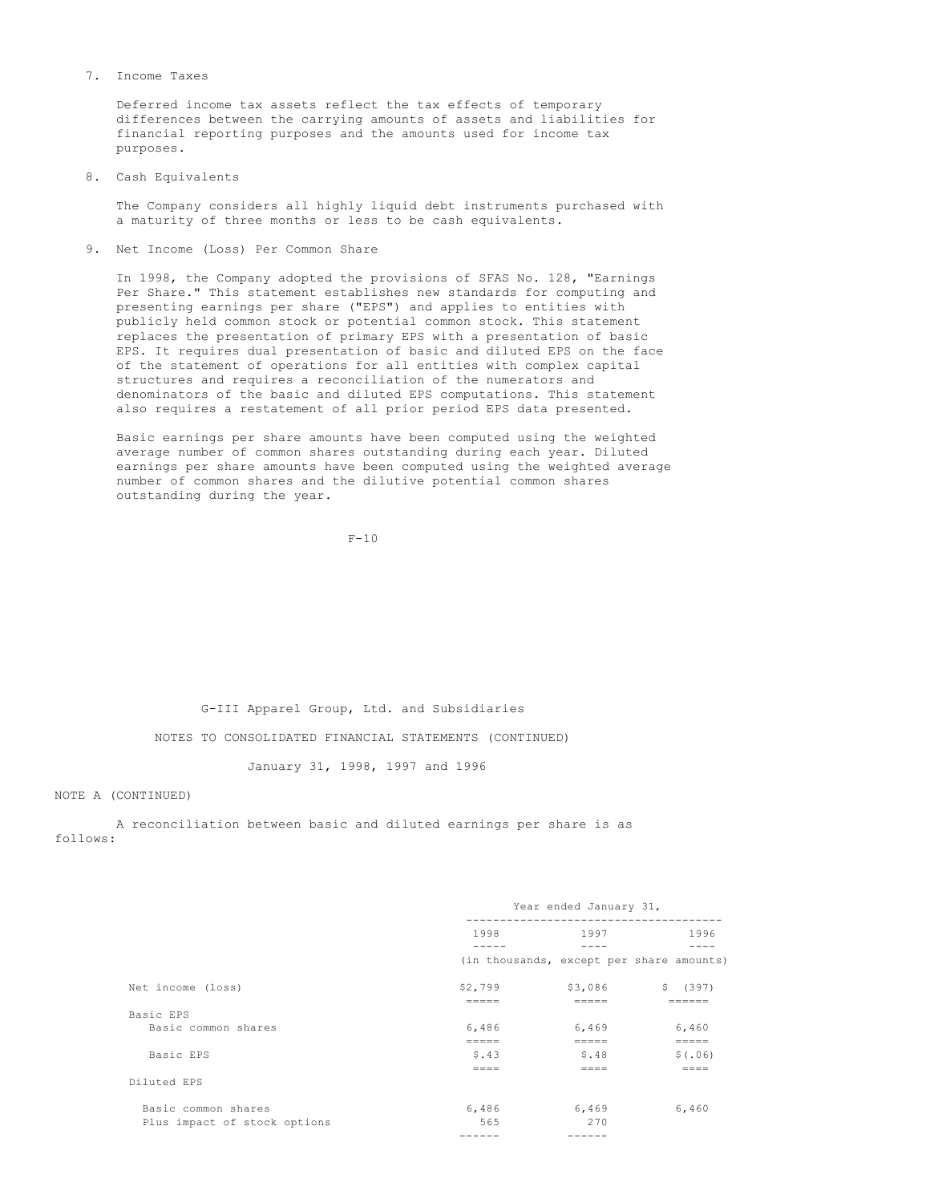7. Income Taxes

   Deferred income tax assets reflect the tax effects of temporary differences between the carrying amounts of assets and liabilities for financial reporting purposes and the amounts used for income tax purposes.

8. Cash Equivalents

   The Company considers all highly liquid debt instruments purchased with a maturity of three months or less to be cash equivalents.

9. Net Income (Loss) Per Common Share

   In 1998, the Company adopted the provisions of SFAS No. 128, "Earnings Per Share." This statement establishes new standards for computing and presenting earnings per share ("EPS") and applies to entities with publicly held common stock or potential common stock. This statement replaces the presentation of primary EPS with a presentation of basic EPS. It requires dual presentation of basic and diluted EPS on the face of the statement of operations for all entities with complex capital structures and requires a reconciliation of the numerators and denominators of the basic and diluted EPS computations. This statement also requires a restatement of all prior period EPS data presented.

   Basic earnings per share amounts have been computed using the weighted average number of common shares outstanding during each year. Diluted earnings per share amounts have been computed using the weighted average number of common shares and the dilutive potential common shares outstanding during the year.

G-III Apparel Group, Ltd. and Subsidiaries

NOTES TO CONSOLIDATED FINANCIAL STATEMENTS (CONTINUED)

January 31, 1998, 1997 and 1996

NOTE A (CONTINUED)

A reconciliation between basic and diluted earnings per share is as follows:

| | Year ended January 31, | | |
|---|---|---|---|
| | 1998 | 1997 | 1996 |
| | (in thousands, except per share amounts) | | |
| Net income (loss) | $2,799 | $3,086 | $ (397) |
| Basic EPS | | | |
| Basic common shares | 6,486 | 6,469 | 6,460 |
| Basic EPS | $.43 | $.48 | $(.06) |
| Diluted EPS | | | |
| Basic common shares | 6,486 | 6,469 | 6,460 |
| Plus impact of stock options | 565 | 270 | |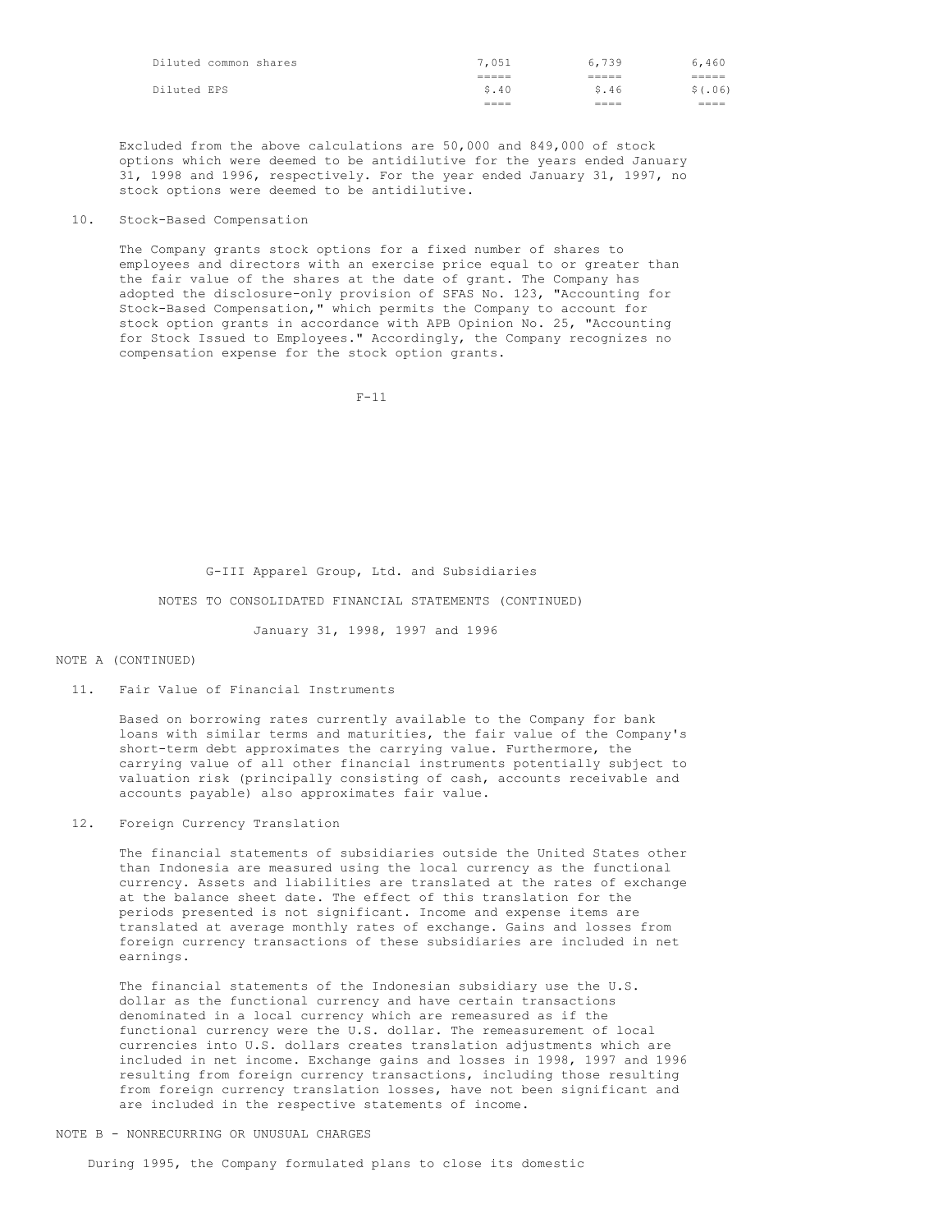| | | | |
|---|---|---|---|
| Diluted common shares | 7,051 | 6,739 | 6,460 |
| | ===== | ===== | ===== |
| Diluted EPS | $.40 | $.46 | $(.06) |
| | ==== | ==== | ==== |

Excluded from the above calculations are 50,000 and 849,000 of stock options which were deemed to be antidilutive for the years ended January 31, 1998 and 1996, respectively. For the year ended January 31, 1997, no stock options were deemed to be antidilutive.

10. Stock-Based Compensation

The Company grants stock options for a fixed number of shares to employees and directors with an exercise price equal to or greater than the fair value of the shares at the date of grant. The Company has adopted the disclosure-only provision of SFAS No. 123, "Accounting for Stock-Based Compensation," which permits the Company to account for stock option grants in accordance with APB Opinion No. 25, "Accounting for Stock Issued to Employees." Accordingly, the Company recognizes no compensation expense for the stock option grants.

G-III Apparel Group, Ltd. and Subsidiaries

NOTES TO CONSOLIDATED FINANCIAL STATEMENTS (CONTINUED)

January 31, 1998, 1997 and 1996

NOTE A (CONTINUED)

11. Fair Value of Financial Instruments

Based on borrowing rates currently available to the Company for bank loans with similar terms and maturities, the fair value of the Company's short-term debt approximates the carrying value. Furthermore, the carrying value of all other financial instruments potentially subject to valuation risk (principally consisting of cash, accounts receivable and accounts payable) also approximates fair value.

12. Foreign Currency Translation

The financial statements of subsidiaries outside the United States other than Indonesia are measured using the local currency as the functional currency. Assets and liabilities are translated at the rates of exchange at the balance sheet date. The effect of this translation for the periods presented is not significant. Income and expense items are translated at average monthly rates of exchange. Gains and losses from foreign currency transactions of these subsidiaries are included in net earnings.

The financial statements of the Indonesian subsidiary use the U.S. dollar as the functional currency and have certain transactions denominated in a local currency which are remeasured as if the functional currency were the U.S. dollar. The remeasurement of local currencies into U.S. dollars creates translation adjustments which are included in net income. Exchange gains and losses in 1998, 1997 and 1996 resulting from foreign currency transactions, including those resulting from foreign currency translation losses, have not been significant and are included in the respective statements of income.

NOTE B - NONRECURRING OR UNUSUAL CHARGES

During 1995, the Company formulated plans to close its domestic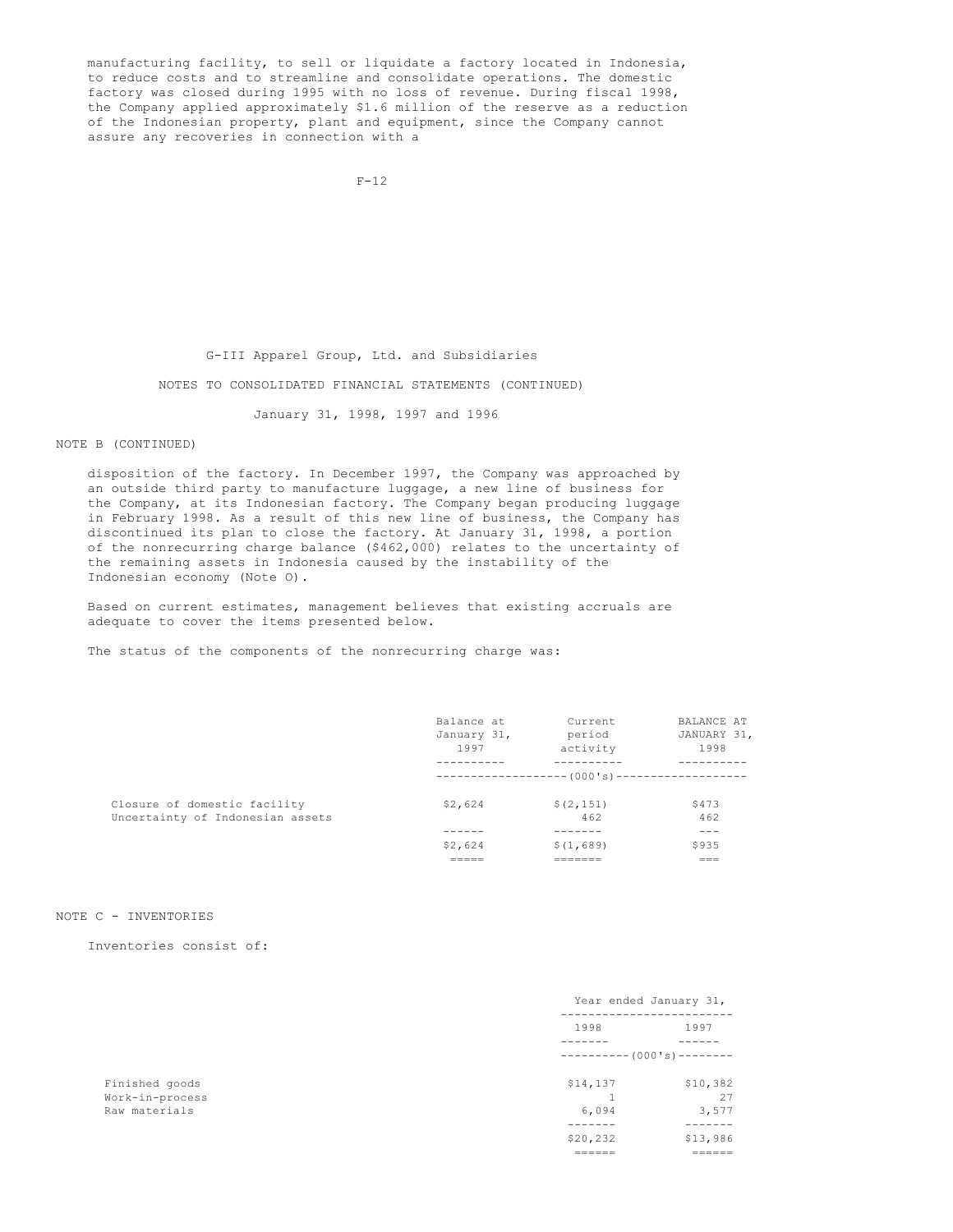manufacturing facility, to sell or liquidate a factory located in Indonesia, to reduce costs and to streamline and consolidate operations. The domestic factory was closed during 1995 with no loss of revenue. During fiscal 1998, the Company applied approximately $1.6 million of the reserve as a reduction of the Indonesian property, plant and equipment, since the Company cannot assure any recoveries in connection with a

G-III Apparel Group, Ltd. and Subsidiaries

NOTES TO CONSOLIDATED FINANCIAL STATEMENTS (CONTINUED)

January 31, 1998, 1997 and 1996

NOTE B (CONTINUED)

disposition of the factory. In December 1997, the Company was approached by an outside third party to manufacture luggage, a new line of business for the Company, at its Indonesian factory. The Company began producing luggage in February 1998. As a result of this new line of business, the Company has discontinued its plan to close the factory. At January 31, 1998, a portion of the nonrecurring charge balance ($462,000) relates to the uncertainty of the remaining assets in Indonesia caused by the instability of the Indonesian economy (Note O).

Based on current estimates, management believes that existing accruals are adequate to cover the items presented below.

The status of the components of the nonrecurring charge was:

| | Balance at January 31, 1997 | Current period activity | BALANCE AT JANUARY 31, 1998 |
|---|---|---|---|
| | (000's) | | |
| Closure of domestic facility | $2,624 | $(2,151) | $473 |
| Uncertainty of Indonesian assets | | 462 | 462 |
| | $2,624 | $(1,689) | $935 |

NOTE C - INVENTORIES

Inventories consist of:

| | Year ended January 31, | |
|---|---|---|
| | 1998 | 1997 |
| | (000's) | |
| Finished goods | $14,137 | $10,382 |
| Work-in-process | 1 | 27 |
| Raw materials | 6,094 | 3,577 |
| | $20,232 | $13,986 |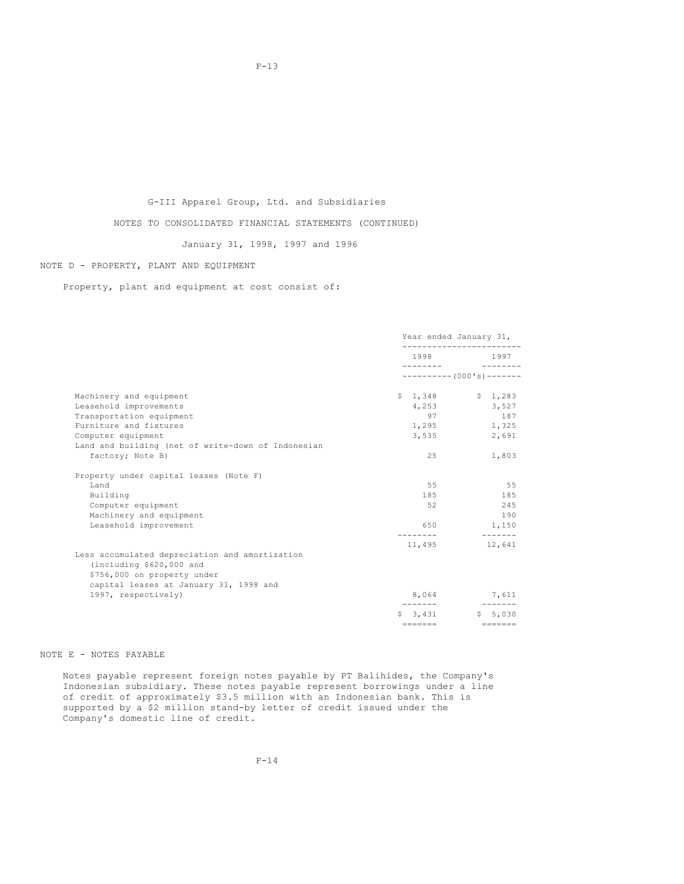G-III Apparel Group, Ltd. and Subsidiaries

NOTES TO CONSOLIDATED FINANCIAL STATEMENTS (CONTINUED)

January 31, 1998, 1997 and 1996

NOTE D - PROPERTY, PLANT AND EQUIPMENT

Property, plant and equipment at cost consist of:

| | Year ended January 31, | |
|---|---|---|
| | 1998 | 1997 |
| | (000's) | |
| Machinery and equipment | $ 1,348 | $ 1,283 |
| Leasehold improvements | 4,253 | 3,527 |
| Transportation equipment | 97 | 187 |
| Furniture and fixtures | 1,295 | 1,325 |
| Computer equipment | 3,535 | 2,691 |
| Land and building (net of write-down of Indonesian factory; Note B) | 25 | 1,803 |
| Property under capital leases (Note F) | | |
| Land | 55 | 55 |
| Building | 185 | 185 |
| Computer equipment | 52 | 245 |
| Machinery and equipment | | 190 |
| Leasehold improvement | 650 | 1,150 |
| | 11,495 | 12,641 |
| Less accumulated depreciation and amortization (including $620,000 and $756,000 on property under capital leases at January 31, 1998 and 1997, respectively) | 8,064 | 7,611 |
| | $ 3,431 | $ 5,030 |

NOTE E - NOTES PAYABLE

Notes payable represent foreign notes payable by PT Balihides, the Company's Indonesian subsidiary. These notes payable represent borrowings under a line of credit of approximately $3.5 million with an Indonesian bank. This is supported by a $2 million stand-by letter of credit issued under the Company's domestic line of credit.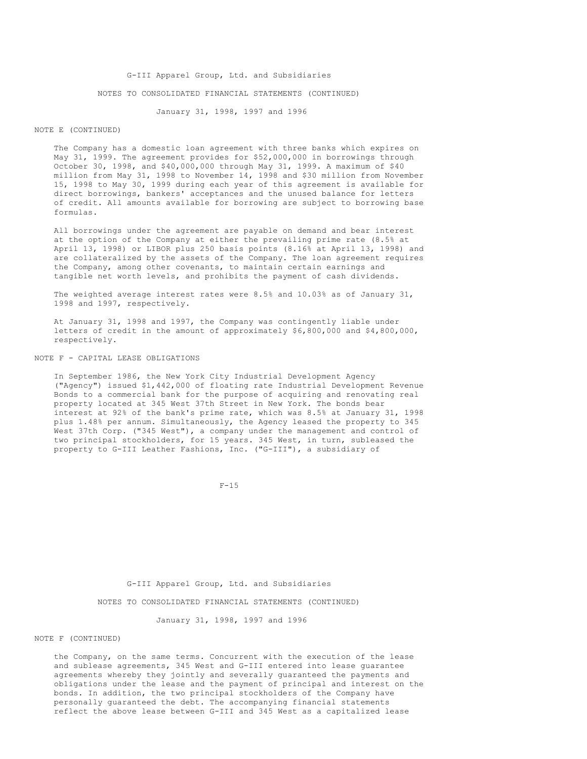NOTE E (CONTINUED)

The Company has a domestic loan agreement with three banks which expires on May 31, 1999. The agreement provides for $52,000,000 in borrowings through October 30, 1998, and $40,000,000 through May 31, 1999. A maximum of $40 million from May 31, 1998 to November 14, 1998 and $30 million from November 15, 1998 to May 30, 1999 during each year of this agreement is available for direct borrowings, bankers' acceptances and the unused balance for letters of credit. All amounts available for borrowing are subject to borrowing base formulas.

All borrowings under the agreement are payable on demand and bear interest at the option of the Company at either the prevailing prime rate (8.5% at April 13, 1998) or LIBOR plus 250 basis points (8.16% at April 13, 1998) and are collateralized by the assets of the Company. The loan agreement requires the Company, among other covenants, to maintain certain earnings and tangible net worth levels, and prohibits the payment of cash dividends.

The weighted average interest rates were 8.5% and 10.03% as of January 31, 1998 and 1997, respectively.

At January 31, 1998 and 1997, the Company was contingently liable under letters of credit in the amount of approximately $6,800,000 and $4,800,000, respectively.

NOTE F - CAPITAL LEASE OBLIGATIONS

In September 1986, the New York City Industrial Development Agency ("Agency") issued $1,442,000 of floating rate Industrial Development Revenue Bonds to a commercial bank for the purpose of acquiring and renovating real property located at 345 West 37th Street in New York. The bonds bear interest at 92% of the bank's prime rate, which was 8.5% at January 31, 1998 plus 1.48% per annum. Simultaneously, the Agency leased the property to 345 West 37th Corp. ("345 West"), a company under the management and control of two principal stockholders, for 15 years. 345 West, in turn, subleased the property to G-III Leather Fashions, Inc. ("G-III"), a subsidiary of

NOTE F (CONTINUED)

the Company, on the same terms. Concurrent with the execution of the lease and sublease agreements, 345 West and G-III entered into lease guarantee agreements whereby they jointly and severally guaranteed the payments and obligations under the lease and the payment of principal and interest on the bonds. In addition, the two principal stockholders of the Company have personally guaranteed the debt. The accompanying financial statements reflect the above lease between G-III and 345 West as a capitalized lease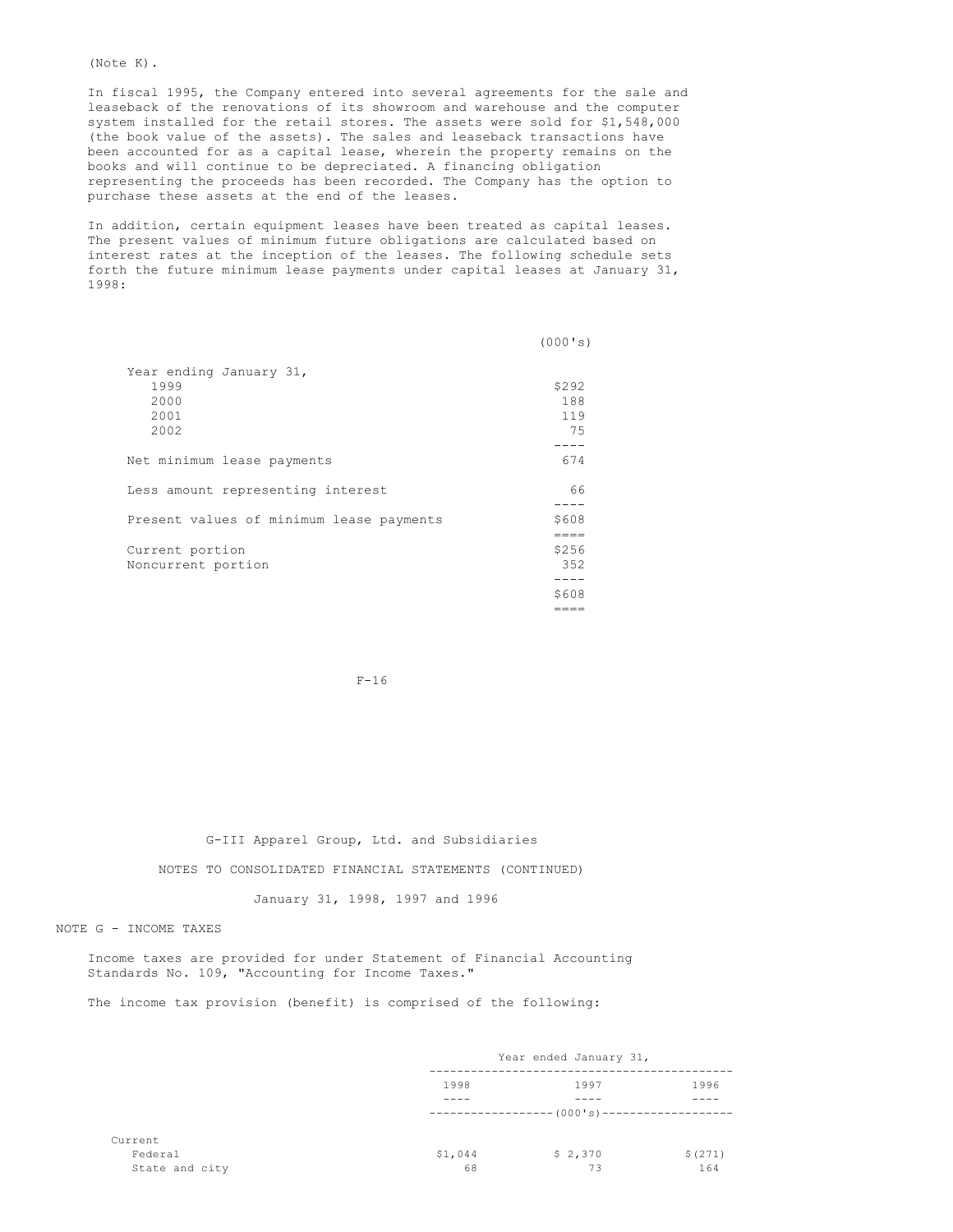(Note K).

In fiscal 1995, the Company entered into several agreements for the sale and leaseback of the renovations of its showroom and warehouse and the computer system installed for the retail stores. The assets were sold for $1,548,000 (the book value of the assets). The sales and leaseback transactions have been accounted for as a capital lease, wherein the property remains on the books and will continue to be depreciated. A financing obligation representing the proceeds has been recorded. The Company has the option to purchase these assets at the end of the leases.

In addition, certain equipment leases have been treated as capital leases. The present values of minimum future obligations are calculated based on interest rates at the inception of the leases. The following schedule sets forth the future minimum lease payments under capital leases at January 31, 1998:

| | (000's) |
|---|---|
| Year ending January 31, | |
| 1999 | $292 |
| 2000 | 188 |
| 2001 | 119 |
| 2002 | 75 |
| Net minimum lease payments | 674 |
| Less amount representing interest | 66 |
| Present values of minimum lease payments | $608 |
| Current portion | $256 |
| Noncurrent portion | 352 |
| | $608 |

G-III Apparel Group, Ltd. and Subsidiaries

NOTES TO CONSOLIDATED FINANCIAL STATEMENTS (CONTINUED)

January 31, 1998, 1997 and 1996

## NOTE G - INCOME TAXES

Income taxes are provided for under Statement of Financial Accounting Standards No. 109, "Accounting for Income Taxes."

The income tax provision (benefit) is comprised of the following:

| | Year ended January 31, | | |
|---|---|---|---|
| | 1998 | 1997 | 1996 |
| | (000's) | | |
| Current | | | |
| Federal | $1,044 | $ 2,370 | $(271) |
| State and city | 68 | 73 | 164 |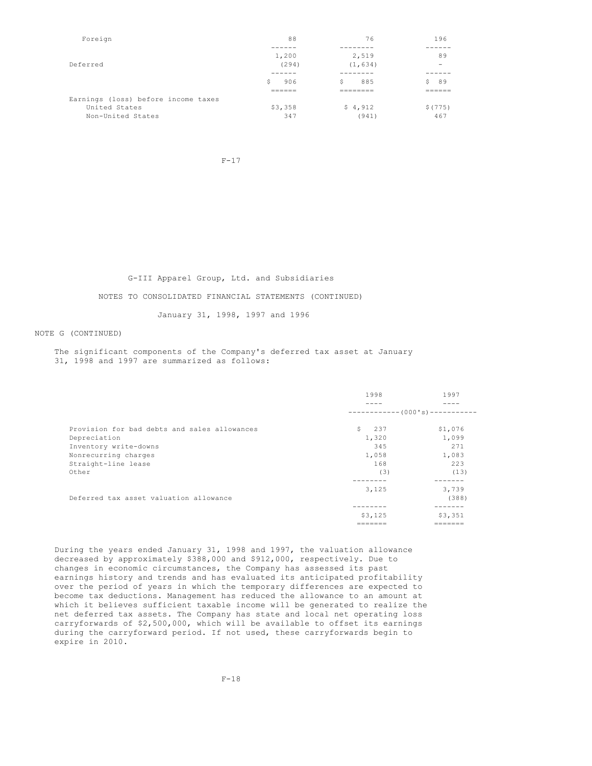| | | | |
|---|---|---|---|
| Foreign | 88 | 76 | 196 |
| | 1,200 | 2,519 | 89 |
| Deferred | (294) | (1,634) | - |
| | $ 906 | $ 885 | $ 89 |
| Earnings (loss) before income taxes | | | |
| United States | $3,358 | $ 4,912 | $(775) |
| Non-United States | 347 | (941) | 467 |

G-III Apparel Group, Ltd. and Subsidiaries

NOTES TO CONSOLIDATED FINANCIAL STATEMENTS (CONTINUED)

January 31, 1998, 1997 and 1996

NOTE G (CONTINUED)

The significant components of the Company's deferred tax asset at January 31, 1998 and 1997 are summarized as follows:

| | 1998 | 1997 |
|---|---|---|
| | (000's) | |
| Provision for bad debts and sales allowances | $ 237 | $1,076 |
| Depreciation | 1,320 | 1,099 |
| Inventory write-downs | 345 | 271 |
| Nonrecurring charges | 1,058 | 1,083 |
| Straight-line lease | 168 | 223 |
| Other | (3) | (13) |
| | 3,125 | 3,739 |
| Deferred tax asset valuation allowance | | (388) |
| | $3,125 | $3,351 |

During the years ended January 31, 1998 and 1997, the valuation allowance decreased by approximately $388,000 and $912,000, respectively. Due to changes in economic circumstances, the Company has assessed its past earnings history and trends and has evaluated its anticipated profitability over the period of years in which the temporary differences are expected to become tax deductions. Management has reduced the allowance to an amount at which it believes sufficient taxable income will be generated to realize the net deferred tax assets. The Company has state and local net operating loss carryforwards of $2,500,000, which will be available to offset its earnings during the carryforward period. If not used, these carryforwards begin to expire in 2010.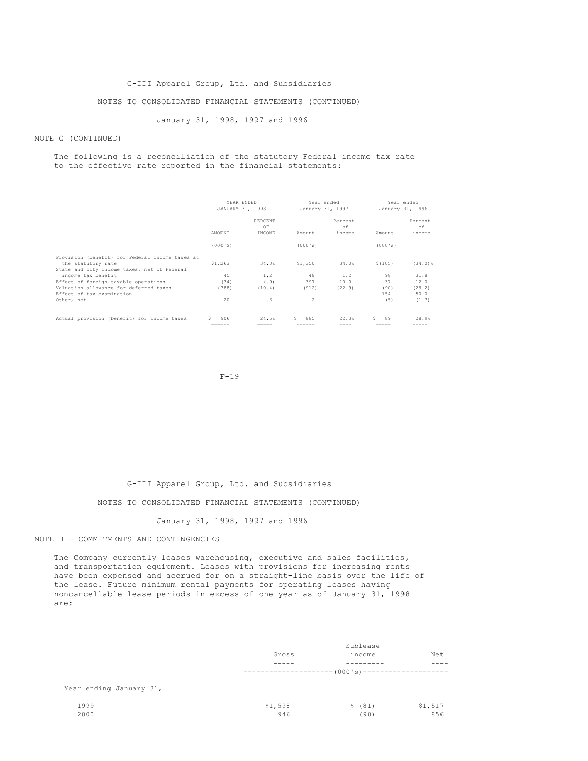G-III Apparel Group, Ltd. and Subsidiaries

NOTES TO CONSOLIDATED FINANCIAL STATEMENTS (CONTINUED)

January 31, 1998, 1997 and 1996

NOTE G (CONTINUED)

The following is a reconciliation of the statutory Federal income tax rate to the effective rate reported in the financial statements:

| | YEAR ENDED JANUARY 31, 1998 | | Year ended January 31, 1997 | | Year ended January 31, 1996 | |
|---|---|---|---|---|---|---|
| | AMOUNT (000'S) | PERCENT OF INCOME | Amount (000's) | Percent of income | Amount (000's) | Percent of income |
| Provision (benefit) for Federal income taxes at the statutory rate | $1,263 | 34.0% | $1,350 | 34.0% | $(105) | (34.0)% |
| State and city income taxes, net of Federal income tax benefit | 45 | 1.2 | 48 | 1.2 | 98 | 31.8 |
| Effect of foreign taxable operations | (34) | (.9) | 397 | 10.0 | 37 | 12.0 |
| Valuation allowance for deferred taxes | (388) | (10.4) | (912) | (22.9) | (90) | (29.2) |
| Effect of tax examination | | | | | 154 | 50.0 |
| Other, net | 20 | .6 | 2 | | (5) | (1.7) |
| Actual provision (benefit) for income taxes | $ 906 | 24.5% | $ 885 | 22.3% | $ 89 | 28.9% |

G-III Apparel Group, Ltd. and Subsidiaries

NOTES TO CONSOLIDATED FINANCIAL STATEMENTS (CONTINUED)

January 31, 1998, 1997 and 1996

NOTE H - COMMITMENTS AND CONTINGENCIES

The Company currently leases warehousing, executive and sales facilities, and transportation equipment. Leases with provisions for increasing rents have been expensed and accrued for on a straight-line basis over the life of the lease. Future minimum rental payments for operating leases having noncancellable lease periods in excess of one year as of January 31, 1998 are:

| | Gross | Sublease income | Net |
|---|---|---|---|
| | (000's) | | |
| Year ending January 31, | | | |
| 1999 | $1,598 | $ (81) | $1,517 |
| 2000 | 946 | (90) | 856 |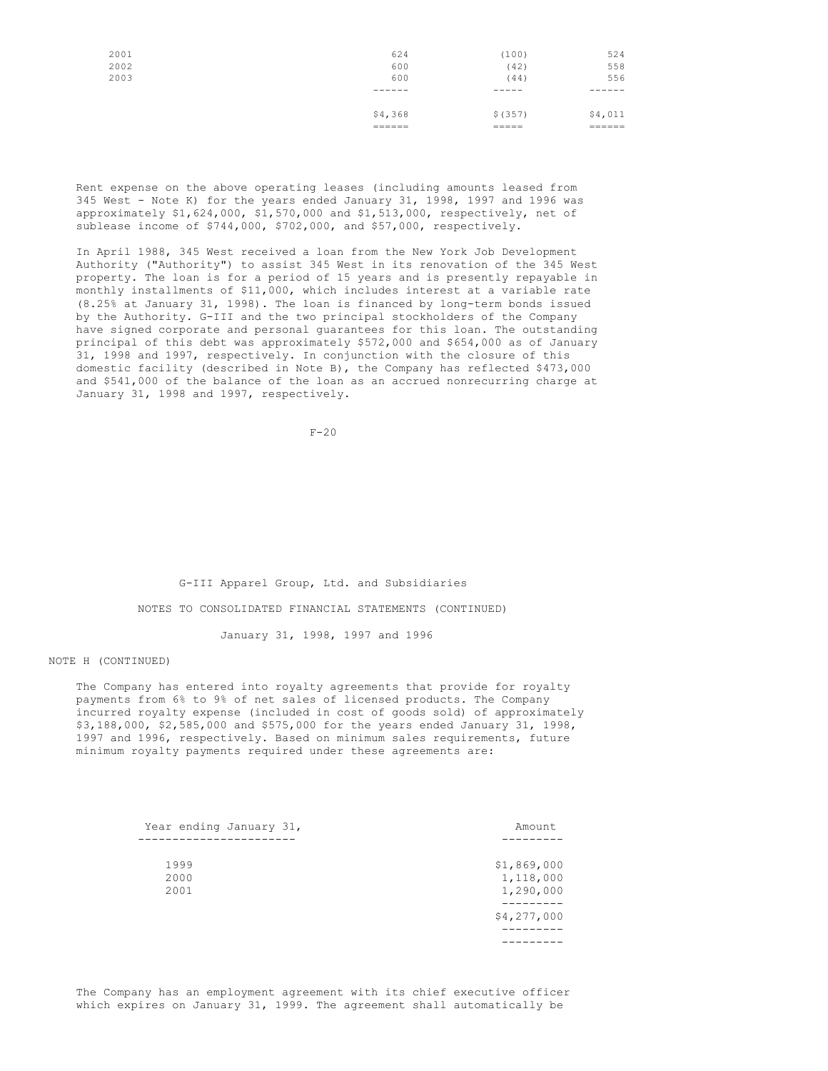| | | | |
|---|---|---|---|
| 2001 | 624 | (100) | 524 |
| 2002 | 600 | (42) | 558 |
| 2003 | 600 | (44) | 556 |
| | $4,368 | $(357) | $4,011 |

Rent expense on the above operating leases (including amounts leased from 345 West - Note K) for the years ended January 31, 1998, 1997 and 1996 was approximately $1,624,000, $1,570,000 and $1,513,000, respectively, net of sublease income of $744,000, $702,000, and $57,000, respectively.

In April 1988, 345 West received a loan from the New York Job Development Authority ("Authority") to assist 345 West in its renovation of the 345 West property. The loan is for a period of 15 years and is presently repayable in monthly installments of $11,000, which includes interest at a variable rate (8.25% at January 31, 1998). The loan is financed by long-term bonds issued by the Authority. G-III and the two principal stockholders of the Company have signed corporate and personal guarantees for this loan. The outstanding principal of this debt was approximately $572,000 and $654,000 as of January 31, 1998 and 1997, respectively. In conjunction with the closure of this domestic facility (described in Note B), the Company has reflected $473,000 and $541,000 of the balance of the loan as an accrued nonrecurring charge at January 31, 1998 and 1997, respectively.

G-III Apparel Group, Ltd. and Subsidiaries

NOTES TO CONSOLIDATED FINANCIAL STATEMENTS (CONTINUED)

January 31, 1998, 1997 and 1996

NOTE H (CONTINUED)

The Company has entered into royalty agreements that provide for royalty payments from 6% to 9% of net sales of licensed products. The Company incurred royalty expense (included in cost of goods sold) of approximately $3,188,000, $2,585,000 and $575,000 for the years ended January 31, 1998, 1997 and 1996, respectively. Based on minimum sales requirements, future minimum royalty payments required under these agreements are:

| Year ending January 31, | Amount |
|---|---|
| 1999 | $1,869,000 |
| 2000 | 1,118,000 |
| 2001 | 1,290,000 |
| | $4,277,000 |

The Company has an employment agreement with its chief executive officer which expires on January 31, 1999. The agreement shall automatically be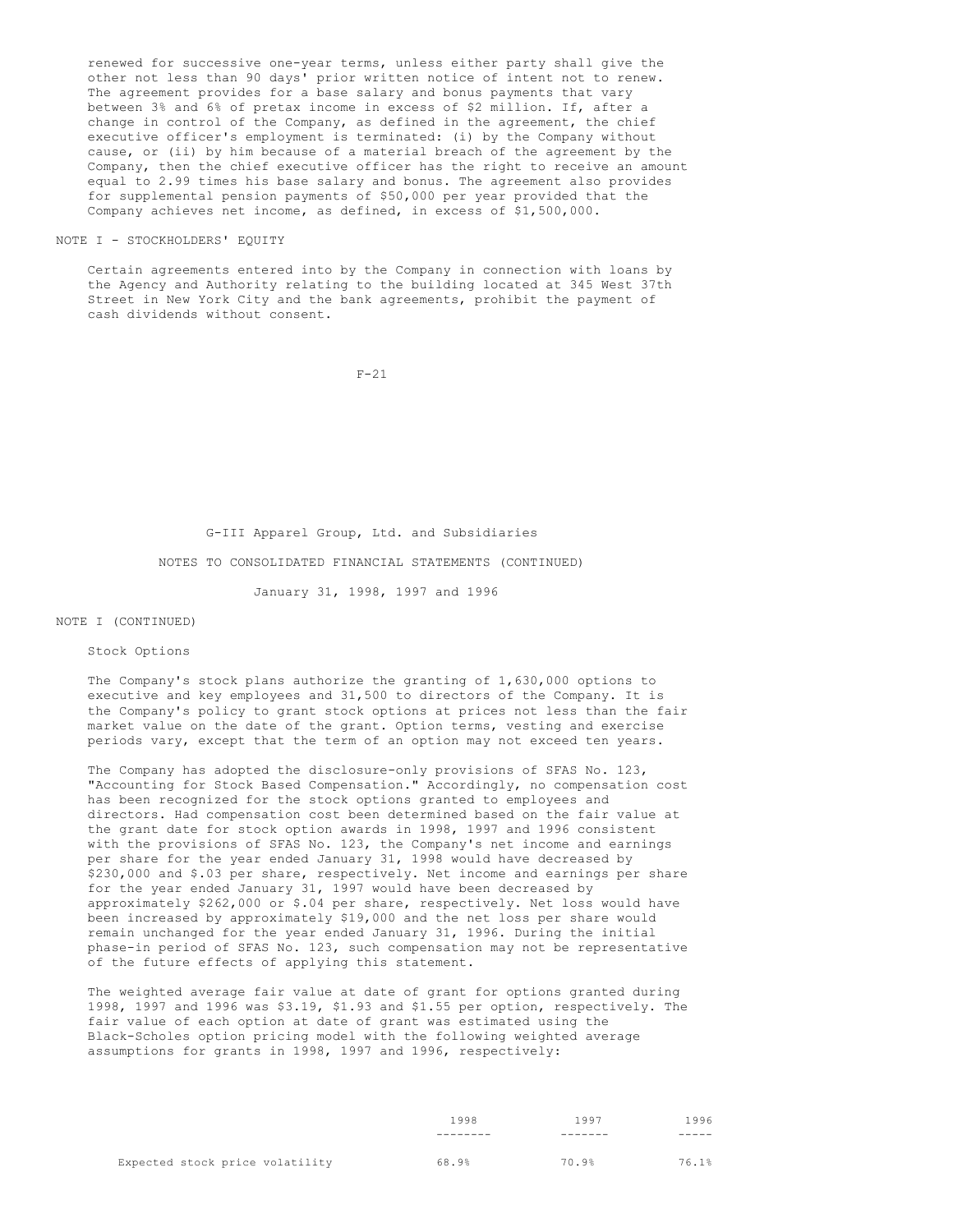renewed for successive one-year terms, unless either party shall give the other not less than 90 days' prior written notice of intent not to renew. The agreement provides for a base salary and bonus payments that vary between 3% and 6% of pretax income in excess of $2 million. If, after a change in control of the Company, as defined in the agreement, the chief executive officer's employment is terminated: (i) by the Company without cause, or (ii) by him because of a material breach of the agreement by the Company, then the chief executive officer has the right to receive an amount equal to 2.99 times his base salary and bonus. The agreement also provides for supplemental pension payments of $50,000 per year provided that the Company achieves net income, as defined, in excess of $1,500,000.

NOTE I - STOCKHOLDERS' EQUITY

Certain agreements entered into by the Company in connection with loans by the Agency and Authority relating to the building located at 345 West 37th Street in New York City and the bank agreements, prohibit the payment of cash dividends without consent.

G-III Apparel Group, Ltd. and Subsidiaries

NOTES TO CONSOLIDATED FINANCIAL STATEMENTS (CONTINUED)

January 31, 1998, 1997 and 1996

NOTE I (CONTINUED)

Stock Options

The Company's stock plans authorize the granting of 1,630,000 options to executive and key employees and 31,500 to directors of the Company. It is the Company's policy to grant stock options at prices not less than the fair market value on the date of the grant. Option terms, vesting and exercise periods vary, except that the term of an option may not exceed ten years.

The Company has adopted the disclosure-only provisions of SFAS No. 123, "Accounting for Stock Based Compensation." Accordingly, no compensation cost has been recognized for the stock options granted to employees and directors. Had compensation cost been determined based on the fair value at the grant date for stock option awards in 1998, 1997 and 1996 consistent with the provisions of SFAS No. 123, the Company's net income and earnings per share for the year ended January 31, 1998 would have decreased by $230,000 and $.03 per share, respectively. Net income and earnings per share for the year ended January 31, 1997 would have been decreased by approximately $262,000 or $.04 per share, respectively. Net loss would have been increased by approximately $19,000 and the net loss per share would remain unchanged for the year ended January 31, 1996. During the initial phase-in period of SFAS No. 123, such compensation may not be representative of the future effects of applying this statement.

The weighted average fair value at date of grant for options granted during 1998, 1997 and 1996 was $3.19, $1.93 and $1.55 per option, respectively. The fair value of each option at date of grant was estimated using the Black-Scholes option pricing model with the following weighted average assumptions for grants in 1998, 1997 and 1996, respectively:

| | 1998 | 1997 | 1996 |
|---|---|---|---|
| Expected stock price volatility | 68.9% | 70.9% | 76.1% |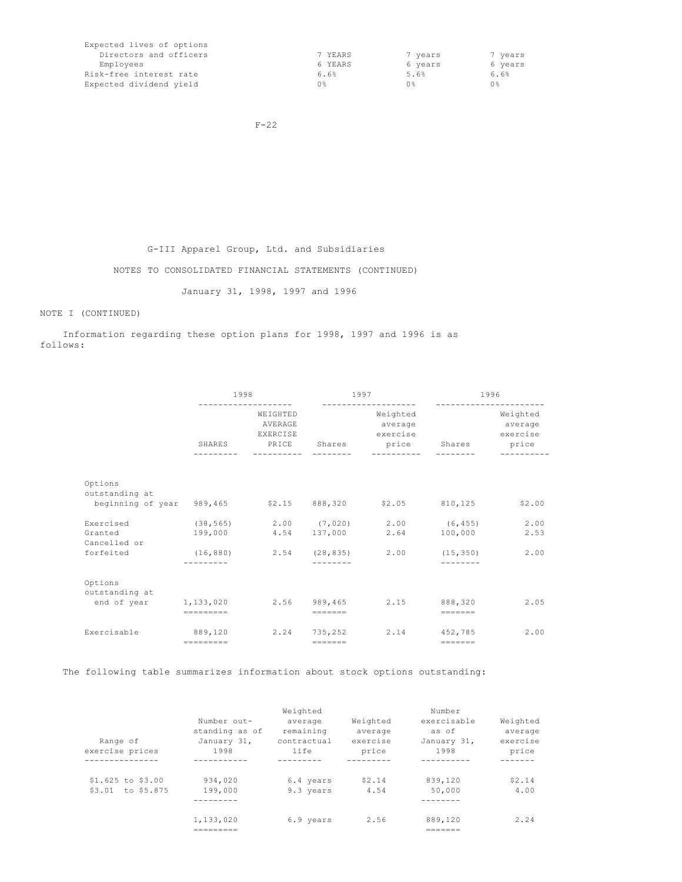| | | | |
|---|---|---|---|
| Expected lives of options | | | |
| Directors and officers | 7 YEARS | 7 years | 7 years |
| Employees | 6 YEARS | 6 years | 6 years |
| Risk-free interest rate | 6.6% | 5.6% | 6.6% |
| Expected dividend yield | 0% | 0% | 0% |

G-III Apparel Group, Ltd. and Subsidiaries

NOTES TO CONSOLIDATED FINANCIAL STATEMENTS (CONTINUED)

January 31, 1998, 1997 and 1996

NOTE I (CONTINUED)

Information regarding these option plans for 1998, 1997 and 1996 is as follows:

| | 1998 | | 1997 | | 1996 | |
|---|---|---|---|---|---|---|
| | SHARES | WEIGHTED AVERAGE EXERCISE PRICE | Shares | Weighted average exercise price | Shares | Weighted average exercise price |
| Options outstanding at beginning of year | 989,465 | $2.15 | 888,320 | $2.05 | 810,125 | $2.00 |
| Exercised | (38,565) | 2.00 | (7,020) | 2.00 | (6,455) | 2.00 |
| Granted | 199,000 | 4.54 | 137,000 | 2.64 | 100,000 | 2.53 |
| Cancelled or forfeited | (16,880) | 2.54 | (28,835) | 2.00 | (15,350) | 2.00 |
| Options outstanding at end of year | 1,133,020 | 2.56 | 989,465 | 2.15 | 888,320 | 2.05 |
| Exercisable | 889,120 | 2.24 | 735,252 | 2.14 | 452,785 | 2.00 |

The following table summarizes information about stock options outstanding:

| Range of exercise prices | Number outstanding as of January 31, 1998 | Weighted average remaining contractual life | Weighted average exercise price | Number exercisable as of January 31, 1998 | Weighted average exercise price |
|---|---|---|---|---|---|
| $1.625 to $3.00 | 934,020 | 6.4 years | $2.14 | 839,120 | $2.14 |
| $3.01 to $5.875 | 199,000 | 9.3 years | 4.54 | 50,000 | 4.00 |
| | 1,133,020 | 6.9 years | 2.56 | 889,120 | 2.24 |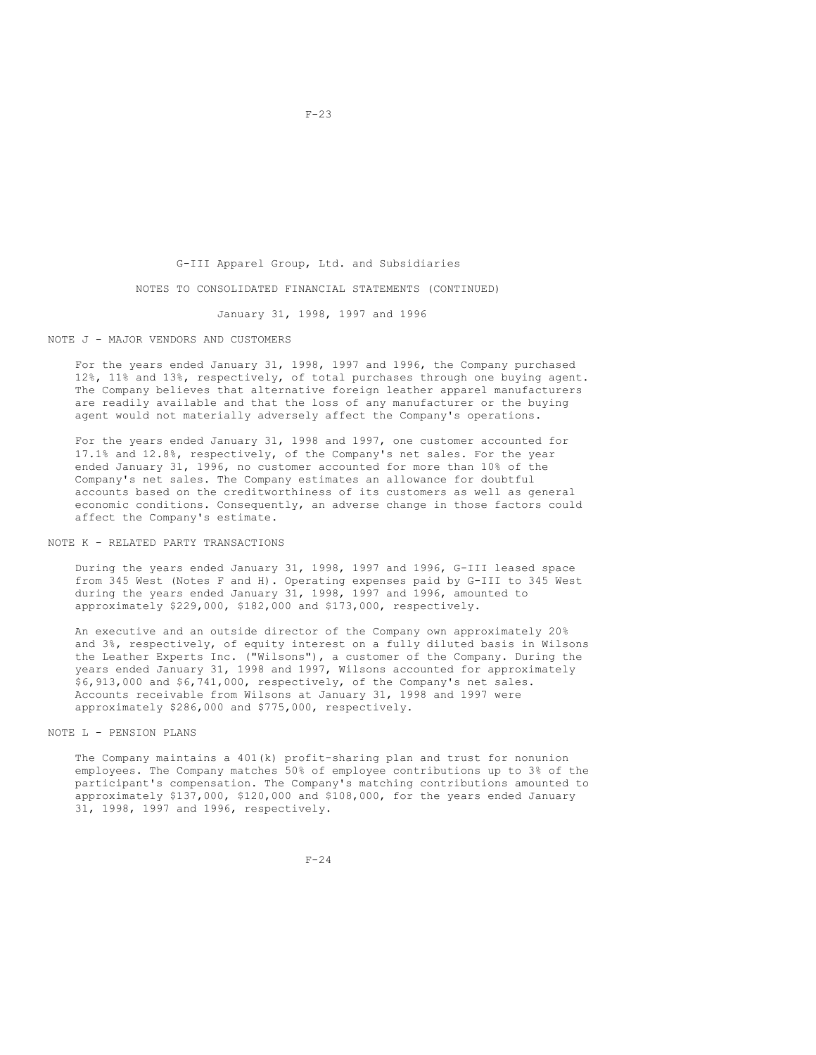G-III Apparel Group, Ltd. and Subsidiaries

NOTES TO CONSOLIDATED FINANCIAL STATEMENTS (CONTINUED)

January 31, 1998, 1997 and 1996

## NOTE J - MAJOR VENDORS AND CUSTOMERS

For the years ended January 31, 1998, 1997 and 1996, the Company purchased 12%, 11% and 13%, respectively, of total purchases through one buying agent. The Company believes that alternative foreign leather apparel manufacturers are readily available and that the loss of any manufacturer or the buying agent would not materially adversely affect the Company's operations.

For the years ended January 31, 1998 and 1997, one customer accounted for 17.1% and 12.8%, respectively, of the Company's net sales. For the year ended January 31, 1996, no customer accounted for more than 10% of the Company's net sales. The Company estimates an allowance for doubtful accounts based on the creditworthiness of its customers as well as general economic conditions. Consequently, an adverse change in those factors could affect the Company's estimate.

## NOTE K - RELATED PARTY TRANSACTIONS

During the years ended January 31, 1998, 1997 and 1996, G-III leased space from 345 West (Notes F and H). Operating expenses paid by G-III to 345 West during the years ended January 31, 1998, 1997 and 1996, amounted to approximately $229,000, $182,000 and $173,000, respectively.

An executive and an outside director of the Company own approximately 20% and 3%, respectively, of equity interest on a fully diluted basis in Wilsons the Leather Experts Inc. ("Wilsons"), a customer of the Company. During the years ended January 31, 1998 and 1997, Wilsons accounted for approximately $6,913,000 and $6,741,000, respectively, of the Company's net sales. Accounts receivable from Wilsons at January 31, 1998 and 1997 were approximately $286,000 and $775,000, respectively.

## NOTE L - PENSION PLANS

The Company maintains a 401(k) profit-sharing plan and trust for nonunion employees. The Company matches 50% of employee contributions up to 3% of the participant's compensation. The Company's matching contributions amounted to approximately $137,000, $120,000 and $108,000, for the years ended January 31, 1998, 1997 and 1996, respectively.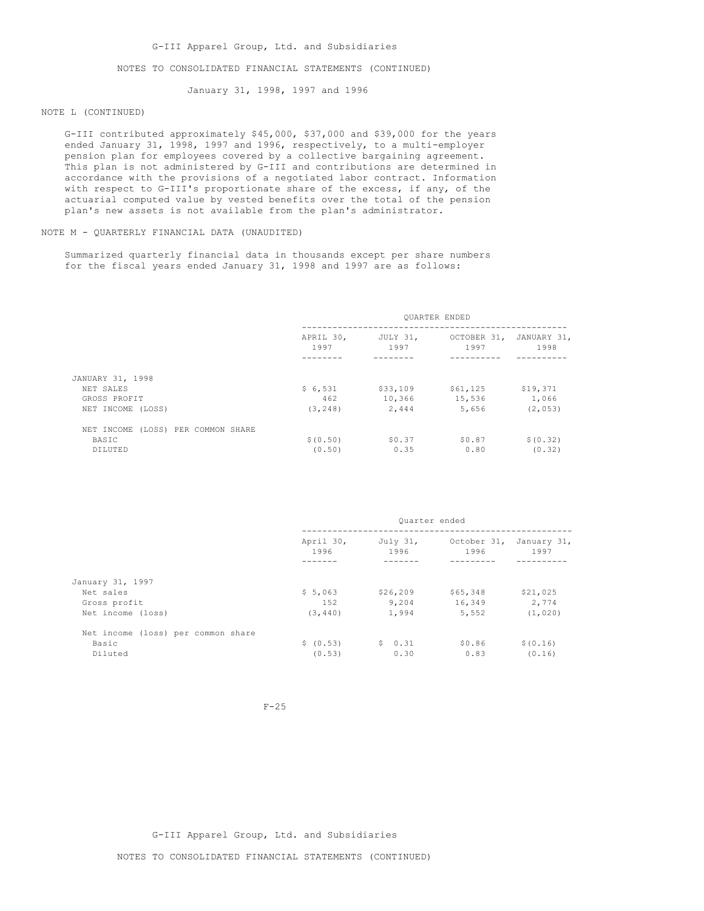NOTE L (CONTINUED)

G-III contributed approximately $45,000, $37,000 and $39,000 for the years ended January 31, 1998, 1997 and 1996, respectively, to a multi-employer pension plan for employees covered by a collective bargaining agreement. This plan is not administered by G-III and contributions are determined in accordance with the provisions of a negotiated labor contract. Information with respect to G-III's proportionate share of the excess, if any, of the actuarial computed value by vested benefits over the total of the pension plan's new assets is not available from the plan's administrator.

## NOTE M - QUARTERLY FINANCIAL DATA (UNAUDITED)

Summarized quarterly financial data in thousands except per share numbers for the fiscal years ended January 31, 1998 and 1997 are as follows:

| | QUARTER ENDED | | | |
|---|---|---|---|---|
| | APRIL 30, 1997 | JULY 31, 1997 | OCTOBER 31, 1997 | JANUARY 31, 1998 |
| JANUARY 31, 1998 | | | | |
| NET SALES | $ 6,531 | $33,109 | $61,125 | $19,371 |
| GROSS PROFIT | 462 | 10,366 | 15,536 | 1,066 |
| NET INCOME (LOSS) | (3,248) | 2,444 | 5,656 | (2,053) |
| NET INCOME (LOSS) PER COMMON SHARE | | | | |
| BASIC | $(0.50) | $0.37 | $0.87 | $(0.32) |
| DILUTED | (0.50) | 0.35 | 0.80 | (0.32) |

| | Quarter ended | | | |
|---|---|---|---|---|
| | April 30, 1996 | July 31, 1996 | October 31, 1996 | January 31, 1997 |
| January 31, 1997 | | | | |
| Net sales | $ 5,063 | $26,209 | $65,348 | $21,025 |
| Gross profit | 152 | 9,204 | 16,349 | 2,774 |
| Net income (loss) | (3,440) | 1,994 | 5,552 | (1,020) |
| Net income (loss) per common share | | | | |
| Basic | $ (0.53) | $ 0.31 | $0.86 | $(0.16) |
| Diluted | (0.53) | 0.30 | 0.83 | (0.16) |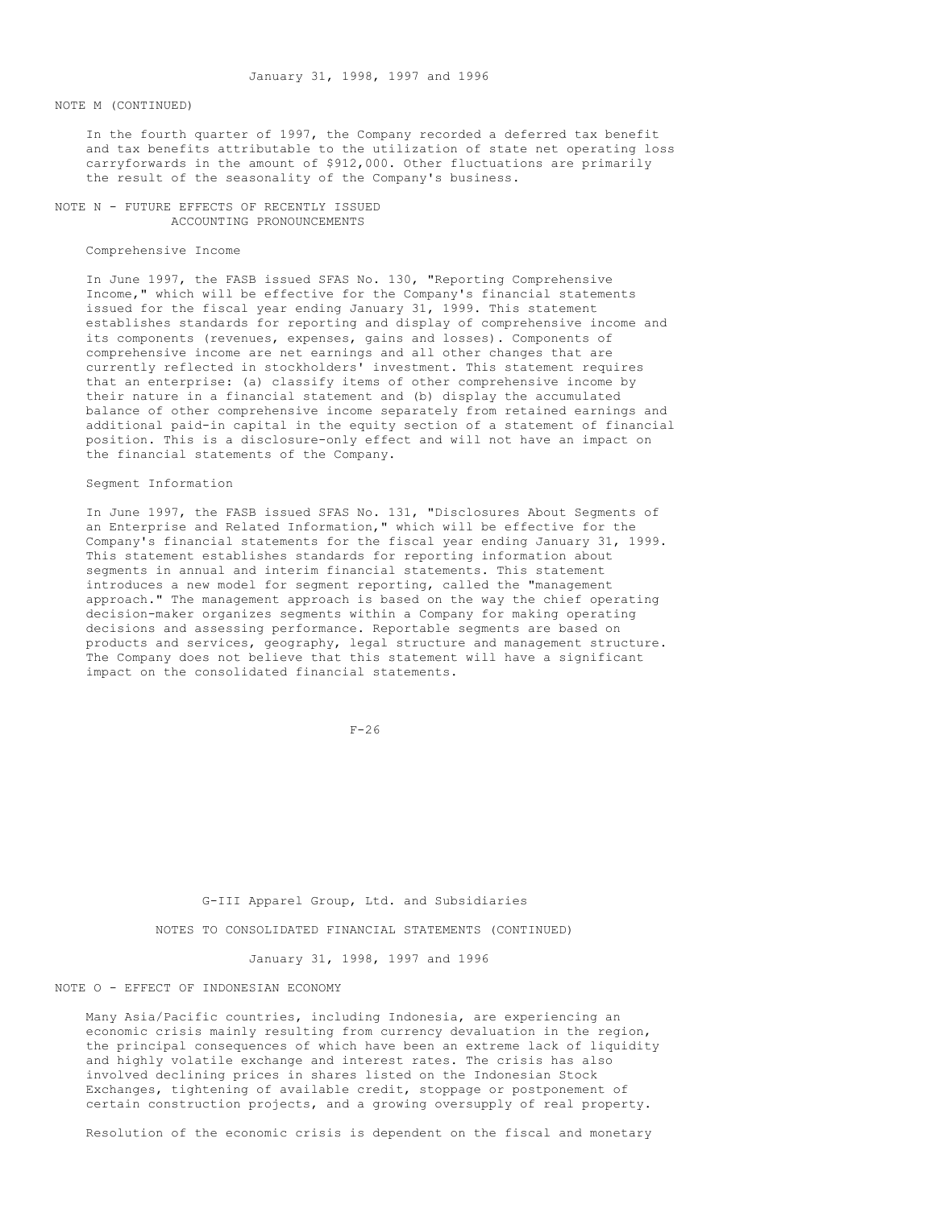NOTE M (CONTINUED)

In the fourth quarter of 1997, the Company recorded a deferred tax benefit and tax benefits attributable to the utilization of state net operating loss carryforwards in the amount of $912,000. Other fluctuations are primarily the result of the seasonality of the Company's business.

NOTE N - FUTURE EFFECTS OF RECENTLY ISSUED ACCOUNTING PRONOUNCEMENTS

Comprehensive Income

In June 1997, the FASB issued SFAS No. 130, "Reporting Comprehensive Income," which will be effective for the Company's financial statements issued for the fiscal year ending January 31, 1999. This statement establishes standards for reporting and display of comprehensive income and its components (revenues, expenses, gains and losses). Components of comprehensive income are net earnings and all other changes that are currently reflected in stockholders' investment. This statement requires that an enterprise: (a) classify items of other comprehensive income by their nature in a financial statement and (b) display the accumulated balance of other comprehensive income separately from retained earnings and additional paid-in capital in the equity section of a statement of financial position. This is a disclosure-only effect and will not have an impact on the financial statements of the Company.

Segment Information

In June 1997, the FASB issued SFAS No. 131, "Disclosures About Segments of an Enterprise and Related Information," which will be effective for the Company's financial statements for the fiscal year ending January 31, 1999. This statement establishes standards for reporting information about segments in annual and interim financial statements. This statement introduces a new model for segment reporting, called the "management approach." The management approach is based on the way the chief operating decision-maker organizes segments within a Company for making operating decisions and assessing performance. Reportable segments are based on products and services, geography, legal structure and management structure. The Company does not believe that this statement will have a significant impact on the consolidated financial statements.

G-III Apparel Group, Ltd. and Subsidiaries

NOTES TO CONSOLIDATED FINANCIAL STATEMENTS (CONTINUED)

January 31, 1998, 1997 and 1996

NOTE O - EFFECT OF INDONESIAN ECONOMY

Many Asia/Pacific countries, including Indonesia, are experiencing an economic crisis mainly resulting from currency devaluation in the region, the principal consequences of which have been an extreme lack of liquidity and highly volatile exchange and interest rates. The crisis has also involved declining prices in shares listed on the Indonesian Stock Exchanges, tightening of available credit, stoppage or postponement of certain construction projects, and a growing oversupply of real property.

Resolution of the economic crisis is dependent on the fiscal and monetary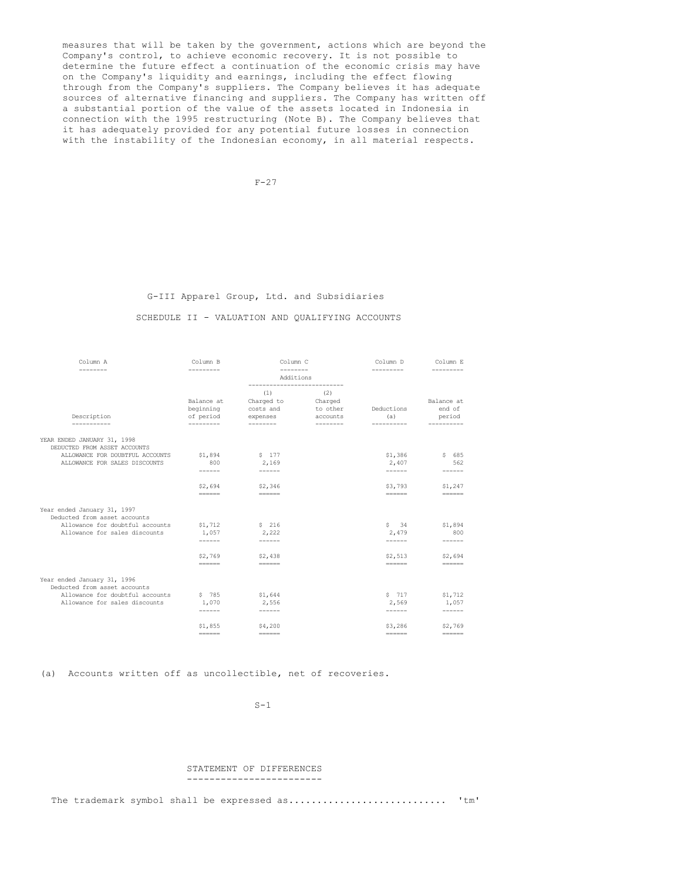measures that will be taken by the government, actions which are beyond the Company's control, to achieve economic recovery. It is not possible to determine the future effect a continuation of the economic crisis may have on the Company's liquidity and earnings, including the effect flowing through from the Company's suppliers. The Company believes it has adequate sources of alternative financing and suppliers. The Company has written off a substantial portion of the value of the assets located in Indonesia in connection with the 1995 restructuring (Note B). The Company believes that it has adequately provided for any potential future losses in connection with the instability of the Indonesian economy, in all material respects.

G-III Apparel Group, Ltd. and Subsidiaries

SCHEDULE II - VALUATION AND QUALIFYING ACCOUNTS

| Column A | Column B | Column C | | Column D | Column E |
|---|---|---|---|---|---|
| | | Additions | | | |
| Description | Balance at beginning of period | (1) Charged to costs and expenses | (2) Charged to other accounts | Deductions (a) | Balance at end of period |
| YEAR ENDED JANUARY 31, 1998 | | | | | |
| DEDUCTED FROM ASSET ACCOUNTS | | | | | |
| ALLOWANCE FOR DOUBTFUL ACCOUNTS | $1,894 | $ 177 | | $1,386 | $ 685 |
| ALLOWANCE FOR SALES DISCOUNTS | 800 | 2,169 | | 2,407 | 562 |
| | $2,694 | $2,346 | | $3,793 | $1,247 |
| Year ended January 31, 1997 | | | | | |
| Deducted from asset accounts | | | | | |
| Allowance for doubtful accounts | $1,712 | $ 216 | | $ 34 | $1,894 |
| Allowance for sales discounts | 1,057 | 2,222 | | 2,479 | 800 |
| | $2,769 | $2,438 | | $2,513 | $2,694 |
| Year ended January 31, 1996 | | | | | |
| Deducted from asset accounts | | | | | |
| Allowance for doubtful accounts | $ 785 | $1,644 | | $ 717 | $1,712 |
| Allowance for sales discounts | 1,070 | 2,556 | | 2,569 | 1,057 |
| | $1,855 | $4,200 | | $3,286 | $2,769 |

(a) Accounts written off as uncollectible, net of recoveries.

STATEMENT OF DIFFERENCES

The trademark symbol shall be expressed as............................ 'tm'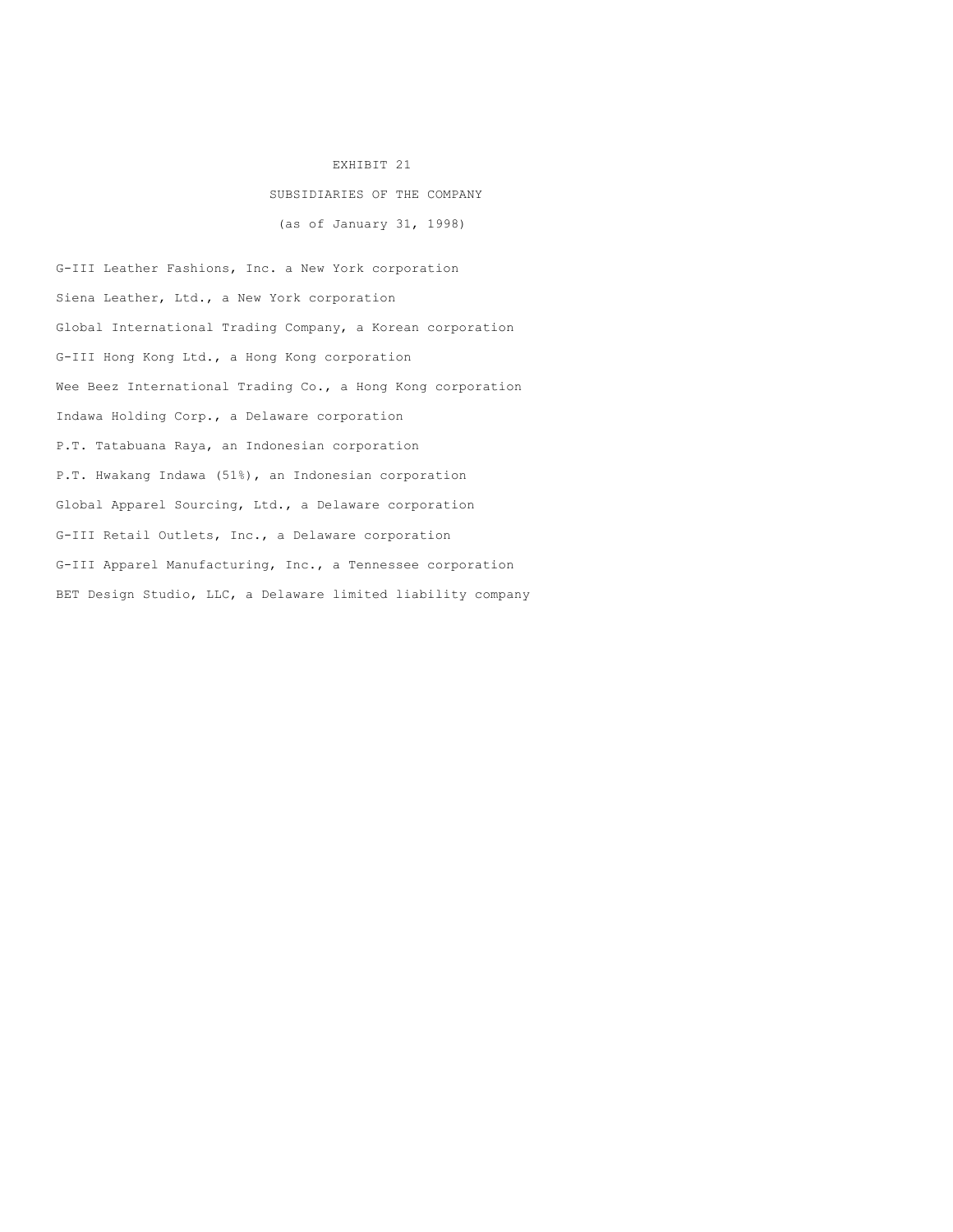# EXHIBIT 21

## SUBSIDIARIES OF THE COMPANY

(as of January 31, 1998)

G-III Leather Fashions, Inc. a New York corporation

Siena Leather, Ltd., a New York corporation

Global International Trading Company, a Korean corporation

G-III Hong Kong Ltd., a Hong Kong corporation

Wee Beez International Trading Co., a Hong Kong corporation

Indawa Holding Corp., a Delaware corporation

P.T. Tatabuana Raya, an Indonesian corporation

P.T. Hwakang Indawa (51%), an Indonesian corporation

Global Apparel Sourcing, Ltd., a Delaware corporation

G-III Retail Outlets, Inc., a Delaware corporation

G-III Apparel Manufacturing, Inc., a Tennessee corporation

BET Design Studio, LLC, a Delaware limited liability company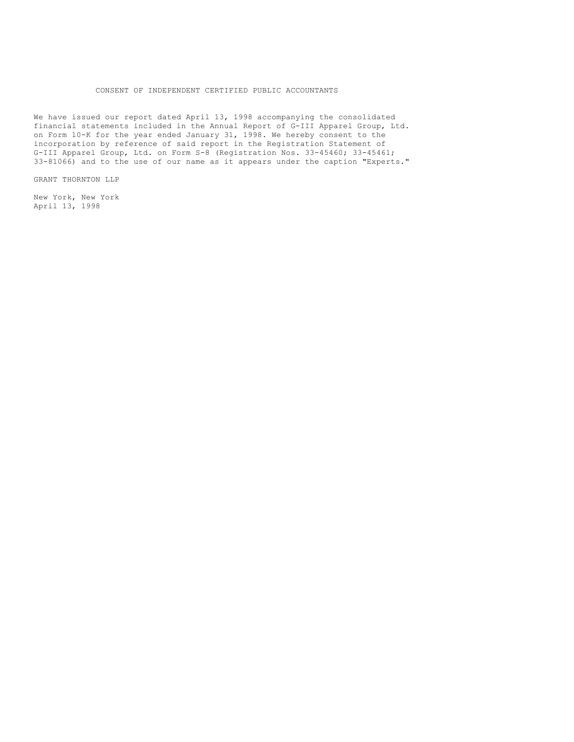# CONSENT OF INDEPENDENT CERTIFIED PUBLIC ACCOUNTANTS

We have issued our report dated April 13, 1998 accompanying the consolidated financial statements included in the Annual Report of G-III Apparel Group, Ltd. on Form 10-K for the year ended January 31, 1998. We hereby consent to the incorporation by reference of said report in the Registration Statement of G-III Apparel Group, Ltd. on Form S-8 (Registration Nos. 33-45460; 33-45461; 33-81066) and to the use of our name as it appears under the caption "Experts."

GRANT THORNTON LLP

New York, New York
April 13, 1998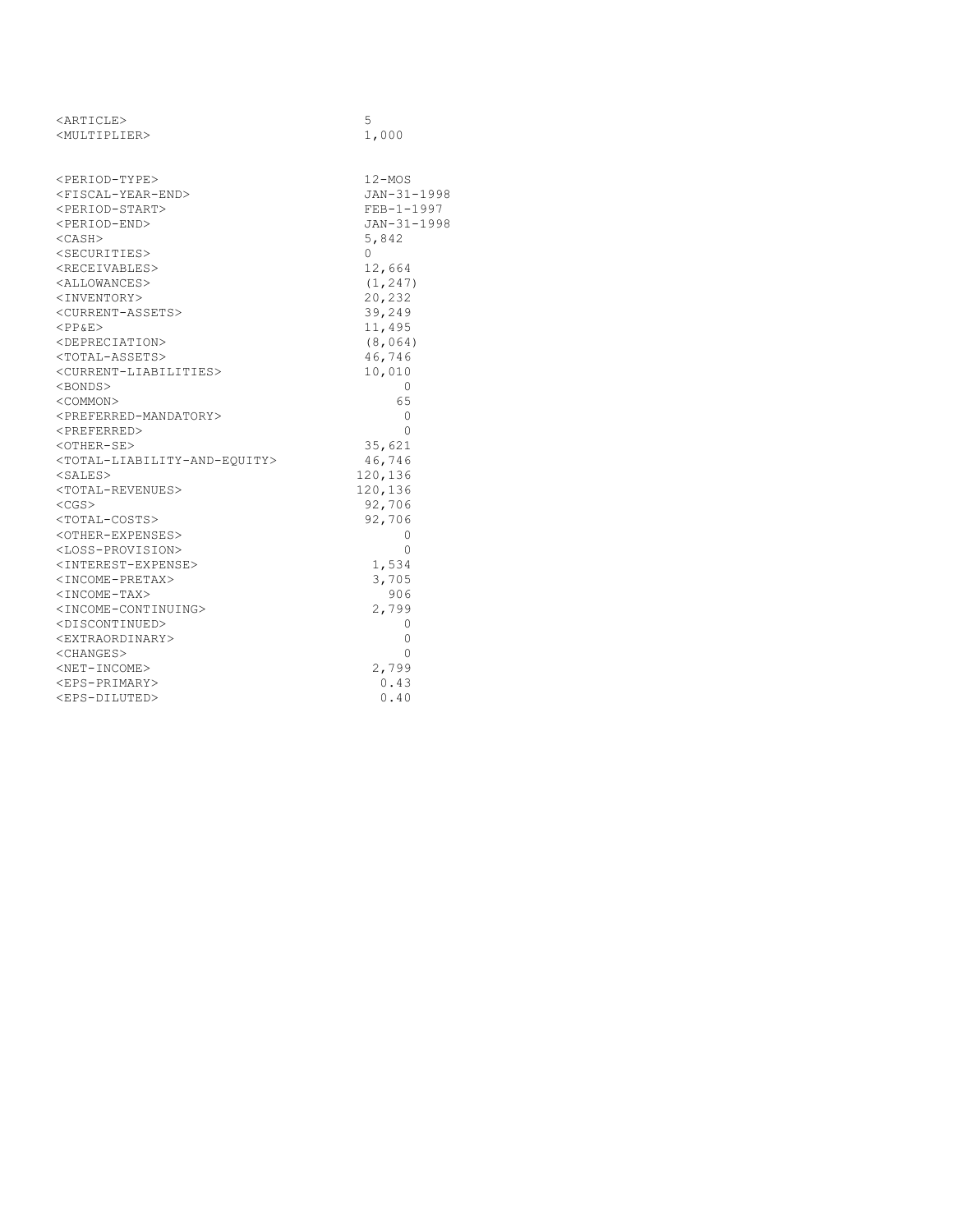```
<ARTICLE>                          5
<MULTIPLIER>                       1,000


<PERIOD-TYPE>                      12-MOS
<FISCAL-YEAR-END>                  JAN-31-1998
<PERIOD-START>                     FEB-1-1997
<PERIOD-END>                       JAN-31-1998
<CASH>                             5,842
<SECURITIES>                       0
<RECEIVABLES>                      12,664
<ALLOWANCES>                       (1,247)
<INVENTORY>                        20,232
<CURRENT-ASSETS>                   39,249
<PP&E>                             11,495
<DEPRECIATION>                     (8,064)
<TOTAL-ASSETS>                     46,746
<CURRENT-LIABILITIES>              10,010
<BONDS>                                 0
<COMMON>                               65
<PREFERRED-MANDATORY>                   0
<PREFERRED>                             0
<OTHER-SE>                         35,621
<TOTAL-LIABILITY-AND-EQUITY>       46,746
<SALES>                           120,136
<TOTAL-REVENUES>                  120,136
<CGS>                              92,706
<TOTAL-COSTS>                      92,706
<OTHER-EXPENSES>                        0
<LOSS-PROVISION>                        0
<INTEREST-EXPENSE>                  1,534
<INCOME-PRETAX>                     3,705
<INCOME-TAX>                          906
<INCOME-CONTINUING>                 2,799
<DISCONTINUED>                          0
<EXTRAORDINARY>                         0
<CHANGES>                               0
<NET-INCOME>                        2,799
<EPS-PRIMARY>                        0.43
<EPS-DILUTED>                        0.40
```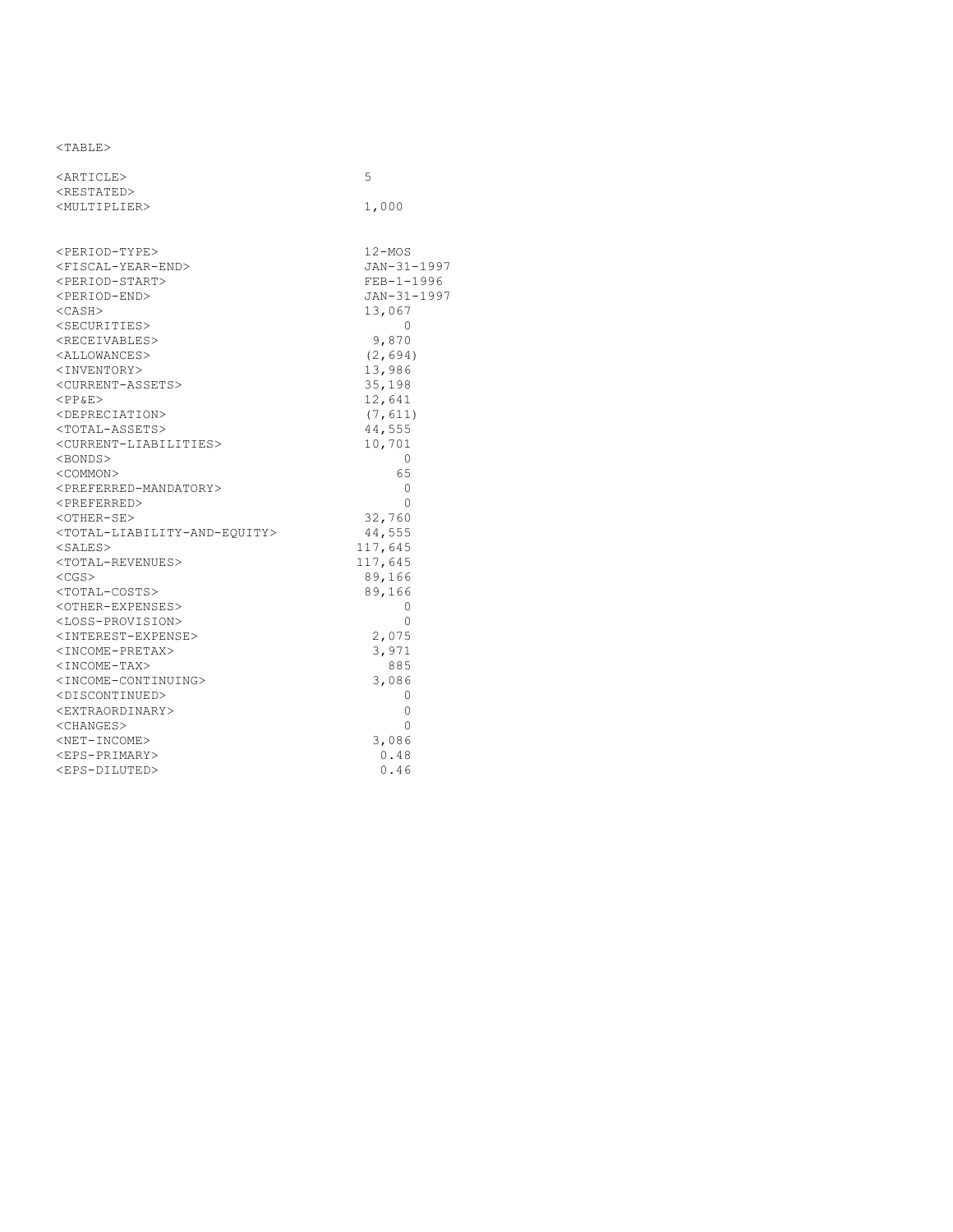<TABLE>

| | |
|---|---|
| <ARTICLE> | 5 |
| <RESTATED> | |
| <MULTIPLIER> | 1,000 |
| <PERIOD-TYPE> | 12-MOS |
| <FISCAL-YEAR-END> | JAN-31-1997 |
| <PERIOD-START> | FEB-1-1996 |
| <PERIOD-END> | JAN-31-1997 |
| <CASH> | 13,067 |
| <SECURITIES> | 0 |
| <RECEIVABLES> | 9,870 |
| <ALLOWANCES> | (2,694) |
| <INVENTORY> | 13,986 |
| <CURRENT-ASSETS> | 35,198 |
| <PP&E> | 12,641 |
| <DEPRECIATION> | (7,611) |
| <TOTAL-ASSETS> | 44,555 |
| <CURRENT-LIABILITIES> | 10,701 |
| <BONDS> | 0 |
| <COMMON> | 65 |
| <PREFERRED-MANDATORY> | 0 |
| <PREFERRED> | 0 |
| <OTHER-SE> | 32,760 |
| <TOTAL-LIABILITY-AND-EQUITY> | 44,555 |
| <SALES> | 117,645 |
| <TOTAL-REVENUES> | 117,645 |
| <CGS> | 89,166 |
| <TOTAL-COSTS> | 89,166 |
| <OTHER-EXPENSES> | 0 |
| <LOSS-PROVISION> | 0 |
| <INTEREST-EXPENSE> | 2,075 |
| <INCOME-PRETAX> | 3,971 |
| <INCOME-TAX> | 885 |
| <INCOME-CONTINUING> | 3,086 |
| <DISCONTINUED> | 0 |
| <EXTRAORDINARY> | 0 |
| <CHANGES> | 0 |
| <NET-INCOME> | 3,086 |
| <EPS-PRIMARY> | 0.48 |
| <EPS-DILUTED> | 0.46 |